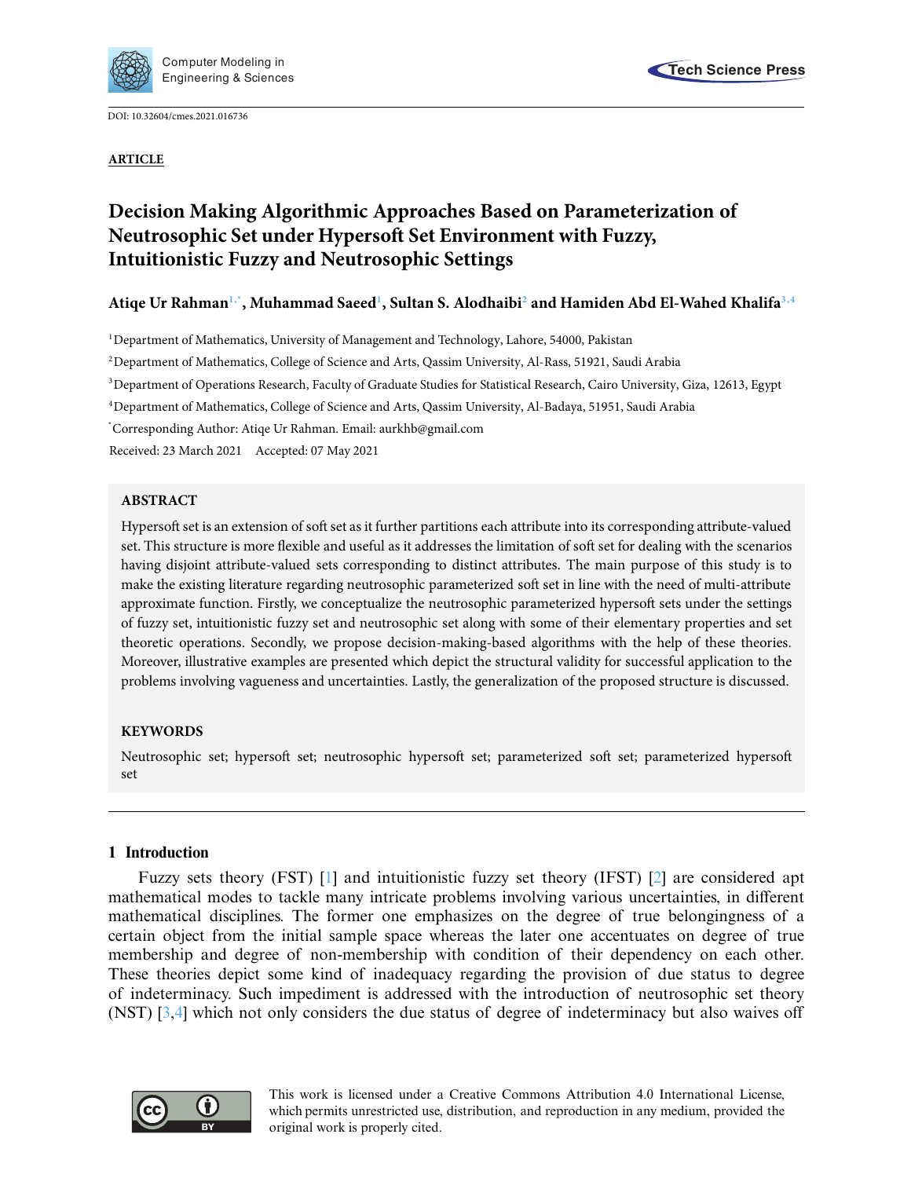DOI: 10.32604/cmes.2021.016736

**ARTICLE**

# Decision Making Algorithmic Approaches Based on Parameterization of Neutrosophic Set under Hypersoft Set Environment with Fuzzy, Intuitionistic Fuzzy and Neutrosophic Settings

**Atiqe Ur Rahman[1,*], Muhammad Saeed[1], Sultan S. Alodhaibi[2] and Hamiden Abd El-Wahed Khalifa[3,4]**

[1]Department of Mathematics, University of Management and Technology, Lahore, 54000, Pakistan

[2]Department of Mathematics, College of Science and Arts, Qassim University, Al-Rass, 51921, Saudi Arabia

[3]Department of Operations Research, Faculty of Graduate Studies for Statistical Research, Cairo University, Giza, 12613, Egypt

[4]Department of Mathematics, College of Science and Arts, Qassim University, Al-Badaya, 51951, Saudi Arabia

[*]Corresponding Author: Atiqe Ur Rahman. Email: aurkhb@gmail.com

Received: 23 March 2021 Accepted: 07 May 2021

## ABSTRACT

Hypersoft set is an extension of soft set as it further partitions each attribute into its corresponding attribute-valued set. This structure is more flexible and useful as it addresses the limitation of soft set for dealing with the scenarios having disjoint attribute-valued sets corresponding to distinct attributes. The main purpose of this study is to make the existing literature regarding neutrosophic parameterized soft set in line with the need of multi-attribute approximate function. Firstly, we conceptualize the neutrosophic parameterized hypersoft sets under the settings of fuzzy set, intuitionistic fuzzy set and neutrosophic set along with some of their elementary properties and set theoretic operations. Secondly, we propose decision-making-based algorithms with the help of these theories. Moreover, illustrative examples are presented which depict the structural validity for successful application to the problems involving vagueness and uncertainties. Lastly, the generalization of the proposed structure is discussed.

## KEYWORDS

Neutrosophic set; hypersoft set; neutrosophic hypersoft set; parameterized soft set; parameterized hypersoft set

## 1 Introduction

Fuzzy sets theory (FST) [1] and intuitionistic fuzzy set theory (IFST) [2] are considered apt mathematical modes to tackle many intricate problems involving various uncertainties, in different mathematical disciplines. The former one emphasizes on the degree of true belongingness of a certain object from the initial sample space whereas the later one accentuates on degree of true membership and degree of non-membership with condition of their dependency on each other. These theories depict some kind of inadequacy regarding the provision of due status to degree of indeterminacy. Such impediment is addressed with the introduction of neutrosophic set theory (NST) [3,4] which not only considers the due status of degree of indeterminacy but also waives off

This work is licensed under a Creative Commons Attribution 4.0 International License, which permits unrestricted use, distribution, and reproduction in any medium, provided the original work is properly cited.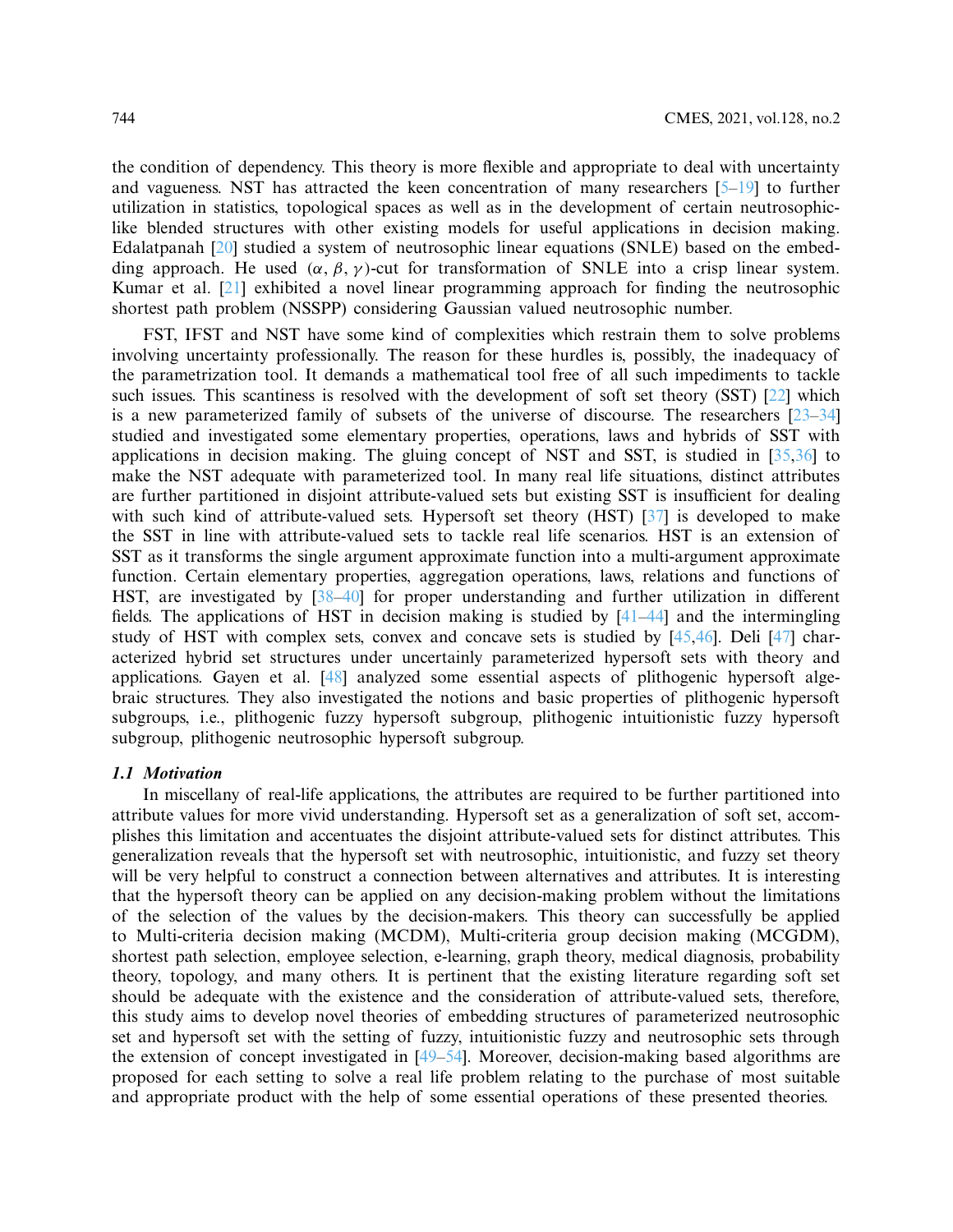the condition of dependency. This theory is more flexible and appropriate to deal with uncertainty and vagueness. NST has attracted the keen concentration of many researchers [5–19] to further utilization in statistics, topological spaces as well as in the development of certain neutrosophic-like blended structures with other existing models for useful applications in decision making. Edalatpanah [20] studied a system of neutrosophic linear equations (SNLE) based on the embedding approach. He used $(\alpha, \beta, \gamma)$-cut for transformation of SNLE into a crisp linear system. Kumar et al. [21] exhibited a novel linear programming approach for finding the neutrosophic shortest path problem (NSSPP) considering Gaussian valued neutrosophic number.

FST, IFST and NST have some kind of complexities which restrain them to solve problems involving uncertainty professionally. The reason for these hurdles is, possibly, the inadequacy of the parametrization tool. It demands a mathematical tool free of all such impediments to tackle such issues. This scantiness is resolved with the development of soft set theory (SST) [22] which is a new parameterized family of subsets of the universe of discourse. The researchers [23–34] studied and investigated some elementary properties, operations, laws and hybrids of SST with applications in decision making. The gluing concept of NST and SST, is studied in [35,36] to make the NST adequate with parameterized tool. In many real life situations, distinct attributes are further partitioned in disjoint attribute-valued sets but existing SST is insufficient for dealing with such kind of attribute-valued sets. Hypersoft set theory (HST) [37] is developed to make the SST in line with attribute-valued sets to tackle real life scenarios. HST is an extension of SST as it transforms the single argument approximate function into a multi-argument approximate function. Certain elementary properties, aggregation operations, laws, relations and functions of HST, are investigated by [38–40] for proper understanding and further utilization in different fields. The applications of HST in decision making is studied by [41–44] and the intermingling study of HST with complex sets, convex and concave sets is studied by [45,46]. Deli [47] characterized hybrid set structures under uncertainly parameterized hypersoft sets with theory and applications. Gayen et al. [48] analyzed some essential aspects of plithogenic hypersoft algebraic structures. They also investigated the notions and basic properties of plithogenic hypersoft subgroups, i.e., plithogenic fuzzy hypersoft subgroup, plithogenic intuitionistic fuzzy hypersoft subgroup, plithogenic neutrosophic hypersoft subgroup.

### *1.1 Motivation*

In miscellany of real-life applications, the attributes are required to be further partitioned into attribute values for more vivid understanding. Hypersoft set as a generalization of soft set, accomplishes this limitation and accentuates the disjoint attribute-valued sets for distinct attributes. This generalization reveals that the hypersoft set with neutrosophic, intuitionistic, and fuzzy set theory will be very helpful to construct a connection between alternatives and attributes. It is interesting that the hypersoft theory can be applied on any decision-making problem without the limitations of the selection of the values by the decision-makers. This theory can successfully be applied to Multi-criteria decision making (MCDM), Multi-criteria group decision making (MCGDM), shortest path selection, employee selection, e-learning, graph theory, medical diagnosis, probability theory, topology, and many others. It is pertinent that the existing literature regarding soft set should be adequate with the existence and the consideration of attribute-valued sets, therefore, this study aims to develop novel theories of embedding structures of parameterized neutrosophic set and hypersoft set with the setting of fuzzy, intuitionistic fuzzy and neutrosophic sets through the extension of concept investigated in [49–54]. Moreover, decision-making based algorithms are proposed for each setting to solve a real life problem relating to the purchase of most suitable and appropriate product with the help of some essential operations of these presented theories.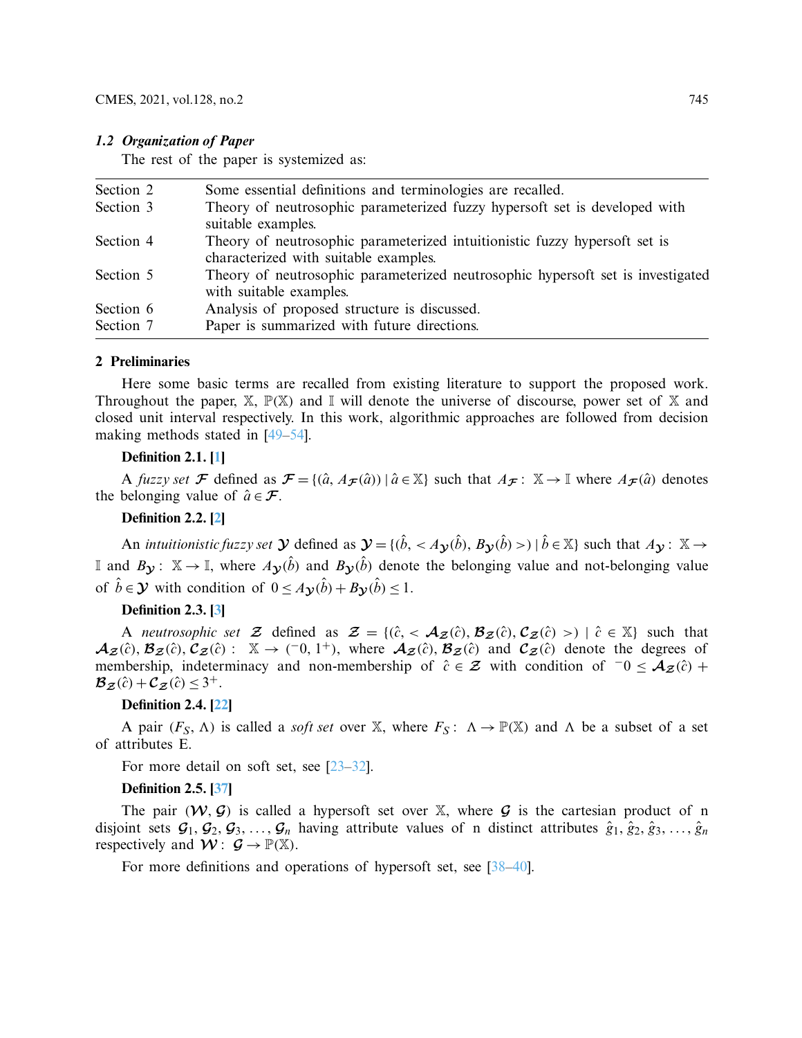### 1.2 Organization of Paper

The rest of the paper is systemized as:

| | |
|---|---|
| Section 2 | Some essential definitions and terminologies are recalled. |
| Section 3 | Theory of neutrosophic parameterized fuzzy hypersoft set is developed with suitable examples. |
| Section 4 | Theory of neutrosophic parameterized intuitionistic fuzzy hypersoft set is characterized with suitable examples. |
| Section 5 | Theory of neutrosophic parameterized neutrosophic hypersoft set is investigated with suitable examples. |
| Section 6 | Analysis of proposed structure is discussed. |
| Section 7 | Paper is summarized with future directions. |

## 2 Preliminaries

Here some basic terms are recalled from existing literature to support the proposed work. Throughout the paper, $\mathbb{X}$, $\mathbb{P}(\mathbb{X})$ and $\mathbb{I}$ will denote the universe of discourse, power set of $\mathbb{X}$ and closed unit interval respectively. In this work, algorithmic approaches are followed from decision making methods stated in [49–54].

**Definition 2.1. [1]**

A *fuzzy set* $\mathcal{F}$ defined as $\mathcal{F} = \{(\hat{a}, A_{\mathcal{F}}(\hat{a})) \mid \hat{a} \in \mathbb{X}\}$ such that $A_{\mathcal{F}}: \mathbb{X} \rightarrow \mathbb{I}$ where $A_{\mathcal{F}}(\hat{a})$ denotes the belonging value of $\hat{a} \in \mathcal{F}$.

**Definition 2.2. [2]**

An *intuitionistic fuzzy set* $\mathcal{Y}$ defined as $\mathcal{Y} = \{(\hat{b}, < A_{\mathcal{Y}}(\hat{b}), B_{\mathcal{Y}}(\hat{b}) >) \mid \hat{b} \in \mathbb{X}\}$ such that $A_{\mathcal{Y}}: \mathbb{X} \rightarrow \mathbb{I}$ and $B_{\mathcal{Y}}: \mathbb{X} \rightarrow \mathbb{I}$, where $A_{\mathcal{Y}}(\hat{b})$ and $B_{\mathcal{Y}}(\hat{b})$ denote the belonging value and not-belonging value of $\hat{b} \in \mathcal{Y}$ with condition of $0 \leq A_{\mathcal{Y}}(\hat{b}) + B_{\mathcal{Y}}(\hat{b}) \leq 1$.

**Definition 2.3. [3]**

A *neutrosophic set* $\mathcal{Z}$ defined as $\mathcal{Z} = \{(\hat{c}, < \mathcal{A}_{\mathcal{Z}}(\hat{c}), \mathcal{B}_{\mathcal{Z}}(\hat{c}), \mathcal{C}_{\mathcal{Z}}(\hat{c}) >) \mid \hat{c} \in \mathbb{X}\}$ such that $\mathcal{A}_{\mathcal{Z}}(\hat{c}), \mathcal{B}_{\mathcal{Z}}(\hat{c}), \mathcal{C}_{\mathcal{Z}}(\hat{c}) : \mathbb{X} \rightarrow ({}^{-}0, 1^{+})$, where $\mathcal{A}_{\mathcal{Z}}(\hat{c}), \mathcal{B}_{\mathcal{Z}}(\hat{c})$ and $\mathcal{C}_{\mathcal{Z}}(\hat{c})$ denote the degrees of membership, indeterminacy and non-membership of $\hat{c} \in \mathcal{Z}$ with condition of ${}^{-}0 \leq \mathcal{A}_{\mathcal{Z}}(\hat{c}) + \mathcal{B}_{\mathcal{Z}}(\hat{c}) + \mathcal{C}_{\mathcal{Z}}(\hat{c}) \leq 3^{+}$.

**Definition 2.4. [22]**

A pair $(F_S, \Lambda)$ is called a *soft set* over $\mathbb{X}$, where $F_S: \Lambda \rightarrow \mathbb{P}(\mathbb{X})$ and $\Lambda$ be a subset of a set of attributes E.

For more detail on soft set, see [23–32].

**Definition 2.5. [37]**

The pair $(\mathcal{W}, \mathcal{G})$ is called a hypersoft set over $\mathbb{X}$, where $\mathcal{G}$ is the cartesian product of n disjoint sets $\mathcal{G}_1, \mathcal{G}_2, \mathcal{G}_3, \ldots, \mathcal{G}_n$ having attribute values of n distinct attributes $\hat{g}_1, \hat{g}_2, \hat{g}_3, \ldots, \hat{g}_n$ respectively and $\mathcal{W}: \mathcal{G} \rightarrow \mathbb{P}(\mathbb{X})$.

For more definitions and operations of hypersoft set, see [38–40].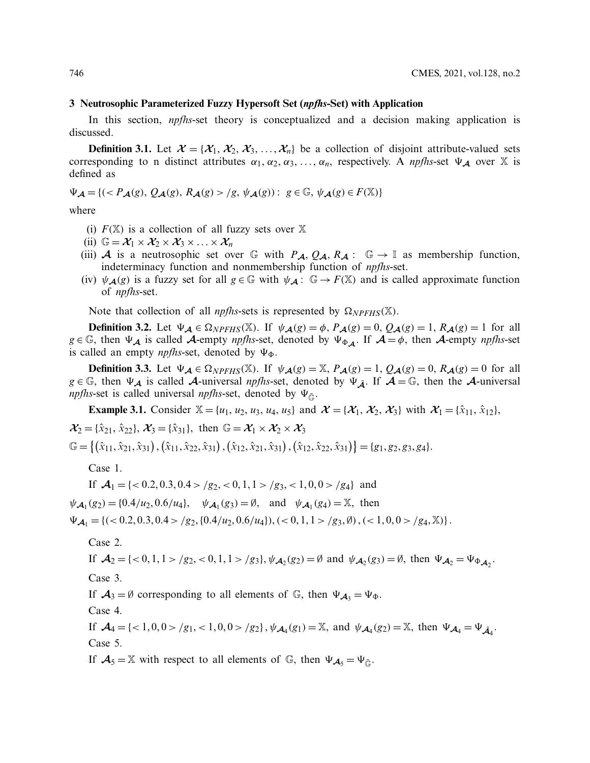## 3 Neutrosophic Parameterized Fuzzy Hypersoft Set (*npfhs*-Set) with Application

In this section, *npfhs*-set theory is conceptualized and a decision making application is discussed.

**Definition 3.1.** Let $\boldsymbol{\mathcal{X}} = \{\boldsymbol{\mathcal{X}}_1, \boldsymbol{\mathcal{X}}_2, \boldsymbol{\mathcal{X}}_3, \ldots, \boldsymbol{\mathcal{X}}_n\}$ be a collection of disjoint attribute-valued sets corresponding to n distinct attributes $\alpha_1, \alpha_2, \alpha_3, \ldots, \alpha_n$, respectively. A *npfhs*-set $\Psi_{\boldsymbol{\mathcal{A}}}$ over $\mathbb{X}$ is defined as

$$\Psi_{\boldsymbol{\mathcal{A}}} = \{(< P_{\boldsymbol{\mathcal{A}}}(g), Q_{\boldsymbol{\mathcal{A}}}(g), R_{\boldsymbol{\mathcal{A}}}(g) > /g, \psi_{\boldsymbol{\mathcal{A}}}(g)) : g \in \mathbb{G}, \psi_{\boldsymbol{\mathcal{A}}}(g) \in F(\mathbb{X})\}$$

where

(i) $F(\mathbb{X})$ is a collection of all fuzzy sets over $\mathbb{X}$

(ii) $\mathbb{G} = \boldsymbol{\mathcal{X}}_1 \times \boldsymbol{\mathcal{X}}_2 \times \boldsymbol{\mathcal{X}}_3 \times \ldots \times \boldsymbol{\mathcal{X}}_n$

(iii) $\boldsymbol{\mathcal{A}}$ is a neutrosophic set over $\mathbb{G}$ with $P_{\boldsymbol{\mathcal{A}}}, Q_{\boldsymbol{\mathcal{A}}}, R_{\boldsymbol{\mathcal{A}}} : \mathbb{G} \to \mathbb{I}$ as membership function, indeterminacy function and nonmembership function of *npfhs*-set.

(iv) $\psi_{\boldsymbol{\mathcal{A}}}(g)$ is a fuzzy set for all $g \in \mathbb{G}$ with $\psi_{\boldsymbol{\mathcal{A}}} : \mathbb{G} \to F(\mathbb{X})$ and is called approximate function of *npfhs*-set.

Note that collection of all *npfhs*-sets is represented by $\Omega_{NPFHS}(\mathbb{X})$.

**Definition 3.2.** Let $\Psi_{\boldsymbol{\mathcal{A}}} \in \Omega_{NPFHS}(\mathbb{X})$. If $\psi_{\boldsymbol{\mathcal{A}}}(g) = \phi$, $P_{\boldsymbol{\mathcal{A}}}(g) = 0$, $Q_{\boldsymbol{\mathcal{A}}}(g) = 1$, $R_{\boldsymbol{\mathcal{A}}}(g) = 1$ for all $g \in \mathbb{G}$, then $\Psi_{\boldsymbol{\mathcal{A}}}$ is called $\boldsymbol{\mathcal{A}}$-empty *npfhs*-set, denoted by $\Psi_{\Phi_{\boldsymbol{\mathcal{A}}}}$. If $\boldsymbol{\mathcal{A}} = \phi$, then $\boldsymbol{\mathcal{A}}$-empty *npfhs*-set is called an empty *npfhs*-set, denoted by $\Psi_{\Phi}$.

**Definition 3.3.** Let $\Psi_{\boldsymbol{\mathcal{A}}} \in \Omega_{NPFHS}(\mathbb{X})$. If $\psi_{\boldsymbol{\mathcal{A}}}(g) = \mathbb{X}$, $P_{\boldsymbol{\mathcal{A}}}(g) = 1$, $Q_{\boldsymbol{\mathcal{A}}}(g) = 0$, $R_{\boldsymbol{\mathcal{A}}}(g) = 0$ for all $g \in \mathbb{G}$, then $\Psi_{\boldsymbol{\mathcal{A}}}$ is called $\boldsymbol{\mathcal{A}}$-universal *npfhs*-set, denoted by $\Psi_{\tilde{\boldsymbol{\mathcal{A}}}}$. If $\boldsymbol{\mathcal{A}} = \mathbb{G}$, then the $\boldsymbol{\mathcal{A}}$-universal *npfhs*-set is called universal *npfhs*-set, denoted by $\Psi_{\tilde{\mathbb{G}}}$.

**Example 3.1.** Consider $\mathbb{X} = \{u_1, u_2, u_3, u_4, u_5\}$ and $\boldsymbol{\mathcal{X}} = \{\boldsymbol{\mathcal{X}}_1, \boldsymbol{\mathcal{X}}_2, \boldsymbol{\mathcal{X}}_3\}$ with $\boldsymbol{\mathcal{X}}_1 = \{\hat{x}_{11}, \hat{x}_{12}\}$, $\boldsymbol{\mathcal{X}}_2 = \{\hat{x}_{21}, \hat{x}_{22}\}$, $\boldsymbol{\mathcal{X}}_3 = \{\hat{x}_{31}\}$, then $\mathbb{G} = \boldsymbol{\mathcal{X}}_1 \times \boldsymbol{\mathcal{X}}_2 \times \boldsymbol{\mathcal{X}}_3$

$$\mathbb{G} = \left\{\left(\hat{x}_{11}, \hat{x}_{21}, \hat{x}_{31}\right), \left(\hat{x}_{11}, \hat{x}_{22}, \hat{x}_{31}\right), \left(\hat{x}_{12}, \hat{x}_{21}, \hat{x}_{31}\right), \left(\hat{x}_{12}, \hat{x}_{22}, \hat{x}_{31}\right)\right\} = \{g_1, g_2, g_3, g_4\}.$$

Case 1.

If $\boldsymbol{\mathcal{A}}_1 = \{< 0.2, 0.3, 0.4 > /g_2, < 0, 1, 1 > /g_3, < 1, 0, 0 > /g_4\}$ and

$\psi_{\boldsymbol{\mathcal{A}}_1}(g_2) = \{0.4/u_2, 0.6/u_4\}$, $\quad \psi_{\boldsymbol{\mathcal{A}}_1}(g_3) = \emptyset$, and $\psi_{\boldsymbol{\mathcal{A}}_1}(g_4) = \mathbb{X}$, then

$\Psi_{\boldsymbol{\mathcal{A}}_1} = \{(< 0.2, 0.3, 0.4 > /g_2, \{0.4/u_2, 0.6/u_4\}), (< 0, 1, 1 > /g_3, \emptyset), (< 1, 0, 0 > /g_4, \mathbb{X})\}$.

Case 2.

If $\boldsymbol{\mathcal{A}}_2 = \{< 0, 1, 1 > /g_2, < 0, 1, 1 > /g_3\}, \psi_{\boldsymbol{\mathcal{A}}_2}(g_2) = \emptyset$ and $\psi_{\boldsymbol{\mathcal{A}}_2}(g_3) = \emptyset$, then $\Psi_{\boldsymbol{\mathcal{A}}_2} = \Psi_{\Phi_{\boldsymbol{\mathcal{A}}_2}}$.

Case 3.

If $\boldsymbol{\mathcal{A}}_3 = \emptyset$ corresponding to all elements of $\mathbb{G}$, then $\Psi_{\boldsymbol{\mathcal{A}}_3} = \Psi_{\Phi}$.

Case 4.

If $\boldsymbol{\mathcal{A}}_4 = \{< 1, 0, 0 > /g_1, < 1, 0, 0 > /g_2\}, \psi_{\boldsymbol{\mathcal{A}}_4}(g_1) = \mathbb{X}$, and $\psi_{\boldsymbol{\mathcal{A}}_4}(g_2) = \mathbb{X}$, then $\Psi_{\boldsymbol{\mathcal{A}}_4} = \Psi_{\tilde{\boldsymbol{\mathcal{A}}}_4}$.

Case 5.

If $\boldsymbol{\mathcal{A}}_5 = \mathbb{X}$ with respect to all elements of $\mathbb{G}$, then $\Psi_{\boldsymbol{\mathcal{A}}_5} = \Psi_{\tilde{\mathbb{G}}}$.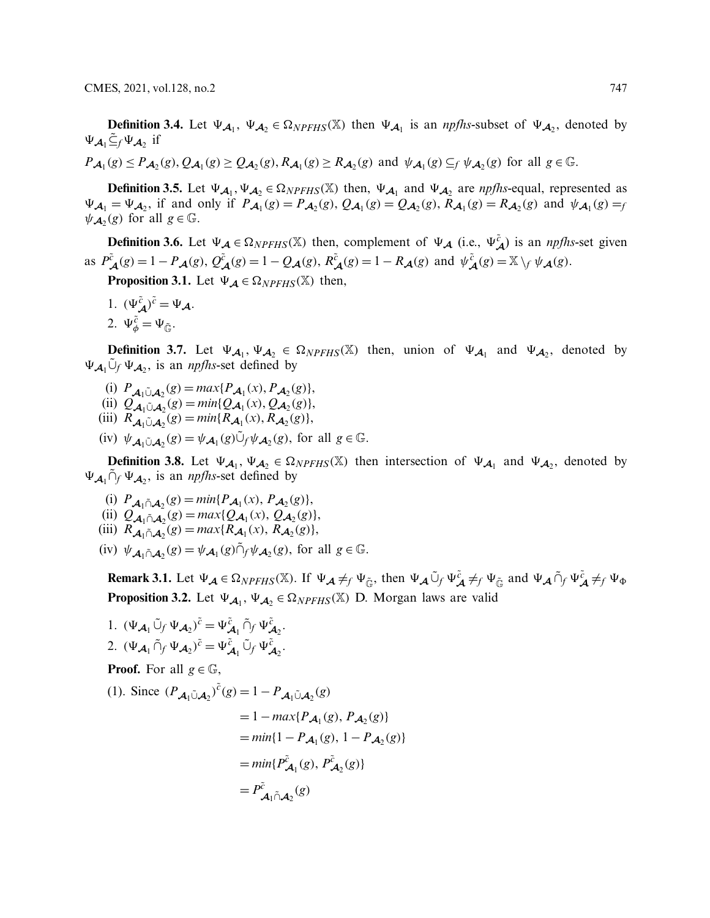**Definition 3.4.** Let $\Psi_{\mathcal{A}_1}, \Psi_{\mathcal{A}_2} \in \Omega_{NPFHS}(\mathbb{X})$ then $\Psi_{\mathcal{A}_1}$ is an *npfhs*-subset of $\Psi_{\mathcal{A}_2}$, denoted by $\Psi_{\mathcal{A}_1} \tilde{\subseteq}_f \Psi_{\mathcal{A}_2}$ if

$P_{\mathcal{A}_1}(g) \leq P_{\mathcal{A}_2}(g), Q_{\mathcal{A}_1}(g) \geq Q_{\mathcal{A}_2}(g), R_{\mathcal{A}_1}(g) \geq R_{\mathcal{A}_2}(g)$ and $\psi_{\mathcal{A}_1}(g) \subseteq_f \psi_{\mathcal{A}_2}(g)$ for all $g \in \mathbb{G}$.

**Definition 3.5.** Let $\Psi_{\mathcal{A}_1}, \Psi_{\mathcal{A}_2} \in \Omega_{NPFHS}(\mathbb{X})$ then, $\Psi_{\mathcal{A}_1}$ and $\Psi_{\mathcal{A}_2}$ are *npfhs*-equal, represented as $\Psi_{\mathcal{A}_1} = \Psi_{\mathcal{A}_2}$, if and only if $P_{\mathcal{A}_1}(g) = P_{\mathcal{A}_2}(g)$, $Q_{\mathcal{A}_1}(g) = Q_{\mathcal{A}_2}(g)$, $R_{\mathcal{A}_1}(g) = R_{\mathcal{A}_2}(g)$ and $\psi_{\mathcal{A}_1}(g) =_f \psi_{\mathcal{A}_2}(g)$ for all $g \in \mathbb{G}$.

**Definition 3.6.** Let $\Psi_{\mathcal{A}} \in \Omega_{NPFHS}(\mathbb{X})$ then, complement of $\Psi_{\mathcal{A}}$ (i.e., $\Psi^{\tilde{c}}_{\mathcal{A}}$) is an *npfhs*-set given as $P^{\tilde{c}}_{\mathcal{A}}(g) = 1 - P_{\mathcal{A}}(g)$, $Q^{\tilde{c}}_{\mathcal{A}}(g) = 1 - Q_{\mathcal{A}}(g)$, $R^{\tilde{c}}_{\mathcal{A}}(g) = 1 - R_{\mathcal{A}}(g)$ and $\psi^{\tilde{c}}_{\mathcal{A}}(g) = \mathbb{X} \setminus_f \psi_{\mathcal{A}}(g)$.

**Proposition 3.1.** Let $\Psi_{\mathcal{A}} \in \Omega_{NPFHS}(\mathbb{X})$ then,

1. $(\Psi^{\tilde{c}}_{\mathcal{A}})^{\tilde{c}} = \Psi_{\mathcal{A}}$.
2. $\Psi^{\tilde{c}}_{\phi} = \Psi_{\tilde{\mathbb{G}}}$.

**Definition 3.7.** Let $\Psi_{\mathcal{A}_1}, \Psi_{\mathcal{A}_2} \in \Omega_{NPFHS}(\mathbb{X})$ then, union of $\Psi_{\mathcal{A}_1}$ and $\Psi_{\mathcal{A}_2}$, denoted by $\Psi_{\mathcal{A}_1} \tilde{\cup}_f \Psi_{\mathcal{A}_2}$, is an *npfhs*-set defined by

(i) $P_{\mathcal{A}_1 \tilde{\cup} \mathcal{A}_2}(g) = max\{P_{\mathcal{A}_1}(x), P_{\mathcal{A}_2}(g)\}$,
(ii) $Q_{\mathcal{A}_1 \tilde{\cup} \mathcal{A}_2}(g) = min\{Q_{\mathcal{A}_1}(x), Q_{\mathcal{A}_2}(g)\}$,
(iii) $R_{\mathcal{A}_1 \tilde{\cup} \mathcal{A}_2}(g) = min\{R_{\mathcal{A}_1}(x), R_{\mathcal{A}_2}(g)\}$,
(iv) $\psi_{\mathcal{A}_1 \tilde{\cup} \mathcal{A}_2}(g) = \psi_{\mathcal{A}_1}(g) \tilde{\cup}_f \psi_{\mathcal{A}_2}(g)$, for all $g \in \mathbb{G}$.

**Definition 3.8.** Let $\Psi_{\mathcal{A}_1}, \Psi_{\mathcal{A}_2} \in \Omega_{NPFHS}(\mathbb{X})$ then intersection of $\Psi_{\mathcal{A}_1}$ and $\Psi_{\mathcal{A}_2}$, denoted by $\Psi_{\mathcal{A}_1} \tilde{\cap}_f \Psi_{\mathcal{A}_2}$, is an *npfhs*-set defined by

(i) $P_{\mathcal{A}_1 \tilde{\cap} \mathcal{A}_2}(g) = min\{P_{\mathcal{A}_1}(x), P_{\mathcal{A}_2}(g)\}$,
(ii) $Q_{\mathcal{A}_1 \tilde{\cap} \mathcal{A}_2}(g) = max\{Q_{\mathcal{A}_1}(x), Q_{\mathcal{A}_2}(g)\}$,
(iii) $R_{\mathcal{A}_1 \tilde{\cap} \mathcal{A}_2}(g) = max\{R_{\mathcal{A}_1}(x), R_{\mathcal{A}_2}(g)\}$,
(iv) $\psi_{\mathcal{A}_1 \tilde{\cap} \mathcal{A}_2}(g) = \psi_{\mathcal{A}_1}(g) \tilde{\cap}_f \psi_{\mathcal{A}_2}(g)$, for all $g \in \mathbb{G}$.

**Remark 3.1.** Let $\Psi_{\mathcal{A}} \in \Omega_{NPFHS}(\mathbb{X})$. If $\Psi_{\mathcal{A}} \neq_f \Psi_{\tilde{\mathbb{G}}}$, then $\Psi_{\mathcal{A}} \tilde{\cup}_f \Psi^{\tilde{c}}_{\mathcal{A}} \neq_f \Psi_{\tilde{\mathbb{G}}}$ and $\Psi_{\mathcal{A}} \tilde{\cap}_f \Psi^{\tilde{c}}_{\mathcal{A}} \neq_f \Psi_{\Phi}$

**Proposition 3.2.** Let $\Psi_{\mathcal{A}_1}, \Psi_{\mathcal{A}_2} \in \Omega_{NPFHS}(\mathbb{X})$ D. Morgan laws are valid

1. $(\Psi_{\mathcal{A}_1} \tilde{\cup}_f \Psi_{\mathcal{A}_2})^{\tilde{c}} = \Psi^{\tilde{c}}_{\mathcal{A}_1} \tilde{\cap}_f \Psi^{\tilde{c}}_{\mathcal{A}_2}$.
2. $(\Psi_{\mathcal{A}_1} \tilde{\cap}_f \Psi_{\mathcal{A}_2})^{\tilde{c}} = \Psi^{\tilde{c}}_{\mathcal{A}_1} \tilde{\cup}_f \Psi^{\tilde{c}}_{\mathcal{A}_2}$.

**Proof.** For all $g \in \mathbb{G}$,

(1). Since
$$
\begin{aligned}
(P_{\mathcal{A}_1 \tilde{\cup} \mathcal{A}_2})^{\tilde{c}}(g) &= 1 - P_{\mathcal{A}_1 \tilde{\cup} \mathcal{A}_2}(g) \\
&= 1 - max\{P_{\mathcal{A}_1}(g), P_{\mathcal{A}_2}(g)\} \\
&= min\{1 - P_{\mathcal{A}_1}(g), 1 - P_{\mathcal{A}_2}(g)\} \\
&= min\{P^{\tilde{c}}_{\mathcal{A}_1}(g), P^{\tilde{c}}_{\mathcal{A}_2}(g)\} \\
&= P^{\tilde{c}}_{\mathcal{A}_1 \tilde{\cap} \mathcal{A}_2}(g)
\end{aligned}
$$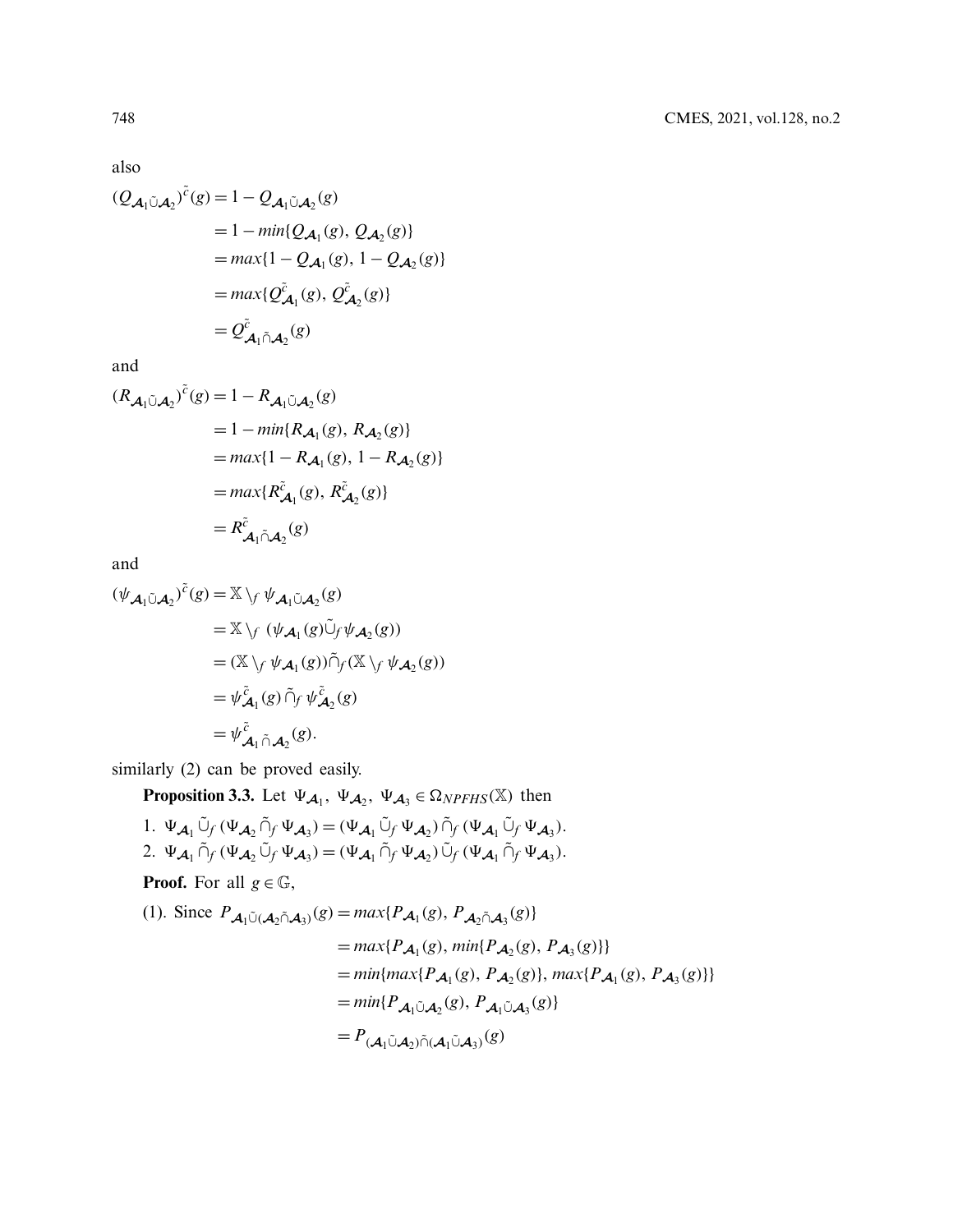also

$$
\begin{aligned}
(Q_{\mathcal{A}_1 \tilde{\cup} \mathcal{A}_2})^{\tilde{c}}(g) &= 1 - Q_{\mathcal{A}_1 \tilde{\cup} \mathcal{A}_2}(g) \\
&= 1 - min\{Q_{\mathcal{A}_1}(g),\, Q_{\mathcal{A}_2}(g)\} \\
&= max\{1 - Q_{\mathcal{A}_1}(g),\, 1 - Q_{\mathcal{A}_2}(g)\} \\
&= max\{Q^{\tilde{c}}_{\mathcal{A}_1}(g),\, Q^{\tilde{c}}_{\mathcal{A}_2}(g)\} \\
&= Q^{\tilde{c}}_{\mathcal{A}_1 \tilde{\cap} \mathcal{A}_2}(g)
\end{aligned}
$$

and

$$
\begin{aligned}
(R_{\mathcal{A}_1 \tilde{\cup} \mathcal{A}_2})^{\tilde{c}}(g) &= 1 - R_{\mathcal{A}_1 \tilde{\cup} \mathcal{A}_2}(g) \\
&= 1 - min\{R_{\mathcal{A}_1}(g),\, R_{\mathcal{A}_2}(g)\} \\
&= max\{1 - R_{\mathcal{A}_1}(g),\, 1 - R_{\mathcal{A}_2}(g)\} \\
&= max\{R^{\tilde{c}}_{\mathcal{A}_1}(g),\, R^{\tilde{c}}_{\mathcal{A}_2}(g)\} \\
&= R^{\tilde{c}}_{\mathcal{A}_1 \tilde{\cap} \mathcal{A}_2}(g)
\end{aligned}
$$

and

$$
\begin{aligned}
(\psi_{\mathcal{A}_1 \tilde{\cup} \mathcal{A}_2})^{\tilde{c}}(g) &= \mathbb{X} \setminus_f \psi_{\mathcal{A}_1 \tilde{\cup} \mathcal{A}_2}(g) \\
&= \mathbb{X} \setminus_f (\psi_{\mathcal{A}_1}(g) \tilde{\cup}_f \psi_{\mathcal{A}_2}(g)) \\
&= (\mathbb{X} \setminus_f \psi_{\mathcal{A}_1}(g)) \tilde{\cap}_f (\mathbb{X} \setminus_f \psi_{\mathcal{A}_2}(g)) \\
&= \psi^{\tilde{c}}_{\mathcal{A}_1}(g) \,\tilde{\cap}_f\, \psi^{\tilde{c}}_{\mathcal{A}_2}(g) \\
&= \psi^{\tilde{c}}_{\mathcal{A}_1 \tilde{\cap} \mathcal{A}_2}(g).
\end{aligned}
$$

similarly (2) can be proved easily.

**Proposition 3.3.** Let $\Psi_{\mathcal{A}_1},\ \Psi_{\mathcal{A}_2},\ \Psi_{\mathcal{A}_3} \in \Omega_{NPFHS}(\mathbb{X})$ then

1. $\Psi_{\mathcal{A}_1} \tilde{\cup}_f (\Psi_{\mathcal{A}_2} \tilde{\cap}_f \Psi_{\mathcal{A}_3}) = (\Psi_{\mathcal{A}_1} \tilde{\cup}_f \Psi_{\mathcal{A}_2}) \tilde{\cap}_f (\Psi_{\mathcal{A}_1} \tilde{\cup}_f \Psi_{\mathcal{A}_3})$.
2. $\Psi_{\mathcal{A}_1} \tilde{\cap}_f (\Psi_{\mathcal{A}_2} \tilde{\cup}_f \Psi_{\mathcal{A}_3}) = (\Psi_{\mathcal{A}_1} \tilde{\cap}_f \Psi_{\mathcal{A}_2}) \tilde{\cup}_f (\Psi_{\mathcal{A}_1} \tilde{\cap}_f \Psi_{\mathcal{A}_3})$.

**Proof.** For all $g \in \mathbb{G}$,

(1). Since

$$
\begin{aligned}
P_{\mathcal{A}_1 \tilde{\cup} (\mathcal{A}_2 \tilde{\cap} \mathcal{A}_3)}(g) &= max\{P_{\mathcal{A}_1}(g),\, P_{\mathcal{A}_2 \tilde{\cap} \mathcal{A}_3}(g)\} \\
&= max\{P_{\mathcal{A}_1}(g),\, min\{P_{\mathcal{A}_2}(g),\, P_{\mathcal{A}_3}(g)\}\} \\
&= min\{max\{P_{\mathcal{A}_1}(g),\, P_{\mathcal{A}_2}(g)\},\, max\{P_{\mathcal{A}_1}(g),\, P_{\mathcal{A}_3}(g)\}\} \\
&= min\{P_{\mathcal{A}_1 \tilde{\cup} \mathcal{A}_2}(g),\, P_{\mathcal{A}_1 \tilde{\cup} \mathcal{A}_3}(g)\} \\
&= P_{(\mathcal{A}_1 \tilde{\cup} \mathcal{A}_2) \tilde{\cap} (\mathcal{A}_1 \tilde{\cup} \mathcal{A}_3)}(g)
\end{aligned}
$$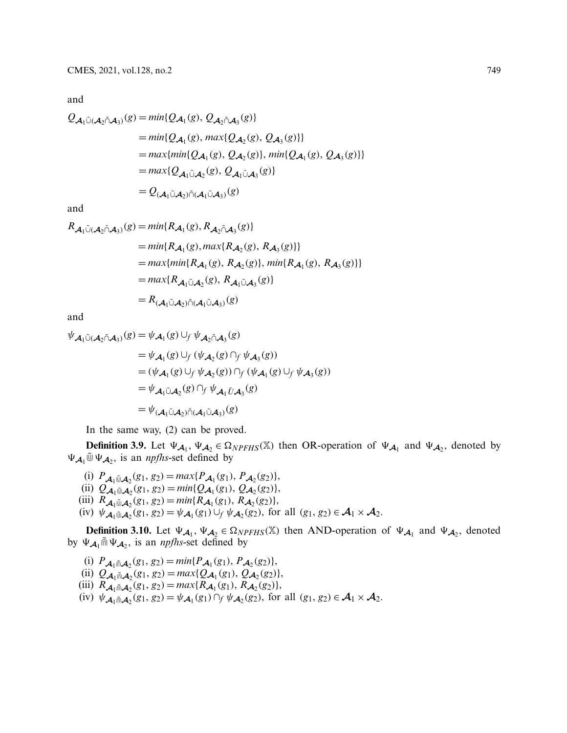and

$$
\begin{aligned}
Q_{\mathcal{A}_1 \tilde{\cup} (\mathcal{A}_2 \tilde{\cap} \mathcal{A}_3)}(g) &= min\{Q_{\mathcal{A}_1}(g),\, Q_{\mathcal{A}_2 \tilde{\cap} \mathcal{A}_3}(g)\} \\
&= min\{Q_{\mathcal{A}_1}(g),\, max\{Q_{\mathcal{A}_2}(g),\, Q_{\mathcal{A}_3}(g)\}\} \\
&= max\{min\{Q_{\mathcal{A}_1}(g),\, Q_{\mathcal{A}_2}(g)\},\, min\{Q_{\mathcal{A}_1}(g),\, Q_{\mathcal{A}_3}(g)\}\} \\
&= max\{Q_{\mathcal{A}_1 \tilde{\cup} \mathcal{A}_2}(g),\, Q_{\mathcal{A}_1 \tilde{\cup} \mathcal{A}_3}(g)\} \\
&= Q_{(\mathcal{A}_1 \tilde{\cup} \mathcal{A}_2) \tilde{\cap} (\mathcal{A}_1 \tilde{\cup} \mathcal{A}_3)}(g)
\end{aligned}
$$

and

$$
\begin{aligned}
R_{\mathcal{A}_1 \tilde{\cup} (\mathcal{A}_2 \tilde{\cap} \mathcal{A}_3)}(g) &= min\{R_{\mathcal{A}_1}(g),\, R_{\mathcal{A}_2 \tilde{\cap} \mathcal{A}_3}(g)\} \\
&= min\{R_{\mathcal{A}_1}(g),\, max\{R_{\mathcal{A}_2}(g),\, R_{\mathcal{A}_3}(g)\}\} \\
&= max\{min\{R_{\mathcal{A}_1}(g),\, R_{\mathcal{A}_2}(g)\},\, min\{R_{\mathcal{A}_1}(g),\, R_{\mathcal{A}_3}(g)\}\} \\
&= max\{R_{\mathcal{A}_1 \tilde{\cup} \mathcal{A}_2}(g),\, R_{\mathcal{A}_1 \tilde{\cup} \mathcal{A}_3}(g)\} \\
&= R_{(\mathcal{A}_1 \tilde{\cup} \mathcal{A}_2) \tilde{\cap} (\mathcal{A}_1 \tilde{\cup} \mathcal{A}_3)}(g)
\end{aligned}
$$

and

$$
\begin{aligned}
\psi_{\mathcal{A}_1 \tilde{\cup} (\mathcal{A}_2 \tilde{\cap} \mathcal{A}_3)}(g) &= \psi_{\mathcal{A}_1}(g) \cup_f \psi_{\mathcal{A}_2 \tilde{\cap} \mathcal{A}_3}(g) \\
&= \psi_{\mathcal{A}_1}(g) \cup_f (\psi_{\mathcal{A}_2}(g) \cap_f \psi_{\mathcal{A}_3}(g)) \\
&= (\psi_{\mathcal{A}_1}(g) \cup_f \psi_{\mathcal{A}_2}(g)) \cap_f (\psi_{\mathcal{A}_1}(g) \cup_f \psi_{\mathcal{A}_3}(g)) \\
&= \psi_{\mathcal{A}_1 \tilde{\cup} \mathcal{A}_2}(g) \cap_f \psi_{\mathcal{A}_1 \tilde{U} \mathcal{A}_3}(g) \\
&= \psi_{(\mathcal{A}_1 \tilde{\cup} \mathcal{A}_2) \tilde{\cap} (\mathcal{A}_1 \tilde{\cup} \mathcal{A}_3)}(g)
\end{aligned}
$$

In the same way, (2) can be proved.

**Definition 3.9.** Let $\Psi_{\mathcal{A}_1}, \Psi_{\mathcal{A}_2} \in \Omega_{NPFHS}(\mathbb{X})$ then OR-operation of $\Psi_{\mathcal{A}_1}$ and $\Psi_{\mathcal{A}_2}$, denoted by $\Psi_{\mathcal{A}_1} \tilde{\Cup} \Psi_{\mathcal{A}_2}$, is an *npfhs*-set defined by

(i) $P_{\mathcal{A}_1 \tilde{\Cup} \mathcal{A}_2}(g_1, g_2) = max\{P_{\mathcal{A}_1}(g_1),\, P_{\mathcal{A}_2}(g_2)\}$,
(ii) $Q_{\mathcal{A}_1 \tilde{\Cup} \mathcal{A}_2}(g_1, g_2) = min\{Q_{\mathcal{A}_1}(g_1),\, Q_{\mathcal{A}_2}(g_2)\}$,
(iii) $R_{\mathcal{A}_1 \tilde{\Cup} \mathcal{A}_2}(g_1, g_2) = min\{R_{\mathcal{A}_1}(g_1),\, R_{\mathcal{A}_2}(g_2)\}$,
(iv) $\psi_{\mathcal{A}_1 \tilde{\Cup} \mathcal{A}_2}(g_1, g_2) = \psi_{\mathcal{A}_1}(g_1) \cup_f \psi_{\mathcal{A}_2}(g_2)$, for all $(g_1, g_2) \in \mathcal{A}_1 \times \mathcal{A}_2$.

**Definition 3.10.** Let $\Psi_{\mathcal{A}_1}, \Psi_{\mathcal{A}_2} \in \Omega_{NPFHS}(\mathbb{X})$ then AND-operation of $\Psi_{\mathcal{A}_1}$ and $\Psi_{\mathcal{A}_2}$, denoted by $\Psi_{\mathcal{A}_1} \tilde{\Cap} \Psi_{\mathcal{A}_2}$, is an *npfhs*-set defined by

(i) $P_{\mathcal{A}_1 \tilde{\Cap} \mathcal{A}_2}(g_1, g_2) = min\{P_{\mathcal{A}_1}(g_1),\, P_{\mathcal{A}_2}(g_2)\}$,
(ii) $Q_{\mathcal{A}_1 \tilde{\Cap} \mathcal{A}_2}(g_1, g_2) = max\{Q_{\mathcal{A}_1}(g_1),\, Q_{\mathcal{A}_2}(g_2)\}$,
(iii) $R_{\mathcal{A}_1 \tilde{\Cap} \mathcal{A}_2}(g_1, g_2) = max\{R_{\mathcal{A}_1}(g_1),\, R_{\mathcal{A}_2}(g_2)\}$,
(iv) $\psi_{\mathcal{A}_1 \tilde{\Cap} \mathcal{A}_2}(g_1, g_2) = \psi_{\mathcal{A}_1}(g_1) \cap_f \psi_{\mathcal{A}_2}(g_2)$, for all $(g_1, g_2) \in \mathcal{A}_1 \times \mathcal{A}_2$.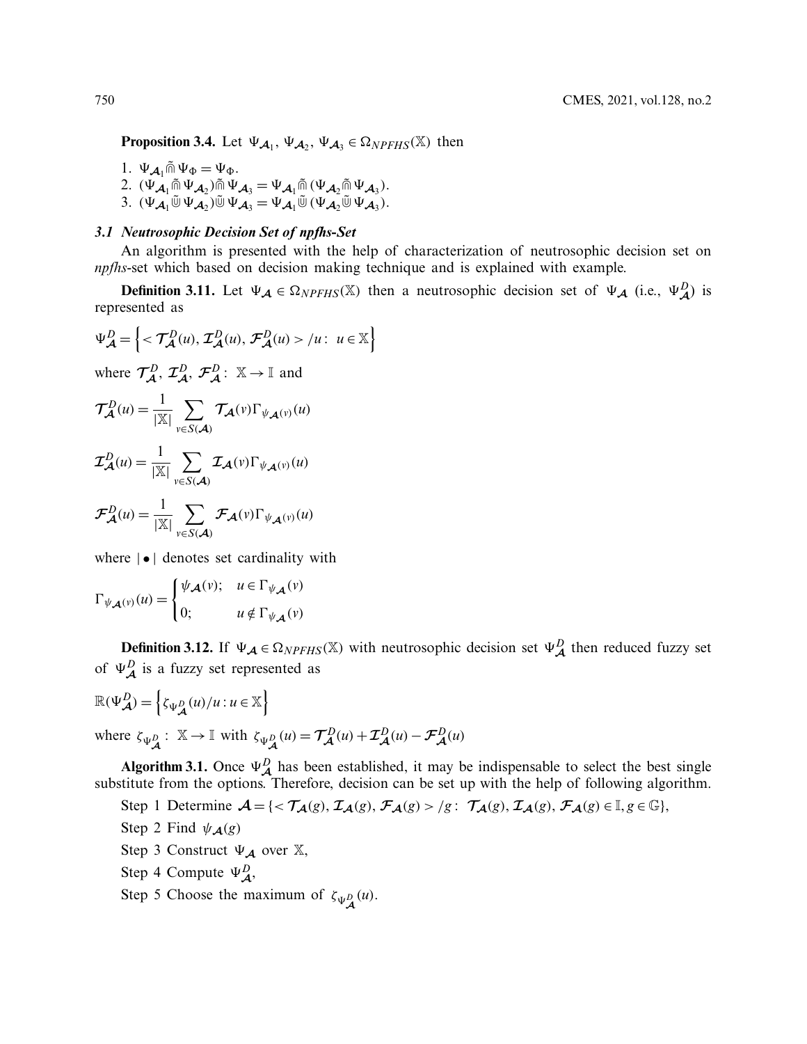**Proposition 3.4.** Let $\Psi_{\mathcal{A}_1}, \Psi_{\mathcal{A}_2}, \Psi_{\mathcal{A}_3} \in \Omega_{NPFHS}(\mathbb{X})$ then

1. $\Psi_{\mathcal{A}_1} \tilde{\Cap} \Psi_{\Phi} = \Psi_{\Phi}$.
2. $(\Psi_{\mathcal{A}_1} \tilde{\Cap} \Psi_{\mathcal{A}_2}) \tilde{\Cap} \Psi_{\mathcal{A}_3} = \Psi_{\mathcal{A}_1} \tilde{\Cap} (\Psi_{\mathcal{A}_2} \tilde{\Cap} \Psi_{\mathcal{A}_3})$.
3. $(\Psi_{\mathcal{A}_1} \tilde{\Cup} \Psi_{\mathcal{A}_2}) \tilde{\Cup} \Psi_{\mathcal{A}_3} = \Psi_{\mathcal{A}_1} \tilde{\Cup} (\Psi_{\mathcal{A}_2} \tilde{\Cup} \Psi_{\mathcal{A}_3})$.

### 3.1 Neutrosophic Decision Set of npfhs-Set

An algorithm is presented with the help of characterization of neutrosophic decision set on *npfhs*-set which based on decision making technique and is explained with example.

**Definition 3.11.** Let $\Psi_{\mathcal{A}} \in \Omega_{NPFHS}(\mathbb{X})$ then a neutrosophic decision set of $\Psi_{\mathcal{A}}$ (i.e., $\Psi_{\mathcal{A}}^D$) is represented as

$$\Psi_{\mathcal{A}}^D = \left\{ < \mathcal{T}_{\mathcal{A}}^D(u), \mathcal{I}_{\mathcal{A}}^D(u), \mathcal{F}_{\mathcal{A}}^D(u) > /u : \ u \in \mathbb{X} \right\}$$

where $\mathcal{T}_{\mathcal{A}}^D, \mathcal{I}_{\mathcal{A}}^D, \mathcal{F}_{\mathcal{A}}^D : \ \mathbb{X} \to \mathbb{I}$ and

$$\mathcal{T}_{\mathcal{A}}^D(u) = \frac{1}{|\mathbb{X}|} \sum_{v \in S(\mathcal{A})} \mathcal{T}_{\mathcal{A}}(v) \Gamma_{\psi_{\mathcal{A}}(v)}(u)$$

$$\mathcal{I}_{\mathcal{A}}^D(u) = \frac{1}{|\mathbb{X}|} \sum_{v \in S(\mathcal{A})} \mathcal{I}_{\mathcal{A}}(v) \Gamma_{\psi_{\mathcal{A}}(v)}(u)$$

$$\mathcal{F}_{\mathcal{A}}^D(u) = \frac{1}{|\mathbb{X}|} \sum_{v \in S(\mathcal{A})} \mathcal{F}_{\mathcal{A}}(v) \Gamma_{\psi_{\mathcal{A}}(v)}(u)$$

where $|\bullet|$ denotes set cardinality with

$$\Gamma_{\psi_{\mathcal{A}}(v)}(u) = \begin{cases} \psi_{\mathcal{A}}(v); & u \in \Gamma_{\psi_{\mathcal{A}}}(v) \\ 0; & u \notin \Gamma_{\psi_{\mathcal{A}}}(v) \end{cases}$$

**Definition 3.12.** If $\Psi_{\mathcal{A}} \in \Omega_{NPFHS}(\mathbb{X})$ with neutrosophic decision set $\Psi_{\mathcal{A}}^D$ then reduced fuzzy set of $\Psi_{\mathcal{A}}^D$ is a fuzzy set represented as

$$\mathbb{R}(\Psi_{\mathcal{A}}^D) = \left\{ \zeta_{\Psi_{\mathcal{A}}^D}(u)/u : u \in \mathbb{X} \right\}$$

where $\zeta_{\Psi_{\mathcal{A}}^D} : \ \mathbb{X} \to \mathbb{I}$ with $\zeta_{\Psi_{\mathcal{A}}^D}(u) = \mathcal{T}_{\mathcal{A}}^D(u) + \mathcal{I}_{\mathcal{A}}^D(u) - \mathcal{F}_{\mathcal{A}}^D(u)$

**Algorithm 3.1.** Once $\Psi_{\mathcal{A}}^D$ has been established, it may be indispensable to select the best single substitute from the options. Therefore, decision can be set up with the help of following algorithm.

Step 1 Determine $\mathcal{A} = \{ < \mathcal{T}_{\mathcal{A}}(g), \mathcal{I}_{\mathcal{A}}(g), \mathcal{F}_{\mathcal{A}}(g) > /g : \ \mathcal{T}_{\mathcal{A}}(g), \mathcal{I}_{\mathcal{A}}(g), \mathcal{F}_{\mathcal{A}}(g) \in \mathbb{I}, g \in \mathbb{G} \}$,

Step 2 Find $\psi_{\mathcal{A}}(g)$

Step 3 Construct $\Psi_{\mathcal{A}}$ over $\mathbb{X}$,

Step 4 Compute $\Psi_{\mathcal{A}}^D$,

Step 5 Choose the maximum of $\zeta_{\Psi_{\mathcal{A}}^D}(u)$.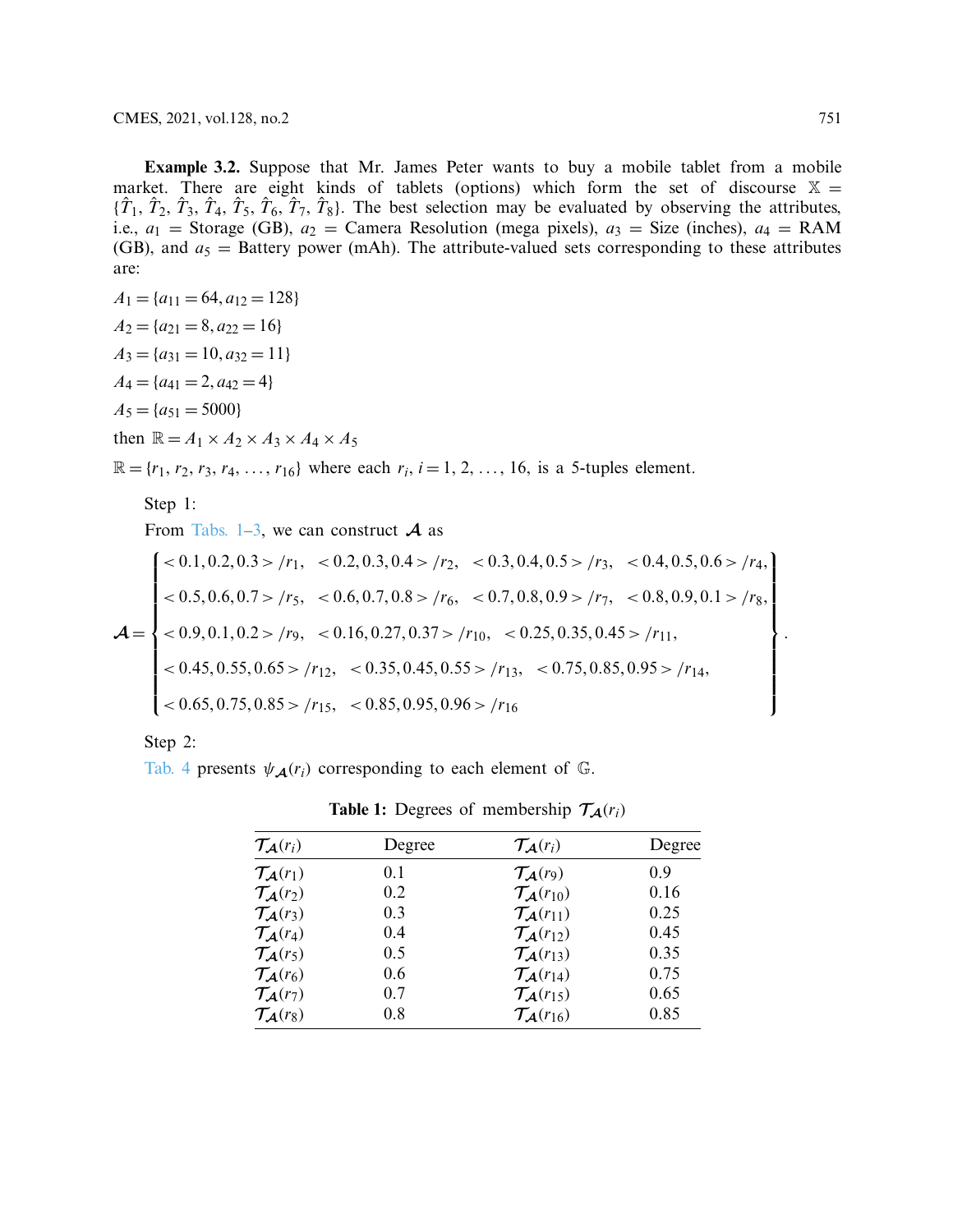**Example 3.2.** Suppose that Mr. James Peter wants to buy a mobile tablet from a mobile market. There are eight kinds of tablets (options) which form the set of discourse $\mathbb{X} = \{\hat{T}_1, \hat{T}_2, \hat{T}_3, \hat{T}_4, \hat{T}_5, \hat{T}_6, \hat{T}_7, \hat{T}_8\}$. The best selection may be evaluated by observing the attributes, i.e., $a_1$ = Storage (GB), $a_2$ = Camera Resolution (mega pixels), $a_3$ = Size (inches), $a_4$ = RAM (GB), and $a_5$ = Battery power (mAh). The attribute-valued sets corresponding to these attributes are:

$A_1 = \{a_{11} = 64, a_{12} = 128\}$

$A_2 = \{a_{21} = 8, a_{22} = 16\}$

$A_3 = \{a_{31} = 10, a_{32} = 11\}$

$A_4 = \{a_{41} = 2, a_{42} = 4\}$

$A_5 = \{a_{51} = 5000\}$

then $\mathbb{R} = A_1 \times A_2 \times A_3 \times A_4 \times A_5$

$\mathbb{R} = \{r_1, r_2, r_3, r_4, \ldots, r_{16}\}$ where each $r_i$, $i = 1, 2, \ldots, 16$, is a 5-tuples element.

Step 1:

From Tabs. 1–3, we can construct $\mathcal{A}$ as

$$\mathcal{A} = \left\{ \begin{array}{l} <0.1, 0.2, 0.3>/r_1, \quad <0.2, 0.3, 0.4>/r_2, \quad <0.3, 0.4, 0.5>/r_3, \quad <0.4, 0.5, 0.6>/r_4, \\ <0.5, 0.6, 0.7>/r_5, \quad <0.6, 0.7, 0.8>/r_6, \quad <0.7, 0.8, 0.9>/r_7, \quad <0.8, 0.9, 0.1>/r_8, \\ <0.9, 0.1, 0.2>/r_9, \quad <0.16, 0.27, 0.37>/r_{10}, \quad <0.25, 0.35, 0.45>/r_{11}, \\ <0.45, 0.55, 0.65>/r_{12}, \quad <0.35, 0.45, 0.55>/r_{13}, \quad <0.75, 0.85, 0.95>/r_{14}, \\ <0.65, 0.75, 0.85>/r_{15}, \quad <0.85, 0.95, 0.96>/r_{16} \end{array} \right\}.$$

Step 2:

Tab. 4 presents $\psi_{\mathcal{A}}(r_i)$ corresponding to each element of $\mathbb{G}$.

**Table 1:** Degrees of membership $\mathcal{T}_{\mathcal{A}}(r_i)$

| $\mathcal{T}_{\mathcal{A}}(r_i)$ | Degree | $\mathcal{T}_{\mathcal{A}}(r_i)$ | Degree |
|---|---|---|---|
| $\mathcal{T}_{\mathcal{A}}(r_1)$ | 0.1 | $\mathcal{T}_{\mathcal{A}}(r_9)$ | 0.9 |
| $\mathcal{T}_{\mathcal{A}}(r_2)$ | 0.2 | $\mathcal{T}_{\mathcal{A}}(r_{10})$ | 0.16 |
| $\mathcal{T}_{\mathcal{A}}(r_3)$ | 0.3 | $\mathcal{T}_{\mathcal{A}}(r_{11})$ | 0.25 |
| $\mathcal{T}_{\mathcal{A}}(r_4)$ | 0.4 | $\mathcal{T}_{\mathcal{A}}(r_{12})$ | 0.45 |
| $\mathcal{T}_{\mathcal{A}}(r_5)$ | 0.5 | $\mathcal{T}_{\mathcal{A}}(r_{13})$ | 0.35 |
| $\mathcal{T}_{\mathcal{A}}(r_6)$ | 0.6 | $\mathcal{T}_{\mathcal{A}}(r_{14})$ | 0.75 |
| $\mathcal{T}_{\mathcal{A}}(r_7)$ | 0.7 | $\mathcal{T}_{\mathcal{A}}(r_{15})$ | 0.65 |
| $\mathcal{T}_{\mathcal{A}}(r_8)$ | 0.8 | $\mathcal{T}_{\mathcal{A}}(r_{16})$ | 0.85 |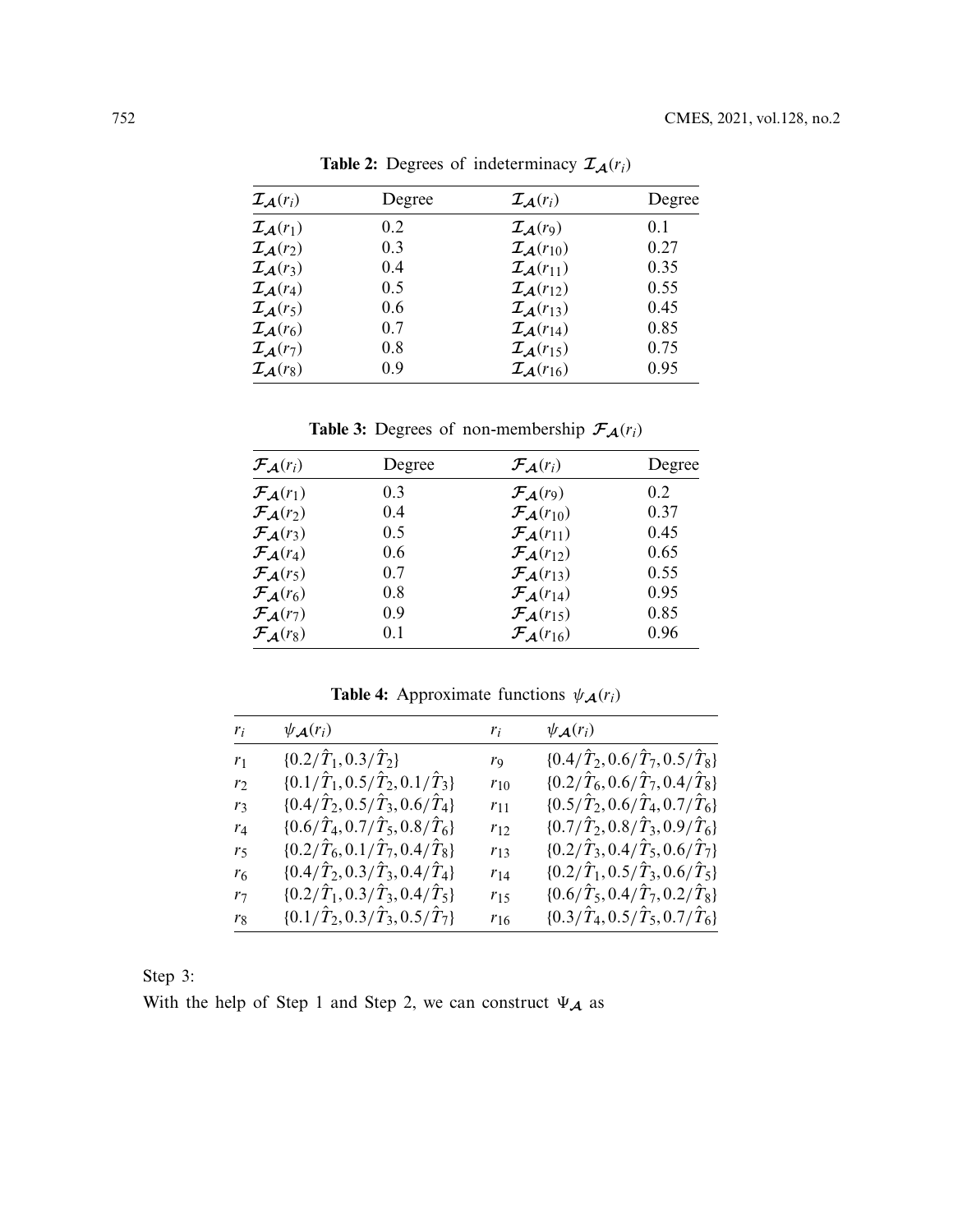**Table 2:** Degrees of indeterminacy $\mathcal{I}_{\mathcal{A}}(r_i)$

| $\mathcal{I}_{\mathcal{A}}(r_i)$ | Degree | $\mathcal{I}_{\mathcal{A}}(r_i)$ | Degree |
|---|---|---|---|
| $\mathcal{I}_{\mathcal{A}}(r_1)$ | 0.2 | $\mathcal{I}_{\mathcal{A}}(r_9)$ | 0.1 |
| $\mathcal{I}_{\mathcal{A}}(r_2)$ | 0.3 | $\mathcal{I}_{\mathcal{A}}(r_{10})$ | 0.27 |
| $\mathcal{I}_{\mathcal{A}}(r_3)$ | 0.4 | $\mathcal{I}_{\mathcal{A}}(r_{11})$ | 0.35 |
| $\mathcal{I}_{\mathcal{A}}(r_4)$ | 0.5 | $\mathcal{I}_{\mathcal{A}}(r_{12})$ | 0.55 |
| $\mathcal{I}_{\mathcal{A}}(r_5)$ | 0.6 | $\mathcal{I}_{\mathcal{A}}(r_{13})$ | 0.45 |
| $\mathcal{I}_{\mathcal{A}}(r_6)$ | 0.7 | $\mathcal{I}_{\mathcal{A}}(r_{14})$ | 0.85 |
| $\mathcal{I}_{\mathcal{A}}(r_7)$ | 0.8 | $\mathcal{I}_{\mathcal{A}}(r_{15})$ | 0.75 |
| $\mathcal{I}_{\mathcal{A}}(r_8)$ | 0.9 | $\mathcal{I}_{\mathcal{A}}(r_{16})$ | 0.95 |

**Table 3:** Degrees of non-membership $\mathcal{F}_{\mathcal{A}}(r_i)$

| $\mathcal{F}_{\mathcal{A}}(r_i)$ | Degree | $\mathcal{F}_{\mathcal{A}}(r_i)$ | Degree |
|---|---|---|---|
| $\mathcal{F}_{\mathcal{A}}(r_1)$ | 0.3 | $\mathcal{F}_{\mathcal{A}}(r_9)$ | 0.2 |
| $\mathcal{F}_{\mathcal{A}}(r_2)$ | 0.4 | $\mathcal{F}_{\mathcal{A}}(r_{10})$ | 0.37 |
| $\mathcal{F}_{\mathcal{A}}(r_3)$ | 0.5 | $\mathcal{F}_{\mathcal{A}}(r_{11})$ | 0.45 |
| $\mathcal{F}_{\mathcal{A}}(r_4)$ | 0.6 | $\mathcal{F}_{\mathcal{A}}(r_{12})$ | 0.65 |
| $\mathcal{F}_{\mathcal{A}}(r_5)$ | 0.7 | $\mathcal{F}_{\mathcal{A}}(r_{13})$ | 0.55 |
| $\mathcal{F}_{\mathcal{A}}(r_6)$ | 0.8 | $\mathcal{F}_{\mathcal{A}}(r_{14})$ | 0.95 |
| $\mathcal{F}_{\mathcal{A}}(r_7)$ | 0.9 | $\mathcal{F}_{\mathcal{A}}(r_{15})$ | 0.85 |
| $\mathcal{F}_{\mathcal{A}}(r_8)$ | 0.1 | $\mathcal{F}_{\mathcal{A}}(r_{16})$ | 0.96 |

**Table 4:** Approximate functions $\psi_{\mathcal{A}}(r_i)$

| $r_i$ | $\psi_{\mathcal{A}}(r_i)$ | $r_i$ | $\psi_{\mathcal{A}}(r_i)$ |
|---|---|---|---|
| $r_1$ | $\{0.2/\hat{T}_1, 0.3/\hat{T}_2\}$ | $r_9$ | $\{0.4/\hat{T}_2, 0.6/\hat{T}_7, 0.5/\hat{T}_8\}$ |
| $r_2$ | $\{0.1/\hat{T}_1, 0.5/\hat{T}_2, 0.1/\hat{T}_3\}$ | $r_{10}$ | $\{0.2/\hat{T}_6, 0.6/\hat{T}_7, 0.4/\hat{T}_8\}$ |
| $r_3$ | $\{0.4/\hat{T}_2, 0.5/\hat{T}_3, 0.6/\hat{T}_4\}$ | $r_{11}$ | $\{0.5/\hat{T}_2, 0.6/\hat{T}_4, 0.7/\hat{T}_6\}$ |
| $r_4$ | $\{0.6/\hat{T}_4, 0.7/\hat{T}_5, 0.8/\hat{T}_6\}$ | $r_{12}$ | $\{0.7/\hat{T}_2, 0.8/\hat{T}_3, 0.9/\hat{T}_6\}$ |
| $r_5$ | $\{0.2/\hat{T}_6, 0.1/\hat{T}_7, 0.4/\hat{T}_8\}$ | $r_{13}$ | $\{0.2/\hat{T}_3, 0.4/\hat{T}_5, 0.6/\hat{T}_7\}$ |
| $r_6$ | $\{0.4/\hat{T}_2, 0.3/\hat{T}_3, 0.4/\hat{T}_4\}$ | $r_{14}$ | $\{0.2/\hat{T}_1, 0.5/\hat{T}_3, 0.6/\hat{T}_5\}$ |
| $r_7$ | $\{0.2/\hat{T}_1, 0.3/\hat{T}_3, 0.4/\hat{T}_5\}$ | $r_{15}$ | $\{0.6/\hat{T}_5, 0.4/\hat{T}_7, 0.2/\hat{T}_8\}$ |
| $r_8$ | $\{0.1/\hat{T}_2, 0.3/\hat{T}_3, 0.5/\hat{T}_7\}$ | $r_{16}$ | $\{0.3/\hat{T}_4, 0.5/\hat{T}_5, 0.7/\hat{T}_6\}$ |

Step 3:

With the help of Step 1 and Step 2, we can construct $\Psi_{\mathcal{A}}$ as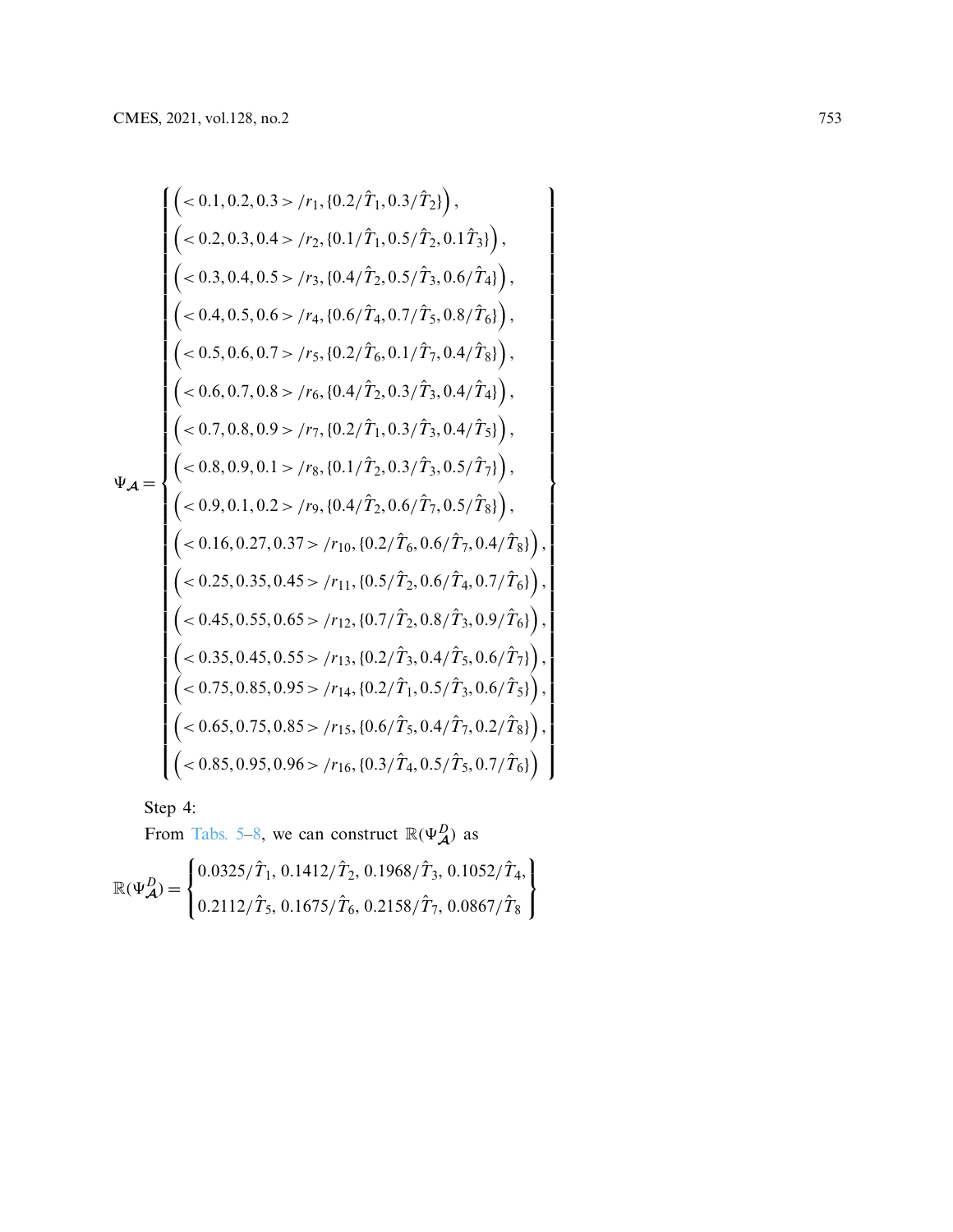$$\Psi_{\mathcal{A}} = \left\{ \begin{array}{l} \left( <0.1, 0.2, 0.3> /r_1, \{0.2/\hat{T}_1, 0.3/\hat{T}_2\} \right), \\ \left( <0.2, 0.3, 0.4> /r_2, \{0.1/\hat{T}_1, 0.5/\hat{T}_2, 0.1\hat{T}_3\} \right), \\ \left( <0.3, 0.4, 0.5> /r_3, \{0.4/\hat{T}_2, 0.5/\hat{T}_3, 0.6/\hat{T}_4\} \right), \\ \left( <0.4, 0.5, 0.6> /r_4, \{0.6/\hat{T}_4, 0.7/\hat{T}_5, 0.8/\hat{T}_6\} \right), \\ \left( <0.5, 0.6, 0.7> /r_5, \{0.2/\hat{T}_6, 0.1/\hat{T}_7, 0.4/\hat{T}_8\} \right), \\ \left( <0.6, 0.7, 0.8> /r_6, \{0.4/\hat{T}_2, 0.3/\hat{T}_3, 0.4/\hat{T}_4\} \right), \\ \left( <0.7, 0.8, 0.9> /r_7, \{0.2/\hat{T}_1, 0.3/\hat{T}_3, 0.4/\hat{T}_5\} \right), \\ \left( <0.8, 0.9, 0.1> /r_8, \{0.1/\hat{T}_2, 0.3/\hat{T}_3, 0.5/\hat{T}_7\} \right), \\ \left( <0.9, 0.1, 0.2> /r_9, \{0.4/\hat{T}_2, 0.6/\hat{T}_7, 0.5/\hat{T}_8\} \right), \\ \left( <0.16, 0.27, 0.37> /r_{10}, \{0.2/\hat{T}_6, 0.6/\hat{T}_7, 0.4/\hat{T}_8\} \right), \\ \left( <0.25, 0.35, 0.45> /r_{11}, \{0.5/\hat{T}_2, 0.6/\hat{T}_4, 0.7/\hat{T}_6\} \right), \\ \left( <0.45, 0.55, 0.65> /r_{12}, \{0.7/\hat{T}_2, 0.8/\hat{T}_3, 0.9/\hat{T}_6\} \right), \\ \left( <0.35, 0.45, 0.55> /r_{13}, \{0.2/\hat{T}_3, 0.4/\hat{T}_5, 0.6/\hat{T}_7\} \right), \\ \left( <0.75, 0.85, 0.95> /r_{14}, \{0.2/\hat{T}_1, 0.5/\hat{T}_3, 0.6/\hat{T}_5\} \right), \\ \left( <0.65, 0.75, 0.85> /r_{15}, \{0.6/\hat{T}_5, 0.4/\hat{T}_7, 0.2/\hat{T}_8\} \right), \\ \left( <0.85, 0.95, 0.96> /r_{16}, \{0.3/\hat{T}_4, 0.5/\hat{T}_5, 0.7/\hat{T}_6\} \right) \end{array} \right\}$$

Step 4:

From Tabs. 5–8, we can construct $\mathbb{R}(\Psi_{\mathcal{A}}^{D})$ as

$$\mathbb{R}(\Psi_{\mathcal{A}}^{D}) = \left\{ \begin{array}{l} 0.0325/\hat{T}_1,\ 0.1412/\hat{T}_2,\ 0.1968/\hat{T}_3,\ 0.1052/\hat{T}_4, \\ 0.2112/\hat{T}_5,\ 0.1675/\hat{T}_6,\ 0.2158/\hat{T}_7,\ 0.0867/\hat{T}_8 \end{array} \right\}$$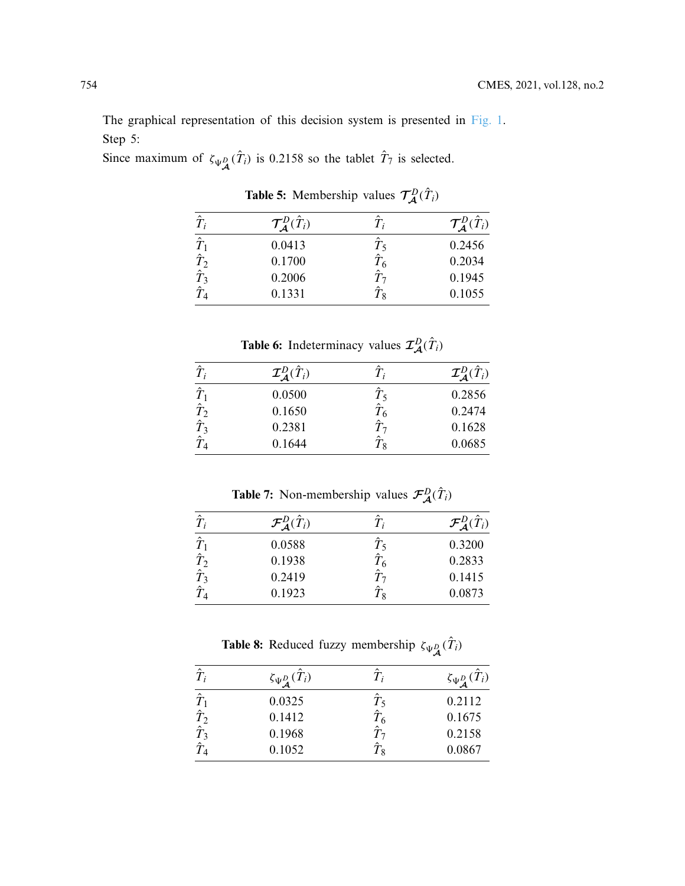The graphical representation of this decision system is presented in Fig. 1.

Step 5:

Since maximum of $\zeta_{\Psi^D_{\mathcal{A}}}(\hat{T}_i)$ is 0.2158 so the tablet $\hat{T}_7$ is selected.

**Table 5:** Membership values $\mathcal{T}^D_{\mathcal{A}}(\hat{T}_i)$

| $\hat{T}_i$ | $\mathcal{T}^D_{\mathcal{A}}(\hat{T}_i)$ | $\hat{T}_i$ | $\mathcal{T}^D_{\mathcal{A}}(\hat{T}_i)$ |
|---|---|---|---|
| $\hat{T}_1$ | 0.0413 | $\hat{T}_5$ | 0.2456 |
| $\hat{T}_2$ | 0.1700 | $\hat{T}_6$ | 0.2034 |
| $\hat{T}_3$ | 0.2006 | $\hat{T}_7$ | 0.1945 |
| $\hat{T}_4$ | 0.1331 | $\hat{T}_8$ | 0.1055 |

**Table 6:** Indeterminacy values $\mathcal{I}^D_{\mathcal{A}}(\hat{T}_i)$

| $\hat{T}_i$ | $\mathcal{I}^D_{\mathcal{A}}(\hat{T}_i)$ | $\hat{T}_i$ | $\mathcal{I}^D_{\mathcal{A}}(\hat{T}_i)$ |
|---|---|---|---|
| $\hat{T}_1$ | 0.0500 | $\hat{T}_5$ | 0.2856 |
| $\hat{T}_2$ | 0.1650 | $\hat{T}_6$ | 0.2474 |
| $\hat{T}_3$ | 0.2381 | $\hat{T}_7$ | 0.1628 |
| $\hat{T}_4$ | 0.1644 | $\hat{T}_8$ | 0.0685 |

**Table 7:** Non-membership values $\mathcal{F}^D_{\mathcal{A}}(\hat{T}_i)$

| $\hat{T}_i$ | $\mathcal{F}^D_{\mathcal{A}}(\hat{T}_i)$ | $\hat{T}_i$ | $\mathcal{F}^D_{\mathcal{A}}(\hat{T}_i)$ |
|---|---|---|---|
| $\hat{T}_1$ | 0.0588 | $\hat{T}_5$ | 0.3200 |
| $\hat{T}_2$ | 0.1938 | $\hat{T}_6$ | 0.2833 |
| $\hat{T}_3$ | 0.2419 | $\hat{T}_7$ | 0.1415 |
| $\hat{T}_4$ | 0.1923 | $\hat{T}_8$ | 0.0873 |

**Table 8:** Reduced fuzzy membership $\zeta_{\Psi^D_{\mathcal{A}}}(\hat{T}_i)$

| $\hat{T}_i$ | $\zeta_{\Psi^D_{\mathcal{A}}}(\hat{T}_i)$ | $\hat{T}_i$ | $\zeta_{\Psi^D_{\mathcal{A}}}(\hat{T}_i)$ |
|---|---|---|---|
| $\hat{T}_1$ | 0.0325 | $\hat{T}_5$ | 0.2112 |
| $\hat{T}_2$ | 0.1412 | $\hat{T}_6$ | 0.1675 |
| $\hat{T}_3$ | 0.1968 | $\hat{T}_7$ | 0.2158 |
| $\hat{T}_4$ | 0.1052 | $\hat{T}_8$ | 0.0867 |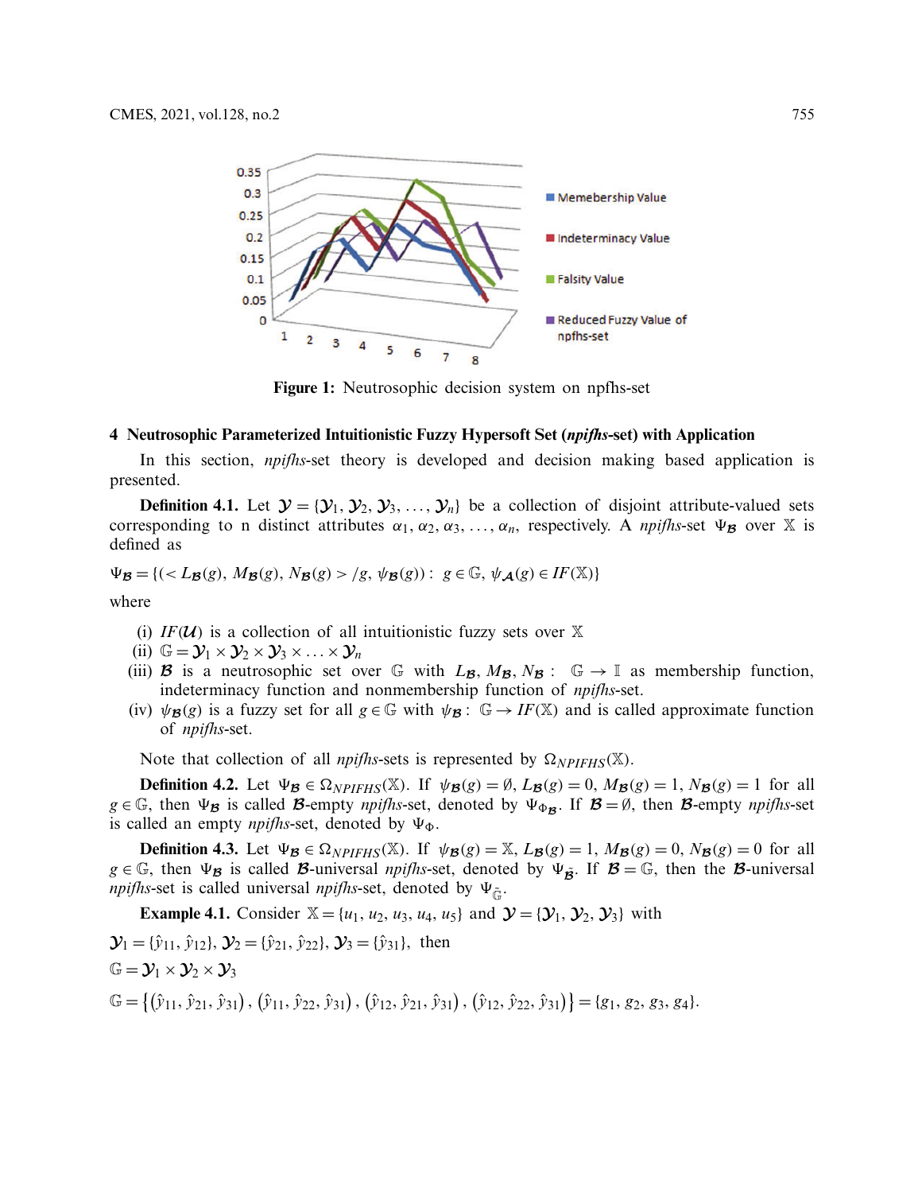Figure 1: Neutrosophic decision system on npfhs-set

## 4 Neutrosophic Parameterized Intuitionistic Fuzzy Hypersoft Set (*npifhs*-set) with Application

In this section, *npifhs*-set theory is developed and decision making based application is presented.

**Definition 4.1.** Let $\mathcal{Y} = \{\mathcal{Y}_1, \mathcal{Y}_2, \mathcal{Y}_3, \ldots, \mathcal{Y}_n\}$ be a collection of disjoint attribute-valued sets corresponding to n distinct attributes $\alpha_1, \alpha_2, \alpha_3, \ldots, \alpha_n$, respectively. A *npifhs*-set $\Psi_{\mathcal{B}}$ over $\mathbb{X}$ is defined as

$$\Psi_{\mathcal{B}} = \{(< L_{\mathcal{B}}(g), M_{\mathcal{B}}(g), N_{\mathcal{B}}(g) > /g, \psi_{\mathcal{B}}(g)) : g \in \mathbb{G}, \psi_{\mathcal{A}}(g) \in IF(\mathbb{X})\}$$

where

(i) $IF(\mathcal{U})$ is a collection of all intuitionistic fuzzy sets over $\mathbb{X}$

(ii) $\mathbb{G} = \mathcal{Y}_1 \times \mathcal{Y}_2 \times \mathcal{Y}_3 \times \ldots \times \mathcal{Y}_n$

(iii) $\mathcal{B}$ is a neutrosophic set over $\mathbb{G}$ with $L_{\mathcal{B}}, M_{\mathcal{B}}, N_{\mathcal{B}} : \mathbb{G} \to \mathbb{I}$ as membership function, indeterminacy function and nonmembership function of *npifhs*-set.

(iv) $\psi_{\mathcal{B}}(g)$ is a fuzzy set for all $g \in \mathbb{G}$ with $\psi_{\mathcal{B}} : \mathbb{G} \to IF(\mathbb{X})$ and is called approximate function of *npifhs*-set.

Note that collection of all *npifhs*-sets is represented by $\Omega_{NPIFHS}(\mathbb{X})$.

**Definition 4.2.** Let $\Psi_{\mathcal{B}} \in \Omega_{NPIFHS}(\mathbb{X})$. If $\psi_{\mathcal{B}}(g) = \emptyset$, $L_{\mathcal{B}}(g) = 0$, $M_{\mathcal{B}}(g) = 1$, $N_{\mathcal{B}}(g) = 1$ for all $g \in \mathbb{G}$, then $\Psi_{\mathcal{B}}$ is called $\mathcal{B}$-empty *npifhs*-set, denoted by $\Psi_{\Phi_{\mathcal{B}}}$. If $\mathcal{B} = \emptyset$, then $\mathcal{B}$-empty *npifhs*-set is called an empty *npifhs*-set, denoted by $\Psi_{\Phi}$.

**Definition 4.3.** Let $\Psi_{\mathcal{B}} \in \Omega_{NPIFHS}(\mathbb{X})$. If $\psi_{\mathcal{B}}(g) = \mathbb{X}$, $L_{\mathcal{B}}(g) = 1$, $M_{\mathcal{B}}(g) = 0$, $N_{\mathcal{B}}(g) = 0$ for all $g \in \mathbb{G}$, then $\Psi_{\mathcal{B}}$ is called $\mathcal{B}$-universal *npifhs*-set, denoted by $\Psi_{\tilde{\mathcal{B}}}$. If $\mathcal{B} = \mathbb{G}$, then the $\mathcal{B}$-universal *npifhs*-set is called universal *npifhs*-set, denoted by $\Psi_{\tilde{\mathbb{G}}}$.

**Example 4.1.** Consider $\mathbb{X} = \{u_1, u_2, u_3, u_4, u_5\}$ and $\mathcal{Y} = \{\mathcal{Y}_1, \mathcal{Y}_2, \mathcal{Y}_3\}$ with

$\mathcal{Y}_1 = \{\hat{y}_{11}, \hat{y}_{12}\}$, $\mathcal{Y}_2 = \{\hat{y}_{21}, \hat{y}_{22}\}$, $\mathcal{Y}_3 = \{\hat{y}_{31}\}$, then

$\mathbb{G} = \mathcal{Y}_1 \times \mathcal{Y}_2 \times \mathcal{Y}_3$

$\mathbb{G} = \{(\hat{y}_{11}, \hat{y}_{21}, \hat{y}_{31}), (\hat{y}_{11}, \hat{y}_{22}, \hat{y}_{31}), (\hat{y}_{12}, \hat{y}_{21}, \hat{y}_{31}), (\hat{y}_{12}, \hat{y}_{22}, \hat{y}_{31})\} = \{g_1, g_2, g_3, g_4\}$.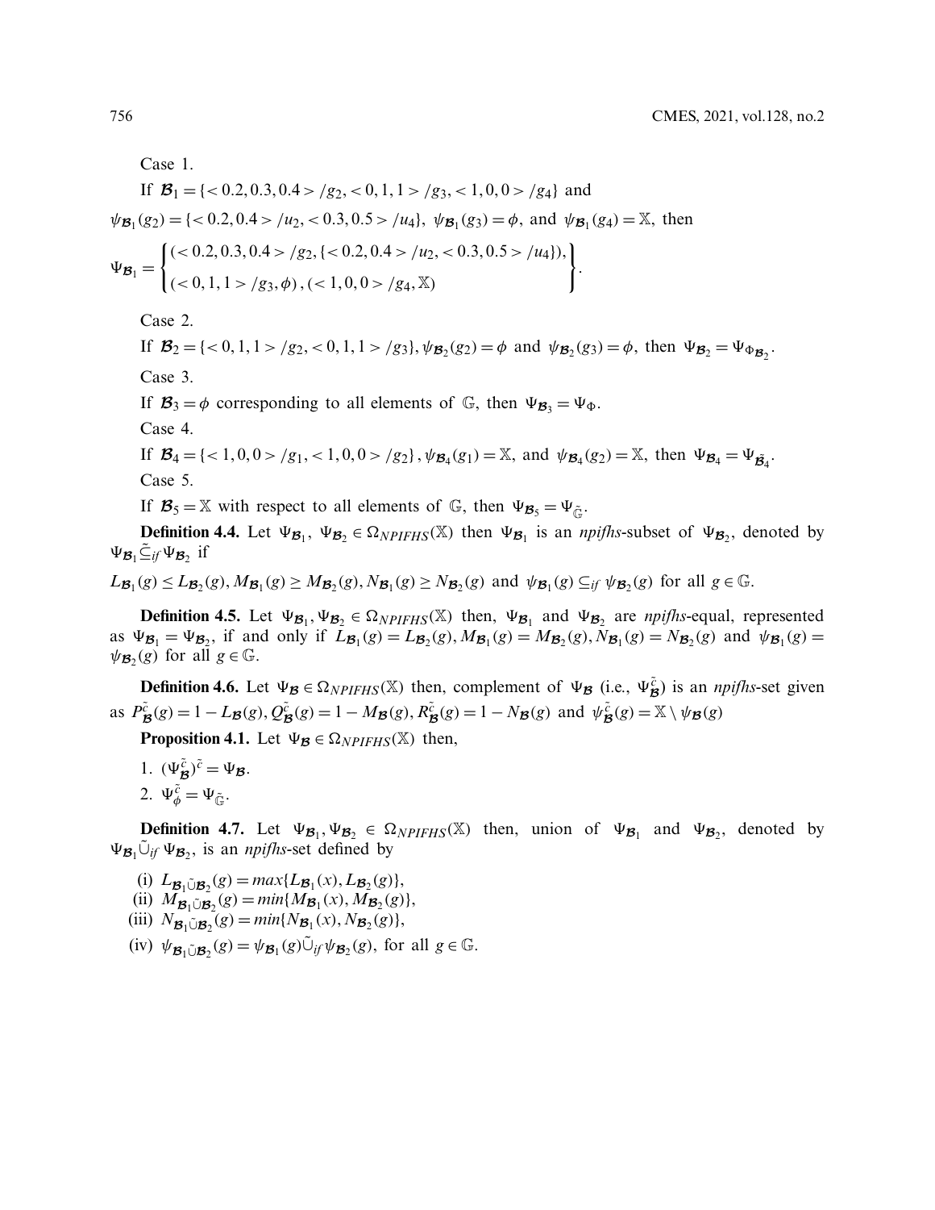Case 1.

If $\mathcal{B}_1 = \{< 0.2, 0.3, 0.4 > /g_2, < 0, 1, 1 > /g_3, < 1, 0, 0 > /g_4\}$ and $\psi_{\mathcal{B}_1}(g_2) = \{< 0.2, 0.4 > /u_2, < 0.3, 0.5 > /u_4\}$, $\psi_{\mathcal{B}_1}(g_3) = \phi$, and $\psi_{\mathcal{B}_1}(g_4) = \mathbb{X}$, then

$$\Psi_{\mathcal{B}_1} = \left\{ \begin{array}{l} (< 0.2, 0.3, 0.4 > /g_2, \{< 0.2, 0.4 > /u_2, < 0.3, 0.5 > /u_4\}), \\ (< 0, 1, 1 > /g_3, \phi), (< 1, 0, 0 > /g_4, \mathbb{X}) \end{array} \right\}.$$

Case 2.

If $\mathcal{B}_2 = \{< 0, 1, 1 > /g_2, < 0, 1, 1 > /g_3\}, \psi_{\mathcal{B}_2}(g_2) = \phi$ and $\psi_{\mathcal{B}_2}(g_3) = \phi$, then $\Psi_{\mathcal{B}_2} = \Psi_{\Phi_{\mathcal{B}_2}}$.

Case 3.

If $\mathcal{B}_3 = \phi$ corresponding to all elements of $\mathbb{G}$, then $\Psi_{\mathcal{B}_3} = \Psi_{\Phi}$.

Case 4.

If $\mathcal{B}_4 = \{< 1, 0, 0 > /g_1, < 1, 0, 0 > /g_2\}, \psi_{\mathcal{B}_4}(g_1) = \mathbb{X}$, and $\psi_{\mathcal{B}_4}(g_2) = \mathbb{X}$, then $\Psi_{\mathcal{B}_4} = \Psi_{\tilde{\mathcal{B}}_4}$.

Case 5.

If $\mathcal{B}_5 = \mathbb{X}$ with respect to all elements of $\mathbb{G}$, then $\Psi_{\mathcal{B}_5} = \Psi_{\tilde{\mathbb{G}}}$.

**Definition 4.4.** Let $\Psi_{\mathcal{B}_1}, \Psi_{\mathcal{B}_2} \in \Omega_{NPIFHS}(\mathbb{X})$ then $\Psi_{\mathcal{B}_1}$ is an *npifhs*-subset of $\Psi_{\mathcal{B}_2}$, denoted by $\Psi_{\mathcal{B}_1} \tilde{\subseteq}_{if} \Psi_{\mathcal{B}_2}$ if

$L_{\mathcal{B}_1}(g) \leq L_{\mathcal{B}_2}(g), M_{\mathcal{B}_1}(g) \geq M_{\mathcal{B}_2}(g), N_{\mathcal{B}_1}(g) \geq N_{\mathcal{B}_2}(g)$ and $\psi_{\mathcal{B}_1}(g) \subseteq_{if} \psi_{\mathcal{B}_2}(g)$ for all $g \in \mathbb{G}$.

**Definition 4.5.** Let $\Psi_{\mathcal{B}_1}, \Psi_{\mathcal{B}_2} \in \Omega_{NPIFHS}(\mathbb{X})$ then, $\Psi_{\mathcal{B}_1}$ and $\Psi_{\mathcal{B}_2}$ are *npifhs*-equal, represented as $\Psi_{\mathcal{B}_1} = \Psi_{\mathcal{B}_2}$, if and only if $L_{\mathcal{B}_1}(g) = L_{\mathcal{B}_2}(g), M_{\mathcal{B}_1}(g) = M_{\mathcal{B}_2}(g), N_{\mathcal{B}_1}(g) = N_{\mathcal{B}_2}(g)$ and $\psi_{\mathcal{B}_1}(g) = \psi_{\mathcal{B}_2}(g)$ for all $g \in \mathbb{G}$.

**Definition 4.6.** Let $\Psi_{\mathcal{B}} \in \Omega_{NPIFHS}(\mathbb{X})$ then, complement of $\Psi_{\mathcal{B}}$ (i.e., $\Psi_{\mathcal{B}}^{\tilde{c}}$) is an *npifhs*-set given as $P_{\mathcal{B}}^{\tilde{c}}(g) = 1 - L_{\mathcal{B}}(g), Q_{\mathcal{B}}^{\tilde{c}}(g) = 1 - M_{\mathcal{B}}(g), R_{\mathcal{B}}^{\tilde{c}}(g) = 1 - N_{\mathcal{B}}(g)$ and $\psi_{\mathcal{B}}^{\tilde{c}}(g) = \mathbb{X} \setminus \psi_{\mathcal{B}}(g)$

**Proposition 4.1.** Let $\Psi_{\mathcal{B}} \in \Omega_{NPIFHS}(\mathbb{X})$ then,

1. $(\Psi_{\mathcal{B}}^{\tilde{c}})^{\tilde{c}} = \Psi_{\mathcal{B}}$.
2. $\Psi_{\phi}^{\tilde{c}} = \Psi_{\tilde{\mathbb{G}}}$.

**Definition 4.7.** Let $\Psi_{\mathcal{B}_1}, \Psi_{\mathcal{B}_2} \in \Omega_{NPIFHS}(\mathbb{X})$ then, union of $\Psi_{\mathcal{B}_1}$ and $\Psi_{\mathcal{B}_2}$, denoted by $\Psi_{\mathcal{B}_1} \tilde{\cup}_{if} \Psi_{\mathcal{B}_2}$, is an *npifhs*-set defined by

(i) $L_{\mathcal{B}_1 \tilde{\cup} \mathcal{B}_2}(g) = max\{L_{\mathcal{B}_1}(x), L_{\mathcal{B}_2}(g)\}$,

(ii) $M_{\mathcal{B}_1 \tilde{\cup} \mathcal{B}_2}(g) = min\{M_{\mathcal{B}_1}(x), M_{\mathcal{B}_2}(g)\}$,

(iii) $N_{\mathcal{B}_1 \tilde{\cup} \mathcal{B}_2}(g) = min\{N_{\mathcal{B}_1}(x), N_{\mathcal{B}_2}(g)\}$,

(iv) $\psi_{\mathcal{B}_1 \tilde{\cup} \mathcal{B}_2}(g) = \psi_{\mathcal{B}_1}(g) \tilde{\cup}_{if} \psi_{\mathcal{B}_2}(g)$, for all $g \in \mathbb{G}$.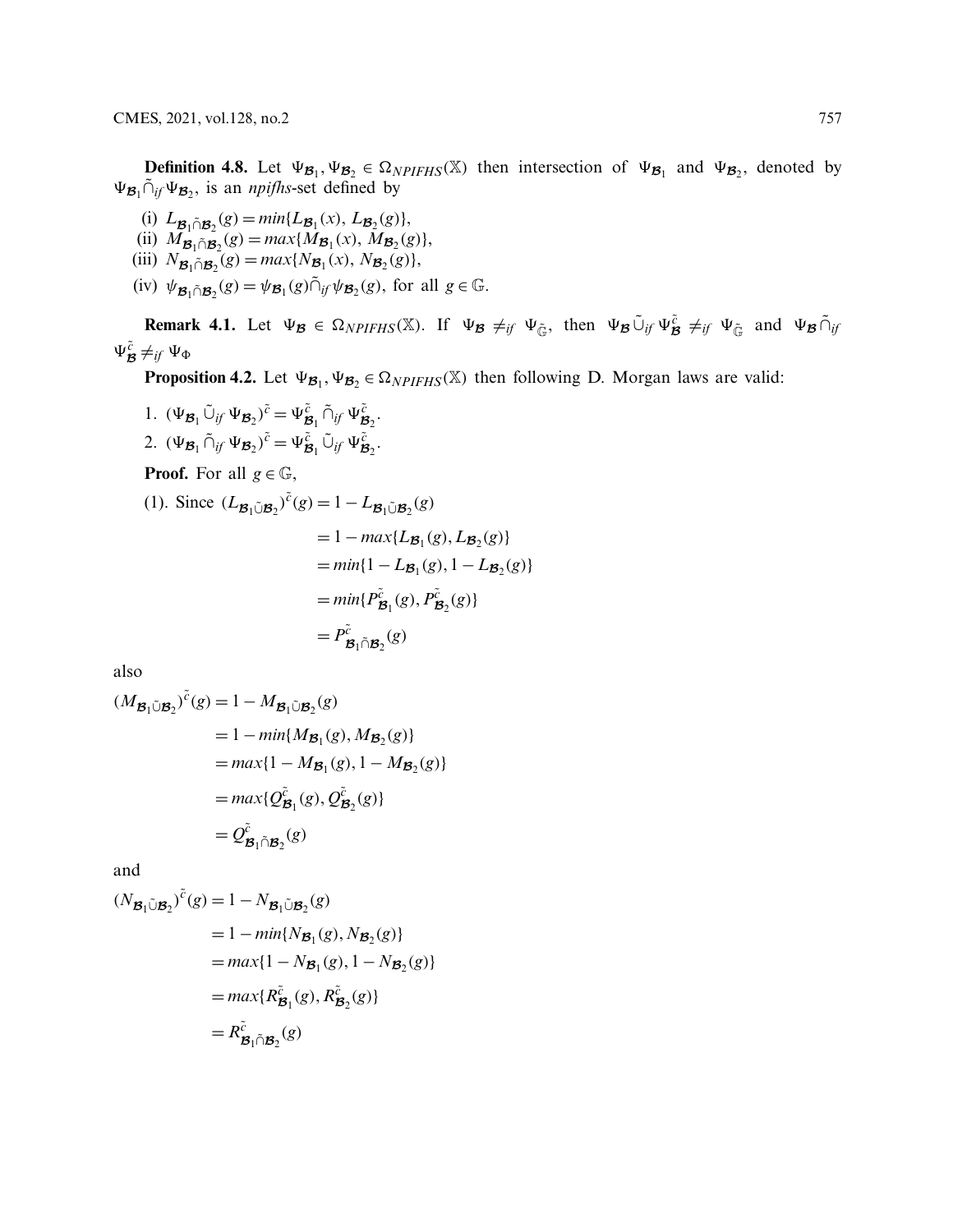**Definition 4.8.** Let $\Psi_{\mathcal{B}_1}, \Psi_{\mathcal{B}_2} \in \Omega_{NPIFHS}(\mathbb{X})$ then intersection of $\Psi_{\mathcal{B}_1}$ and $\Psi_{\mathcal{B}_2}$, denoted by $\Psi_{\mathcal{B}_1} \tilde{\cap}_{if} \Psi_{\mathcal{B}_2}$, is an *npifhs*-set defined by

(i) $L_{\mathcal{B}_1 \tilde{\cap} \mathcal{B}_2}(g) = min\{L_{\mathcal{B}_1}(x), L_{\mathcal{B}_2}(g)\}$,

(ii) $M_{\mathcal{B}_1 \tilde{\cap} \mathcal{B}_2}(g) = max\{M_{\mathcal{B}_1}(x), M_{\mathcal{B}_2}(g)\}$,

(iii) $N_{\mathcal{B}_1 \tilde{\cap} \mathcal{B}_2}(g) = max\{N_{\mathcal{B}_1}(x), N_{\mathcal{B}_2}(g)\}$,

(iv) $\psi_{\mathcal{B}_1 \tilde{\cap} \mathcal{B}_2}(g) = \psi_{\mathcal{B}_1}(g) \tilde{\cap}_{if} \psi_{\mathcal{B}_2}(g)$, for all $g \in \mathbb{G}$.

**Remark 4.1.** Let $\Psi_{\mathcal{B}} \in \Omega_{NPIFHS}(\mathbb{X})$. If $\Psi_{\mathcal{B}} \neq_{if} \Psi_{\tilde{\mathbb{G}}}$, then $\Psi_{\mathcal{B}} \tilde{\cup}_{if} \Psi_{\mathcal{B}}^{\tilde{c}} \neq_{if} \Psi_{\tilde{\mathbb{G}}}$ and $\Psi_{\mathcal{B}} \tilde{\cap}_{if} \Psi_{\mathcal{B}}^{\tilde{c}} \neq_{if} \Psi_{\Phi}$

**Proposition 4.2.** Let $\Psi_{\mathcal{B}_1}, \Psi_{\mathcal{B}_2} \in \Omega_{NPIFHS}(\mathbb{X})$ then following D. Morgan laws are valid:

1. $(\Psi_{\mathcal{B}_1} \tilde{\cup}_{if} \Psi_{\mathcal{B}_2})^{\tilde{c}} = \Psi_{\mathcal{B}_1}^{\tilde{c}} \tilde{\cap}_{if} \Psi_{\mathcal{B}_2}^{\tilde{c}}$.
2. $(\Psi_{\mathcal{B}_1} \tilde{\cap}_{if} \Psi_{\mathcal{B}_2})^{\tilde{c}} = \Psi_{\mathcal{B}_1}^{\tilde{c}} \tilde{\cup}_{if} \Psi_{\mathcal{B}_2}^{\tilde{c}}$.

**Proof.** For all $g \in \mathbb{G}$,

(1). Since
$$
\begin{aligned}
(L_{\mathcal{B}_1 \tilde{\cup} \mathcal{B}_2})^{\tilde{c}}(g) &= 1 - L_{\mathcal{B}_1 \tilde{\cup} \mathcal{B}_2}(g) \\
&= 1 - max\{L_{\mathcal{B}_1}(g), L_{\mathcal{B}_2}(g)\} \\
&= min\{1 - L_{\mathcal{B}_1}(g), 1 - L_{\mathcal{B}_2}(g)\} \\
&= min\{P_{\mathcal{B}_1}^{\tilde{c}}(g), P_{\mathcal{B}_2}^{\tilde{c}}(g)\} \\
&= P_{\mathcal{B}_1 \tilde{\cap} \mathcal{B}_2}^{\tilde{c}}(g)
\end{aligned}
$$

also

$$
\begin{aligned}
(M_{\mathcal{B}_1 \tilde{\cup} \mathcal{B}_2})^{\tilde{c}}(g) &= 1 - M_{\mathcal{B}_1 \tilde{\cup} \mathcal{B}_2}(g) \\
&= 1 - min\{M_{\mathcal{B}_1}(g), M_{\mathcal{B}_2}(g)\} \\
&= max\{1 - M_{\mathcal{B}_1}(g), 1 - M_{\mathcal{B}_2}(g)\} \\
&= max\{Q_{\mathcal{B}_1}^{\tilde{c}}(g), Q_{\mathcal{B}_2}^{\tilde{c}}(g)\} \\
&= Q_{\mathcal{B}_1 \tilde{\cap} \mathcal{B}_2}^{\tilde{c}}(g)
\end{aligned}
$$

and

$$
\begin{aligned}
(N_{\mathcal{B}_1 \tilde{\cup} \mathcal{B}_2})^{\tilde{c}}(g) &= 1 - N_{\mathcal{B}_1 \tilde{\cup} \mathcal{B}_2}(g) \\
&= 1 - min\{N_{\mathcal{B}_1}(g), N_{\mathcal{B}_2}(g)\} \\
&= max\{1 - N_{\mathcal{B}_1}(g), 1 - N_{\mathcal{B}_2}(g)\} \\
&= max\{R_{\mathcal{B}_1}^{\tilde{c}}(g), R_{\mathcal{B}_2}^{\tilde{c}}(g)\} \\
&= R_{\mathcal{B}_1 \tilde{\cap} \mathcal{B}_2}^{\tilde{c}}(g)
\end{aligned}
$$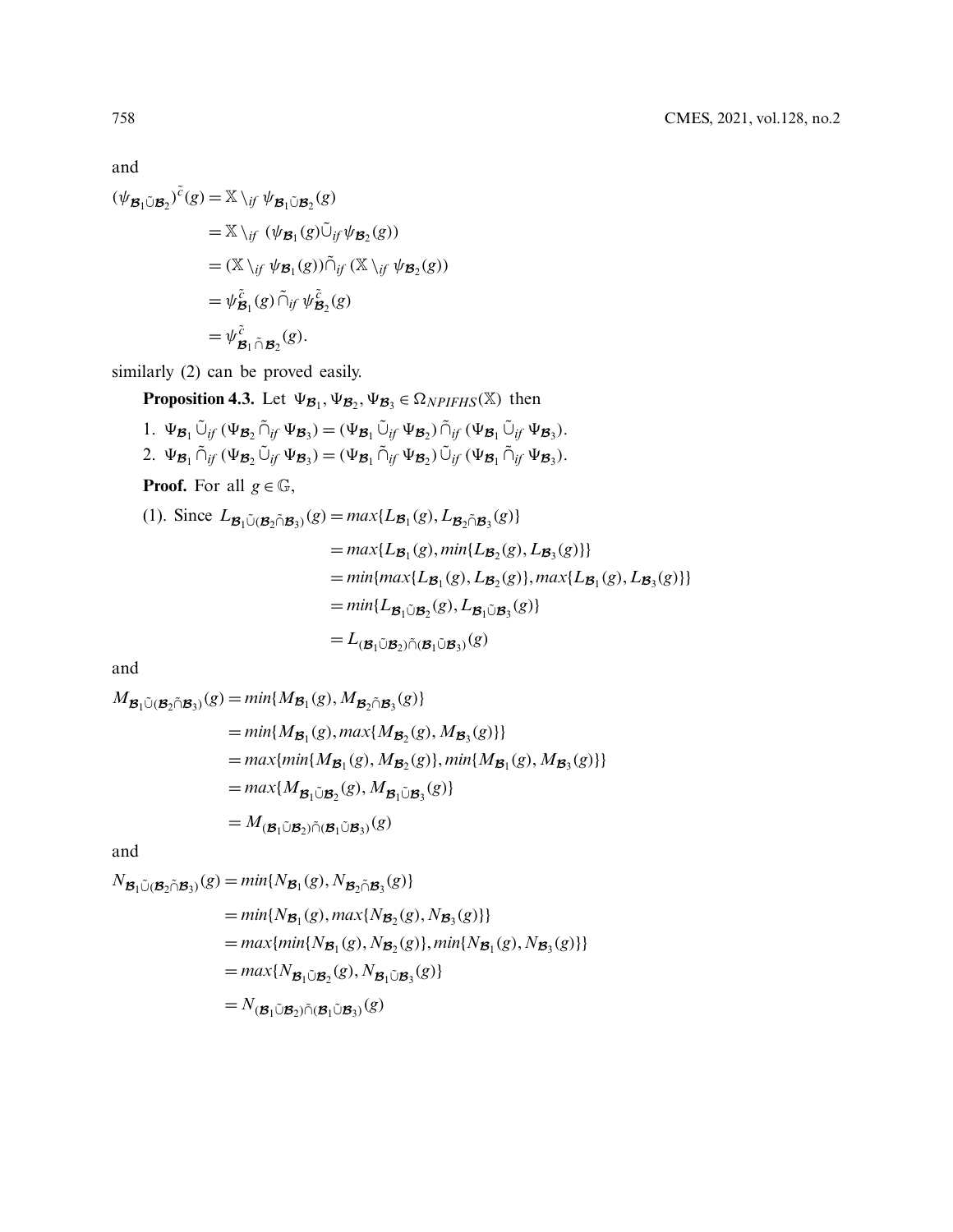and

$$
\begin{aligned}
(\psi_{\mathcal{B}_1 \tilde{\cup} \mathcal{B}_2})^{\tilde{c}}(g) &= \mathbb{X} \setminus_{if} \psi_{\mathcal{B}_1 \tilde{\cup} \mathcal{B}_2}(g) \\
&= \mathbb{X} \setminus_{if} (\psi_{\mathcal{B}_1}(g) \tilde{\cup}_{if} \psi_{\mathcal{B}_2}(g)) \\
&= (\mathbb{X} \setminus_{if} \psi_{\mathcal{B}_1}(g)) \tilde{\cap}_{if} (\mathbb{X} \setminus_{if} \psi_{\mathcal{B}_2}(g)) \\
&= \psi^{\tilde{c}}_{\mathcal{B}_1}(g) \tilde{\cap}_{if} \psi^{\tilde{c}}_{\mathcal{B}_2}(g) \\
&= \psi^{\tilde{c}}_{\mathcal{B}_1 \tilde{\cap} \mathcal{B}_2}(g).
\end{aligned}
$$

similarly (2) can be proved easily.

**Proposition 4.3.** Let $\Psi_{\mathcal{B}_1}, \Psi_{\mathcal{B}_2}, \Psi_{\mathcal{B}_3} \in \Omega_{NPIFHS}(\mathbb{X})$ then

1. $\Psi_{\mathcal{B}_1} \tilde{\cup}_{if} (\Psi_{\mathcal{B}_2} \tilde{\cap}_{if} \Psi_{\mathcal{B}_3}) = (\Psi_{\mathcal{B}_1} \tilde{\cup}_{if} \Psi_{\mathcal{B}_2}) \tilde{\cap}_{if} (\Psi_{\mathcal{B}_1} \tilde{\cup}_{if} \Psi_{\mathcal{B}_3})$.
2. $\Psi_{\mathcal{B}_1} \tilde{\cap}_{if} (\Psi_{\mathcal{B}_2} \tilde{\cup}_{if} \Psi_{\mathcal{B}_3}) = (\Psi_{\mathcal{B}_1} \tilde{\cap}_{if} \Psi_{\mathcal{B}_2}) \tilde{\cup}_{if} (\Psi_{\mathcal{B}_1} \tilde{\cap}_{if} \Psi_{\mathcal{B}_3})$.

**Proof.** For all $g \in \mathbb{G}$,

(1). Since
$$
\begin{aligned}
L_{\mathcal{B}_1 \tilde{\cup} (\mathcal{B}_2 \tilde{\cap} \mathcal{B}_3)}(g) &= max\{L_{\mathcal{B}_1}(g), L_{\mathcal{B}_2 \tilde{\cap} \mathcal{B}_3}(g)\} \\
&= max\{L_{\mathcal{B}_1}(g), min\{L_{\mathcal{B}_2}(g), L_{\mathcal{B}_3}(g)\}\} \\
&= min\{max\{L_{\mathcal{B}_1}(g), L_{\mathcal{B}_2}(g)\}, max\{L_{\mathcal{B}_1}(g), L_{\mathcal{B}_3}(g)\}\} \\
&= min\{L_{\mathcal{B}_1 \tilde{\cup} \mathcal{B}_2}(g), L_{\mathcal{B}_1 \tilde{\cup} \mathcal{B}_3}(g)\} \\
&= L_{(\mathcal{B}_1 \tilde{\cup} \mathcal{B}_2) \tilde{\cap} (\mathcal{B}_1 \tilde{\cup} \mathcal{B}_3)}(g)
\end{aligned}
$$

and

$$
\begin{aligned}
M_{\mathcal{B}_1 \tilde{\cup} (\mathcal{B}_2 \tilde{\cap} \mathcal{B}_3)}(g) &= min\{M_{\mathcal{B}_1}(g), M_{\mathcal{B}_2 \tilde{\cap} \mathcal{B}_3}(g)\} \\
&= min\{M_{\mathcal{B}_1}(g), max\{M_{\mathcal{B}_2}(g), M_{\mathcal{B}_3}(g)\}\} \\
&= max\{min\{M_{\mathcal{B}_1}(g), M_{\mathcal{B}_2}(g)\}, min\{M_{\mathcal{B}_1}(g), M_{\mathcal{B}_3}(g)\}\} \\
&= max\{M_{\mathcal{B}_1 \tilde{\cup} \mathcal{B}_2}(g), M_{\mathcal{B}_1 \tilde{\cup} \mathcal{B}_3}(g)\} \\
&= M_{(\mathcal{B}_1 \tilde{\cup} \mathcal{B}_2) \tilde{\cap} (\mathcal{B}_1 \tilde{\cup} \mathcal{B}_3)}(g)
\end{aligned}
$$

and

$$
\begin{aligned}
N_{\mathcal{B}_1 \tilde{\cup} (\mathcal{B}_2 \tilde{\cap} \mathcal{B}_3)}(g) &= min\{N_{\mathcal{B}_1}(g), N_{\mathcal{B}_2 \tilde{\cap} \mathcal{B}_3}(g)\} \\
&= min\{N_{\mathcal{B}_1}(g), max\{N_{\mathcal{B}_2}(g), N_{\mathcal{B}_3}(g)\}\} \\
&= max\{min\{N_{\mathcal{B}_1}(g), N_{\mathcal{B}_2}(g)\}, min\{N_{\mathcal{B}_1}(g), N_{\mathcal{B}_3}(g)\}\} \\
&= max\{N_{\mathcal{B}_1 \tilde{\cup} \mathcal{B}_2}(g), N_{\mathcal{B}_1 \tilde{\cup} \mathcal{B}_3}(g)\} \\
&= N_{(\mathcal{B}_1 \tilde{\cup} \mathcal{B}_2) \tilde{\cap} (\mathcal{B}_1 \tilde{\cup} \mathcal{B}_3)}(g)
\end{aligned}
$$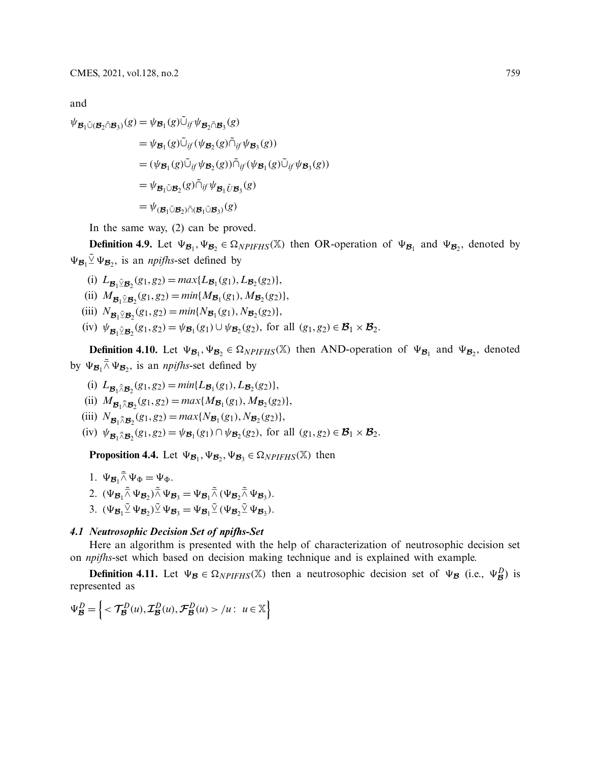and

$$
\begin{aligned}
\psi_{\mathcal{B}_1 \tilde{\cup} (\mathcal{B}_2 \tilde{\cap} \mathcal{B}_3)}(g) &= \psi_{\mathcal{B}_1}(g) \tilde{\cup}_{if} \psi_{\mathcal{B}_2 \tilde{\cap} \mathcal{B}_3}(g) \\
&= \psi_{\mathcal{B}_1}(g) \tilde{\cup}_{if} (\psi_{\mathcal{B}_2}(g) \tilde{\cap}_{if} \psi_{\mathcal{B}_3}(g)) \\
&= (\psi_{\mathcal{B}_1}(g) \tilde{\cup}_{if} \psi_{\mathcal{B}_2}(g)) \tilde{\cap}_{if} (\psi_{\mathcal{B}_1}(g) \tilde{\cup}_{if} \psi_{\mathcal{B}_3}(g)) \\
&= \psi_{\mathcal{B}_1 \tilde{\cup} \mathcal{B}_2}(g) \tilde{\cap}_{if} \psi_{\mathcal{B}_1 \tilde{U} \mathcal{B}_3}(g) \\
&= \psi_{(\mathcal{B}_1 \tilde{\cup} \mathcal{B}_2) \tilde{\cap} (\mathcal{B}_1 \tilde{\cup} \mathcal{B}_3)}(g)
\end{aligned}
$$

In the same way, (2) can be proved.

**Definition 4.9.** Let $\Psi_{\mathcal{B}_1}, \Psi_{\mathcal{B}_2} \in \Omega_{NPIFHS}(\mathbb{X})$ then OR-operation of $\Psi_{\mathcal{B}_1}$ and $\Psi_{\mathcal{B}_2}$, denoted by $\Psi_{\mathcal{B}_1} \tilde{\underline{\vee}} \Psi_{\mathcal{B}_2}$, is an *npifhs*-set defined by

(i) $L_{\mathcal{B}_1 \tilde{\underline{\vee}} \mathcal{B}_2}(g_1, g_2) = max\{L_{\mathcal{B}_1}(g_1), L_{\mathcal{B}_2}(g_2)\}$,

(ii) $M_{\mathcal{B}_1 \tilde{\underline{\vee}} \mathcal{B}_2}(g_1, g_2) = min\{M_{\mathcal{B}_1}(g_1), M_{\mathcal{B}_2}(g_2)\}$,

(iii) $N_{\mathcal{B}_1 \tilde{\underline{\vee}} \mathcal{B}_2}(g_1, g_2) = min\{N_{\mathcal{B}_1}(g_1), N_{\mathcal{B}_2}(g_2)\}$,

(iv) $\psi_{\mathcal{B}_1 \tilde{\underline{\vee}} \mathcal{B}_2}(g_1, g_2) = \psi_{\mathcal{B}_1}(g_1) \cup \psi_{\mathcal{B}_2}(g_2)$, for all $(g_1, g_2) \in \mathcal{B}_1 \times \mathcal{B}_2$.

**Definition 4.10.** Let $\Psi_{\mathcal{B}_1}, \Psi_{\mathcal{B}_2} \in \Omega_{NPIFHS}(\mathbb{X})$ then AND-operation of $\Psi_{\mathcal{B}_1}$ and $\Psi_{\mathcal{B}_2}$, denoted by $\Psi_{\mathcal{B}_1} \tilde{\bar{\wedge}} \Psi_{\mathcal{B}_2}$, is an *npifhs*-set defined by

(i) $L_{\mathcal{B}_1 \tilde{\bar{\wedge}} \mathcal{B}_2}(g_1, g_2) = min\{L_{\mathcal{B}_1}(g_1), L_{\mathcal{B}_2}(g_2)\}$,

(ii) $M_{\mathcal{B}_1 \tilde{\bar{\wedge}} \mathcal{B}_2}(g_1, g_2) = max\{M_{\mathcal{B}_1}(g_1), M_{\mathcal{B}_2}(g_2)\}$,

(iii) $N_{\mathcal{B}_1 \tilde{\bar{\wedge}} \mathcal{B}_2}(g_1, g_2) = max\{N_{\mathcal{B}_1}(g_1), N_{\mathcal{B}_2}(g_2)\}$,

(iv) $\psi_{\mathcal{B}_1 \tilde{\bar{\wedge}} \mathcal{B}_2}(g_1, g_2) = \psi_{\mathcal{B}_1}(g_1) \cap \psi_{\mathcal{B}_2}(g_2)$, for all $(g_1, g_2) \in \mathcal{B}_1 \times \mathcal{B}_2$.

**Proposition 4.4.** Let $\Psi_{\mathcal{B}_1}, \Psi_{\mathcal{B}_2}, \Psi_{\mathcal{B}_3} \in \Omega_{NPIFHS}(\mathbb{X})$ then

1. $\Psi_{\mathcal{B}_1} \tilde{\bar{\wedge}} \Psi_{\Phi} = \Psi_{\Phi}$.
2. $(\Psi_{\mathcal{B}_1} \tilde{\bar{\wedge}} \Psi_{\mathcal{B}_2}) \tilde{\bar{\wedge}} \Psi_{\mathcal{B}_3} = \Psi_{\mathcal{B}_1} \tilde{\bar{\wedge}} (\Psi_{\mathcal{B}_2} \tilde{\bar{\wedge}} \Psi_{\mathcal{B}_3})$.
3. $(\Psi_{\mathcal{B}_1} \tilde{\underline{\vee}} \Psi_{\mathcal{B}_2}) \tilde{\underline{\vee}} \Psi_{\mathcal{B}_3} = \Psi_{\mathcal{B}_1} \tilde{\underline{\vee}} (\Psi_{\mathcal{B}_2} \tilde{\underline{\vee}} \Psi_{\mathcal{B}_3})$.

### 4.1 Neutrosophic Decision Set of npifhs-Set

Here an algorithm is presented with the help of characterization of neutrosophic decision set on *npifhs*-set which based on decision making technique and is explained with example.

**Definition 4.11.** Let $\Psi_{\mathcal{B}} \in \Omega_{NPIFHS}(\mathbb{X})$ then a neutrosophic decision set of $\Psi_{\mathcal{B}}$ (i.e., $\Psi_{\mathcal{B}}^D$) is represented as

$$
\Psi_{\mathcal{B}}^D = \left\{ < \mathcal{T}_{\mathcal{B}}^D(u), \mathcal{I}_{\mathcal{B}}^D(u), \mathcal{F}_{\mathcal{B}}^D(u) > /u : \ u \in \mathbb{X} \right\}
$$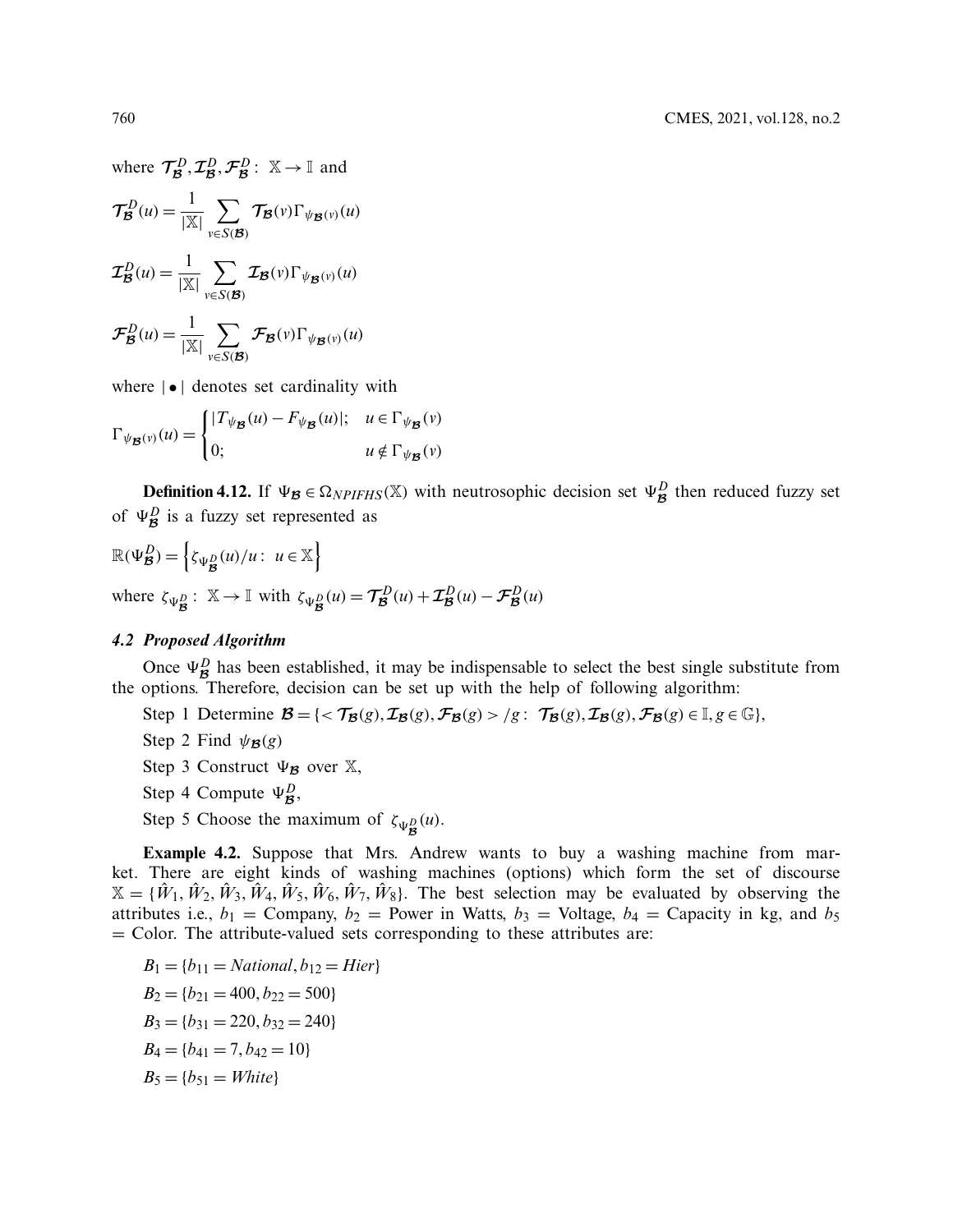where $\mathcal{T}_{\mathcal{B}}^{D}, \mathcal{I}_{\mathcal{B}}^{D}, \mathcal{F}_{\mathcal{B}}^{D} : \mathbb{X} \rightarrow \mathbb{I}$ and

$$\mathcal{T}_{\mathcal{B}}^{D}(u) = \frac{1}{|\mathbb{X}|} \sum_{v \in S(\mathcal{B})} \mathcal{T}_{\mathcal{B}}(v) \Gamma_{\psi_{\mathcal{B}}(v)}(u)$$

$$\mathcal{I}_{\mathcal{B}}^{D}(u) = \frac{1}{|\mathbb{X}|} \sum_{v \in S(\mathcal{B})} \mathcal{I}_{\mathcal{B}}(v) \Gamma_{\psi_{\mathcal{B}}(v)}(u)$$

$$\mathcal{F}_{\mathcal{B}}^{D}(u) = \frac{1}{|\mathbb{X}|} \sum_{v \in S(\mathcal{B})} \mathcal{F}_{\mathcal{B}}(v) \Gamma_{\psi_{\mathcal{B}}(v)}(u)$$

where $|\bullet|$ denotes set cardinality with

$$\Gamma_{\psi_{\mathcal{B}}(v)}(u) = \begin{cases} |T_{\psi_{\mathcal{B}}}(u) - F_{\psi_{\mathcal{B}}}(u)|; & u \in \Gamma_{\psi_{\mathcal{B}}}(v) \\ 0; & u \notin \Gamma_{\psi_{\mathcal{B}}}(v) \end{cases}$$

**Definition 4.12.** If $\Psi_{\mathcal{B}} \in \Omega_{NPIFHS}(\mathbb{X})$ with neutrosophic decision set $\Psi_{\mathcal{B}}^{D}$ then reduced fuzzy set of $\Psi_{\mathcal{B}}^{D}$ is a fuzzy set represented as

$$\mathbb{R}(\Psi_{\mathcal{B}}^{D}) = \left\{ \zeta_{\Psi_{\mathcal{B}}^{D}}(u)/u : \ u \in \mathbb{X} \right\}$$

where $\zeta_{\Psi_{\mathcal{B}}^{D}} : \mathbb{X} \rightarrow \mathbb{I}$ with $\zeta_{\Psi_{\mathcal{B}}^{D}}(u) = \mathcal{T}_{\mathcal{B}}^{D}(u) + \mathcal{I}_{\mathcal{B}}^{D}(u) - \mathcal{F}_{\mathcal{B}}^{D}(u)$

### *4.2 Proposed Algorithm*

Once $\Psi_{\mathcal{B}}^{D}$ has been established, it may be indispensable to select the best single substitute from the options. Therefore, decision can be set up with the help of following algorithm:

Step 1 Determine $\mathcal{B} = \{< \mathcal{T}_{\mathcal{B}}(g), \mathcal{I}_{\mathcal{B}}(g), \mathcal{F}_{\mathcal{B}}(g) > /g : \ \mathcal{T}_{\mathcal{B}}(g), \mathcal{I}_{\mathcal{B}}(g), \mathcal{F}_{\mathcal{B}}(g) \in \mathbb{I}, g \in \mathbb{G}\}$,

Step 2 Find $\psi_{\mathcal{B}}(g)$

Step 3 Construct $\Psi_{\mathcal{B}}$ over $\mathbb{X}$,

Step 4 Compute $\Psi_{\mathcal{B}}^{D}$,

Step 5 Choose the maximum of $\zeta_{\Psi_{\mathcal{B}}^{D}}(u)$.

**Example 4.2.** Suppose that Mrs. Andrew wants to buy a washing machine from market. There are eight kinds of washing machines (options) which form the set of discourse $\mathbb{X} = \{\hat{W}_1, \hat{W}_2, \hat{W}_3, \hat{W}_4, \hat{W}_5, \hat{W}_6, \hat{W}_7, \hat{W}_8\}$. The best selection may be evaluated by observing the attributes i.e., $b_1$ = Company, $b_2$ = Power in Watts, $b_3$ = Voltage, $b_4$ = Capacity in kg, and $b_5$ = Color. The attribute-valued sets corresponding to these attributes are:

$B_1 = \{b_{11} = National, b_{12} = Hier\}$

$B_2 = \{b_{21} = 400, b_{22} = 500\}$

$B_3 = \{b_{31} = 220, b_{32} = 240\}$

$B_4 = \{b_{41} = 7, b_{42} = 10\}$

$B_5 = \{b_{51} = White\}$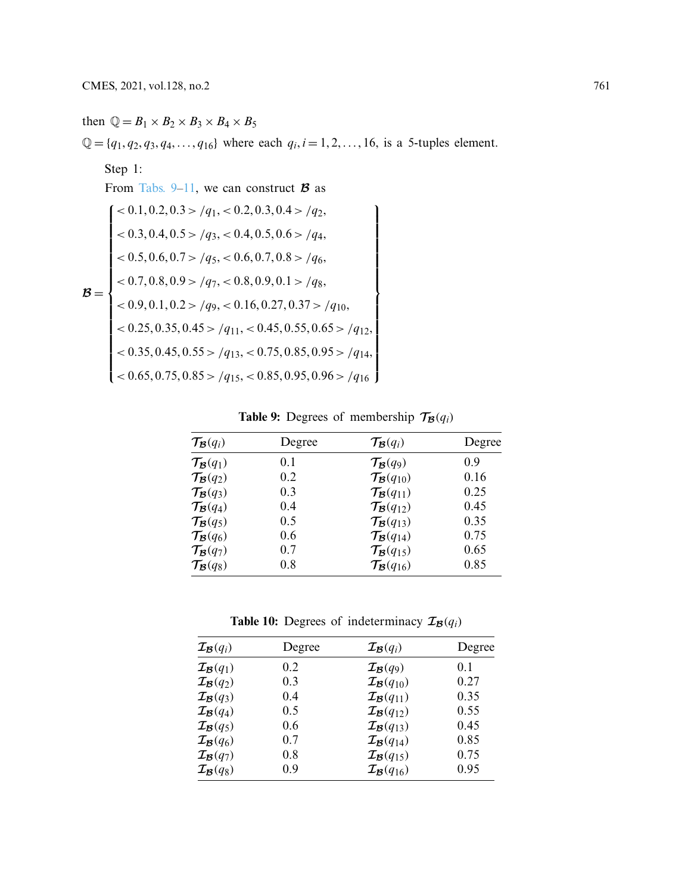then $\mathbb{Q} = B_1 \times B_2 \times B_3 \times B_4 \times B_5$

$\mathbb{Q} = \{q_1, q_2, q_3, q_4, \ldots, q_{16}\}$ where each $q_i, i = 1, 2, \ldots, 16$, is a 5-tuples element.

Step 1:

From Tabs. 9–11, we can construct $\mathcal{B}$ as

$$\mathcal{B} = \left\{ \begin{array}{l} <0.1, 0.2, 0.3> /q_1, <0.2, 0.3, 0.4> /q_2, \\ <0.3, 0.4, 0.5> /q_3, <0.4, 0.5, 0.6> /q_4, \\ <0.5, 0.6, 0.7> /q_5, <0.6, 0.7, 0.8> /q_6, \\ <0.7, 0.8, 0.9> /q_7, <0.8, 0.9, 0.1> /q_8, \\ <0.9, 0.1, 0.2> /q_9, <0.16, 0.27, 0.37> /q_{10}, \\ <0.25, 0.35, 0.45> /q_{11}, <0.45, 0.55, 0.65> /q_{12}, \\ <0.35, 0.45, 0.55> /q_{13}, <0.75, 0.85, 0.95> /q_{14}, \\ <0.65, 0.75, 0.85> /q_{15}, <0.85, 0.95, 0.96> /q_{16} \end{array} \right\}$$

**Table 9:** Degrees of membership $\mathcal{T}_{\mathcal{B}}(q_i)$

| $\mathcal{T}_{\mathcal{B}}(q_i)$ | Degree | $\mathcal{T}_{\mathcal{B}}(q_i)$ | Degree |
|---|---|---|---|
| $\mathcal{T}_{\mathcal{B}}(q_1)$ | 0.1 | $\mathcal{T}_{\mathcal{B}}(q_9)$ | 0.9 |
| $\mathcal{T}_{\mathcal{B}}(q_2)$ | 0.2 | $\mathcal{T}_{\mathcal{B}}(q_{10})$ | 0.16 |
| $\mathcal{T}_{\mathcal{B}}(q_3)$ | 0.3 | $\mathcal{T}_{\mathcal{B}}(q_{11})$ | 0.25 |
| $\mathcal{T}_{\mathcal{B}}(q_4)$ | 0.4 | $\mathcal{T}_{\mathcal{B}}(q_{12})$ | 0.45 |
| $\mathcal{T}_{\mathcal{B}}(q_5)$ | 0.5 | $\mathcal{T}_{\mathcal{B}}(q_{13})$ | 0.35 |
| $\mathcal{T}_{\mathcal{B}}(q_6)$ | 0.6 | $\mathcal{T}_{\mathcal{B}}(q_{14})$ | 0.75 |
| $\mathcal{T}_{\mathcal{B}}(q_7)$ | 0.7 | $\mathcal{T}_{\mathcal{B}}(q_{15})$ | 0.65 |
| $\mathcal{T}_{\mathcal{B}}(q_8)$ | 0.8 | $\mathcal{T}_{\mathcal{B}}(q_{16})$ | 0.85 |

**Table 10:** Degrees of indeterminacy $\mathcal{I}_{\mathcal{B}}(q_i)$

| $\mathcal{I}_{\mathcal{B}}(q_i)$ | Degree | $\mathcal{I}_{\mathcal{B}}(q_i)$ | Degree |
|---|---|---|---|
| $\mathcal{I}_{\mathcal{B}}(q_1)$ | 0.2 | $\mathcal{I}_{\mathcal{B}}(q_9)$ | 0.1 |
| $\mathcal{I}_{\mathcal{B}}(q_2)$ | 0.3 | $\mathcal{I}_{\mathcal{B}}(q_{10})$ | 0.27 |
| $\mathcal{I}_{\mathcal{B}}(q_3)$ | 0.4 | $\mathcal{I}_{\mathcal{B}}(q_{11})$ | 0.35 |
| $\mathcal{I}_{\mathcal{B}}(q_4)$ | 0.5 | $\mathcal{I}_{\mathcal{B}}(q_{12})$ | 0.55 |
| $\mathcal{I}_{\mathcal{B}}(q_5)$ | 0.6 | $\mathcal{I}_{\mathcal{B}}(q_{13})$ | 0.45 |
| $\mathcal{I}_{\mathcal{B}}(q_6)$ | 0.7 | $\mathcal{I}_{\mathcal{B}}(q_{14})$ | 0.85 |
| $\mathcal{I}_{\mathcal{B}}(q_7)$ | 0.8 | $\mathcal{I}_{\mathcal{B}}(q_{15})$ | 0.75 |
| $\mathcal{I}_{\mathcal{B}}(q_8)$ | 0.9 | $\mathcal{I}_{\mathcal{B}}(q_{16})$ | 0.95 |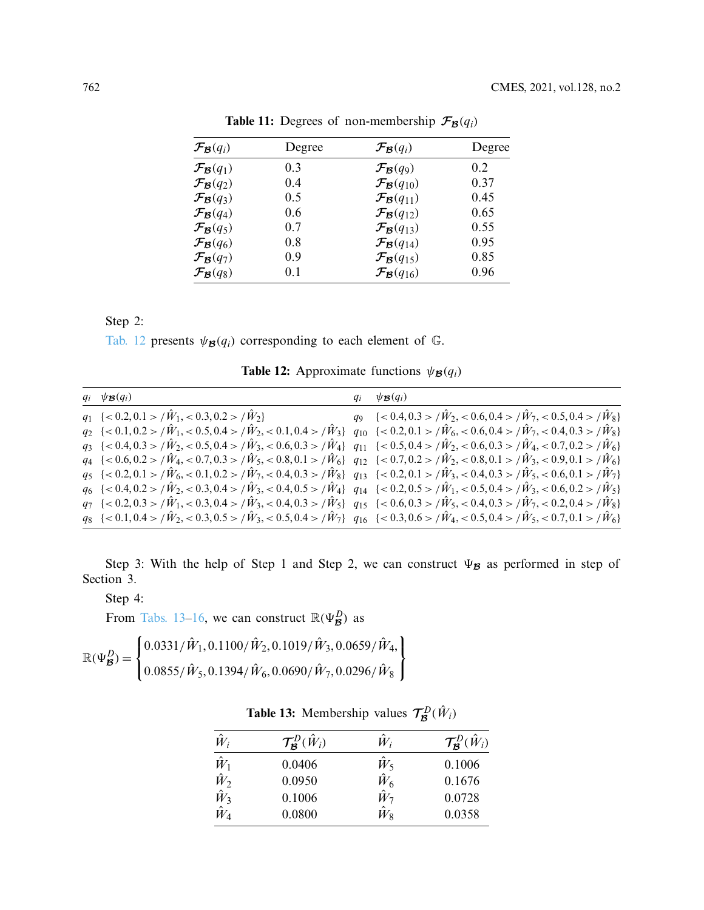**Table 11:** Degrees of non-membership $\mathcal{F}_{\mathcal{B}}(q_i)$

| $\mathcal{F}_{\mathcal{B}}(q_i)$ | Degree | $\mathcal{F}_{\mathcal{B}}(q_i)$ | Degree |
|---|---|---|---|
| $\mathcal{F}_{\mathcal{B}}(q_1)$ | 0.3 | $\mathcal{F}_{\mathcal{B}}(q_9)$ | 0.2 |
| $\mathcal{F}_{\mathcal{B}}(q_2)$ | 0.4 | $\mathcal{F}_{\mathcal{B}}(q_{10})$ | 0.37 |
| $\mathcal{F}_{\mathcal{B}}(q_3)$ | 0.5 | $\mathcal{F}_{\mathcal{B}}(q_{11})$ | 0.45 |
| $\mathcal{F}_{\mathcal{B}}(q_4)$ | 0.6 | $\mathcal{F}_{\mathcal{B}}(q_{12})$ | 0.65 |
| $\mathcal{F}_{\mathcal{B}}(q_5)$ | 0.7 | $\mathcal{F}_{\mathcal{B}}(q_{13})$ | 0.55 |
| $\mathcal{F}_{\mathcal{B}}(q_6)$ | 0.8 | $\mathcal{F}_{\mathcal{B}}(q_{14})$ | 0.95 |
| $\mathcal{F}_{\mathcal{B}}(q_7)$ | 0.9 | $\mathcal{F}_{\mathcal{B}}(q_{15})$ | 0.85 |
| $\mathcal{F}_{\mathcal{B}}(q_8)$ | 0.1 | $\mathcal{F}_{\mathcal{B}}(q_{16})$ | 0.96 |

Step 2:

Tab. 12 presents $\psi_{\mathcal{B}}(q_i)$ corresponding to each element of $\mathbb{G}$.

**Table 12:** Approximate functions $\psi_{\mathcal{B}}(q_i)$

| $q_i$ | $\psi_{\mathcal{B}}(q_i)$ | $q_i$ | $\psi_{\mathcal{B}}(q_i)$ |
|---|---|---|---|
| $q_1$ | $\{<0.2,0.1>/\hat{W}_1, <0.3,0.2>/\hat{W}_2\}$ | $q_9$ | $\{<0.4,0.3>/\hat{W}_2, <0.6,0.4>/\hat{W}_7, <0.5,0.4>/\hat{W}_8\}$ |
| $q_2$ | $\{<0.1,0.2>/\hat{W}_1, <0.5,0.4>/\hat{W}_2, <0.1,0.4>/\hat{W}_3\}$ | $q_{10}$ | $\{<0.2,0.1>/\hat{W}_6, <0.6,0.4>/\hat{W}_7, <0.4,0.3>/\hat{W}_8\}$ |
| $q_3$ | $\{<0.4,0.3>/\hat{W}_2, <0.5,0.4>/\hat{W}_3, <0.6,0.3>/\hat{W}_4\}$ | $q_{11}$ | $\{<0.5,0.4>/\hat{W}_2, <0.6,0.3>/\hat{W}_4, <0.7,0.2>/\hat{W}_6\}$ |
| $q_4$ | $\{<0.6,0.2>/\hat{W}_4, <0.7,0.3>/\hat{W}_5, <0.8,0.1>/\hat{W}_6\}$ | $q_{12}$ | $\{<0.7,0.2>/\hat{W}_2, <0.8,0.1>/\hat{W}_3, <0.9,0.1>/\hat{W}_6\}$ |
| $q_5$ | $\{<0.2,0.1>/\hat{W}_6, <0.1,0.2>/\hat{W}_7, <0.4,0.3>/\hat{W}_8\}$ | $q_{13}$ | $\{<0.2,0.1>/\hat{W}_3, <0.4,0.3>/\hat{W}_5, <0.6,0.1>/\hat{W}_7\}$ |
| $q_6$ | $\{<0.4,0.2>/\hat{W}_2, <0.3,0.4>/\hat{W}_3, <0.4,0.5>/\hat{W}_4\}$ | $q_{14}$ | $\{<0.2,0.5>/\hat{W}_1, <0.5,0.4>/\hat{W}_3, <0.6,0.2>/\hat{W}_5\}$ |
| $q_7$ | $\{<0.2,0.3>/\hat{W}_1, <0.3,0.4>/\hat{W}_3, <0.4,0.3>/\hat{W}_5\}$ | $q_{15}$ | $\{<0.6,0.3>/\hat{W}_5, <0.4,0.3>/\hat{W}_7, <0.2,0.4>/\hat{W}_8\}$ |
| $q_8$ | $\{<0.1,0.4>/\hat{W}_2, <0.3,0.5>/\hat{W}_3, <0.5,0.4>/\hat{W}_7\}$ | $q_{16}$ | $\{<0.3,0.6>/\hat{W}_4, <0.5,0.4>/\hat{W}_5, <0.7,0.1>/\hat{W}_6\}$ |

Step 3: With the help of Step 1 and Step 2, we can construct $\Psi_{\mathcal{B}}$ as performed in step of Section 3.

Step 4:

From Tabs. 13–16, we can construct $\mathbb{R}(\Psi^D_{\mathcal{B}})$ as

$$\mathbb{R}(\Psi^D_{\mathcal{B}}) = \begin{Bmatrix} 0.0331/\hat{W}_1, 0.1100/\hat{W}_2, 0.1019/\hat{W}_3, 0.0659/\hat{W}_4, \\ 0.0855/\hat{W}_5, 0.1394/\hat{W}_6, 0.0690/\hat{W}_7, 0.0296/\hat{W}_8 \end{Bmatrix}$$

**Table 13:** Membership values $\mathcal{T}^D_{\mathcal{B}}(\hat{W}_i)$

| $\hat{W}_i$ | $\mathcal{T}^D_{\mathcal{B}}(\hat{W}_i)$ | $\hat{W}_i$ | $\mathcal{T}^D_{\mathcal{B}}(\hat{W}_i)$ |
|---|---|---|---|
| $\hat{W}_1$ | 0.0406 | $\hat{W}_5$ | 0.1006 |
| $\hat{W}_2$ | 0.0950 | $\hat{W}_6$ | 0.1676 |
| $\hat{W}_3$ | 0.1006 | $\hat{W}_7$ | 0.0728 |
| $\hat{W}_4$ | 0.0800 | $\hat{W}_8$ | 0.0358 |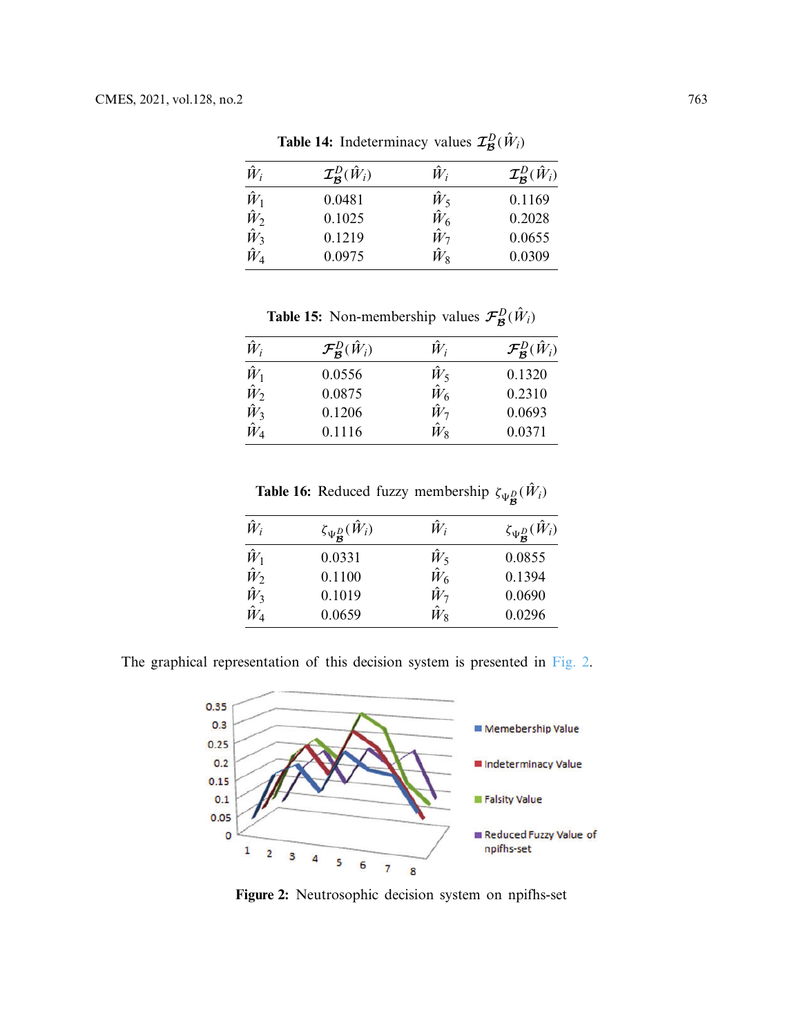**Table 14:** Indeterminacy values $\mathcal{I}^{D}_{\mathcal{B}}(\hat{W}_i)$

| $\hat{W}_i$ | $\mathcal{I}^{D}_{\mathcal{B}}(\hat{W}_i)$ | $\hat{W}_i$ | $\mathcal{I}^{D}_{\mathcal{B}}(\hat{W}_i)$ |
|---|---|---|---|
| $\hat{W}_1$ | 0.0481 | $\hat{W}_5$ | 0.1169 |
| $\hat{W}_2$ | 0.1025 | $\hat{W}_6$ | 0.2028 |
| $\hat{W}_3$ | 0.1219 | $\hat{W}_7$ | 0.0655 |
| $\hat{W}_4$ | 0.0975 | $\hat{W}_8$ | 0.0309 |

**Table 15:** Non-membership values $\mathcal{F}^{D}_{\mathcal{B}}(\hat{W}_i)$

| $\hat{W}_i$ | $\mathcal{F}^{D}_{\mathcal{B}}(\hat{W}_i)$ | $\hat{W}_i$ | $\mathcal{F}^{D}_{\mathcal{B}}(\hat{W}_i)$ |
|---|---|---|---|
| $\hat{W}_1$ | 0.0556 | $\hat{W}_5$ | 0.1320 |
| $\hat{W}_2$ | 0.0875 | $\hat{W}_6$ | 0.2310 |
| $\hat{W}_3$ | 0.1206 | $\hat{W}_7$ | 0.0693 |
| $\hat{W}_4$ | 0.1116 | $\hat{W}_8$ | 0.0371 |

**Table 16:** Reduced fuzzy membership $\zeta_{\Psi^{D}_{\mathcal{B}}}(\hat{W}_i)$

| $\hat{W}_i$ | $\zeta_{\Psi^{D}_{\mathcal{B}}}(\hat{W}_i)$ | $\hat{W}_i$ | $\zeta_{\Psi^{D}_{\mathcal{B}}}(\hat{W}_i)$ |
|---|---|---|---|
| $\hat{W}_1$ | 0.0331 | $\hat{W}_5$ | 0.0855 |
| $\hat{W}_2$ | 0.1100 | $\hat{W}_6$ | 0.1394 |
| $\hat{W}_3$ | 0.1019 | $\hat{W}_7$ | 0.0690 |
| $\hat{W}_4$ | 0.0659 | $\hat{W}_8$ | 0.0296 |

The graphical representation of this decision system is presented in Fig. 2.

**Figure 2:** Neutrosophic decision system on npifhs-set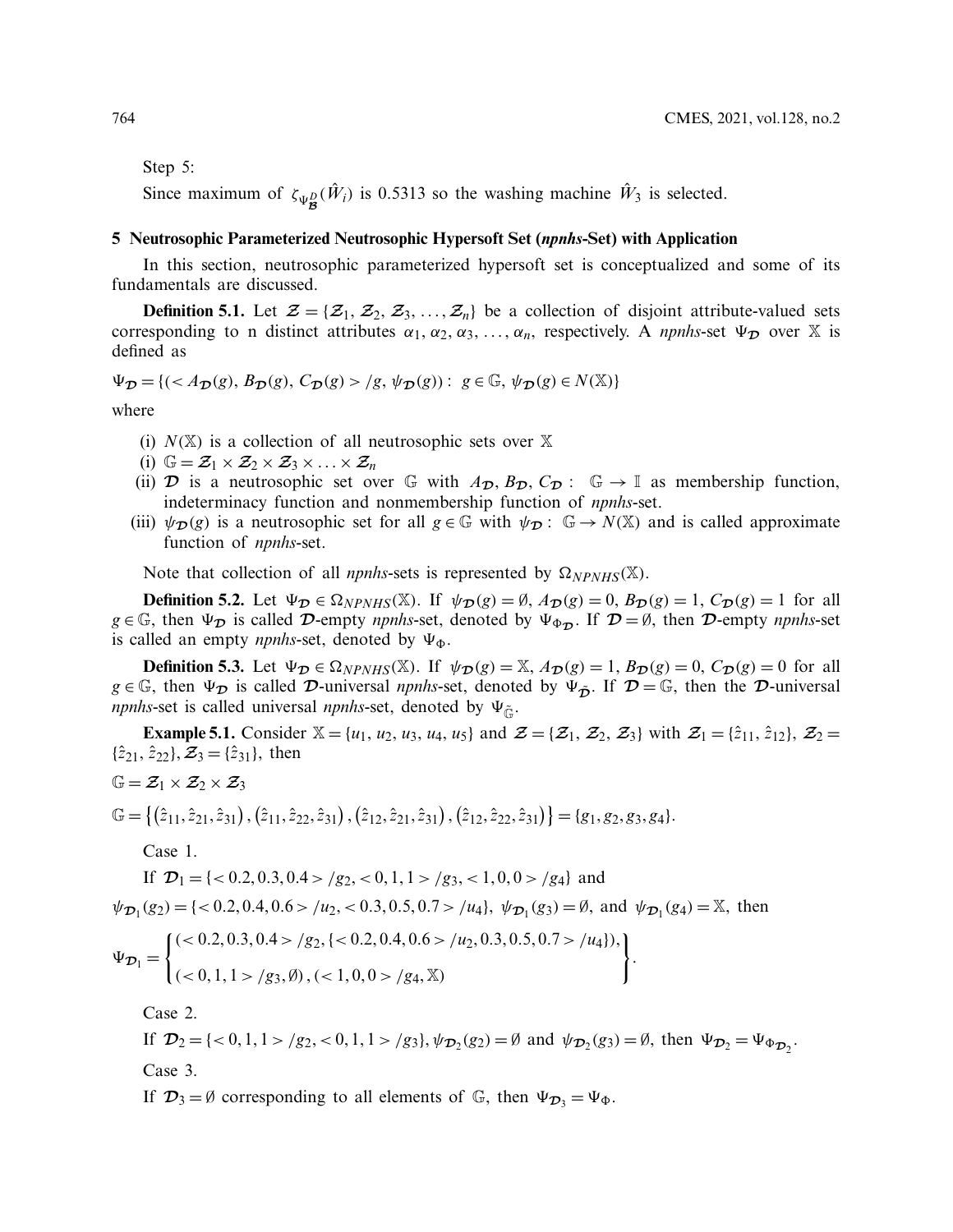Step 5:

Since maximum of $\zeta_{\Psi^D_{\mathcal{B}}}(\hat{W}_i)$ is 0.5313 so the washing machine $\hat{W}_3$ is selected.

## 5 Neutrosophic Parameterized Neutrosophic Hypersoft Set (*npnhs*-Set) with Application

In this section, neutrosophic parameterized hypersoft set is conceptualized and some of its fundamentals are discussed.

**Definition 5.1.** Let $\mathcal{Z} = \{\mathcal{Z}_1, \mathcal{Z}_2, \mathcal{Z}_3, \ldots, \mathcal{Z}_n\}$ be a collection of disjoint attribute-valued sets corresponding to n distinct attributes $\alpha_1, \alpha_2, \alpha_3, \ldots, \alpha_n$, respectively. A *npnhs*-set $\Psi_{\mathcal{D}}$ over $\mathbb{X}$ is defined as

$$\Psi_{\mathcal{D}} = \{(< A_{\mathcal{D}}(g), B_{\mathcal{D}}(g), C_{\mathcal{D}}(g) > /g, \psi_{\mathcal{D}}(g)) : \ g \in \mathbb{G}, \psi_{\mathcal{D}}(g) \in N(\mathbb{X})\}$$

where

- (i) $N(\mathbb{X})$ is a collection of all neutrosophic sets over $\mathbb{X}$
- (i) $\mathbb{G} = \mathcal{Z}_1 \times \mathcal{Z}_2 \times \mathcal{Z}_3 \times \ldots \times \mathcal{Z}_n$
- (ii) $\mathcal{D}$ is a neutrosophic set over $\mathbb{G}$ with $A_{\mathcal{D}}, B_{\mathcal{D}}, C_{\mathcal{D}} : \ \mathbb{G} \to \mathbb{I}$ as membership function, indeterminacy function and nonmembership function of *npnhs*-set.
- (iii) $\psi_{\mathcal{D}}(g)$ is a neutrosophic set for all $g \in \mathbb{G}$ with $\psi_{\mathcal{D}} : \ \mathbb{G} \to N(\mathbb{X})$ and is called approximate function of *npnhs*-set.

Note that collection of all *npnhs*-sets is represented by $\Omega_{NPNHS}(\mathbb{X})$.

**Definition 5.2.** Let $\Psi_{\mathcal{D}} \in \Omega_{NPNHS}(\mathbb{X})$. If $\psi_{\mathcal{D}}(g) = \emptyset$, $A_{\mathcal{D}}(g) = 0$, $B_{\mathcal{D}}(g) = 1$, $C_{\mathcal{D}}(g) = 1$ for all $g \in \mathbb{G}$, then $\Psi_{\mathcal{D}}$ is called $\mathcal{D}$-empty *npnhs*-set, denoted by $\Psi_{\Phi_{\mathcal{D}}}$. If $\mathcal{D} = \emptyset$, then $\mathcal{D}$-empty *npnhs*-set is called an empty *npnhs*-set, denoted by $\Psi_{\Phi}$.

**Definition 5.3.** Let $\Psi_{\mathcal{D}} \in \Omega_{NPNHS}(\mathbb{X})$. If $\psi_{\mathcal{D}}(g) = \mathbb{X}$, $A_{\mathcal{D}}(g) = 1$, $B_{\mathcal{D}}(g) = 0$, $C_{\mathcal{D}}(g) = 0$ for all $g \in \mathbb{G}$, then $\Psi_{\mathcal{D}}$ is called $\mathcal{D}$-universal *npnhs*-set, denoted by $\Psi_{\tilde{\mathcal{D}}}$. If $\mathcal{D} = \mathbb{G}$, then the $\mathcal{D}$-universal *npnhs*-set is called universal *npnhs*-set, denoted by $\Psi_{\tilde{\mathbb{G}}}$.

**Example 5.1.** Consider $\mathbb{X} = \{u_1, u_2, u_3, u_4, u_5\}$ and $\mathcal{Z} = \{\mathcal{Z}_1, \mathcal{Z}_2, \mathcal{Z}_3\}$ with $\mathcal{Z}_1 = \{\hat{z}_{11}, \hat{z}_{12}\}$, $\mathcal{Z}_2 = \{\hat{z}_{21}, \hat{z}_{22}\}$, $\mathcal{Z}_3 = \{\hat{z}_{31}\}$, then

$$\mathbb{G} = \mathcal{Z}_1 \times \mathcal{Z}_2 \times \mathcal{Z}_3$$

$$\mathbb{G} = \left\{\left(\hat{z}_{11}, \hat{z}_{21}, \hat{z}_{31}\right), \left(\hat{z}_{11}, \hat{z}_{22}, \hat{z}_{31}\right), \left(\hat{z}_{12}, \hat{z}_{21}, \hat{z}_{31}\right), \left(\hat{z}_{12}, \hat{z}_{22}, \hat{z}_{31}\right)\right\} = \{g_1, g_2, g_3, g_4\}.$$

Case 1.

If $\mathcal{D}_1 = \{< 0.2, 0.3, 0.4 > /g_2, < 0, 1, 1 > /g_3, < 1, 0, 0 > /g_4\}$ and

$\psi_{\mathcal{D}_1}(g_2) = \{< 0.2, 0.4, 0.6 > /u_2, < 0.3, 0.5, 0.7 > /u_4\}$, $\psi_{\mathcal{D}_1}(g_3) = \emptyset$, and $\psi_{\mathcal{D}_1}(g_4) = \mathbb{X}$, then

$$\Psi_{\mathcal{D}_1} = \begin{Bmatrix} (< 0.2, 0.3, 0.4 > /g_2, \{< 0.2, 0.4, 0.6 > /u_2, 0.3, 0.5, 0.7 > /u_4\}), \\ (< 0, 1, 1 > /g_3, \emptyset), (< 1, 0, 0 > /g_4, \mathbb{X}) \end{Bmatrix}.$$

Case 2.

If $\mathcal{D}_2 = \{< 0, 1, 1 > /g_2, < 0, 1, 1 > /g_3\}$, $\psi_{\mathcal{D}_2}(g_2) = \emptyset$ and $\psi_{\mathcal{D}_2}(g_3) = \emptyset$, then $\Psi_{\mathcal{D}_2} = \Psi_{\Phi_{\mathcal{D}_2}}$.

Case 3.

If $\mathcal{D}_3 = \emptyset$ corresponding to all elements of $\mathbb{G}$, then $\Psi_{\mathcal{D}_3} = \Psi_{\Phi}$.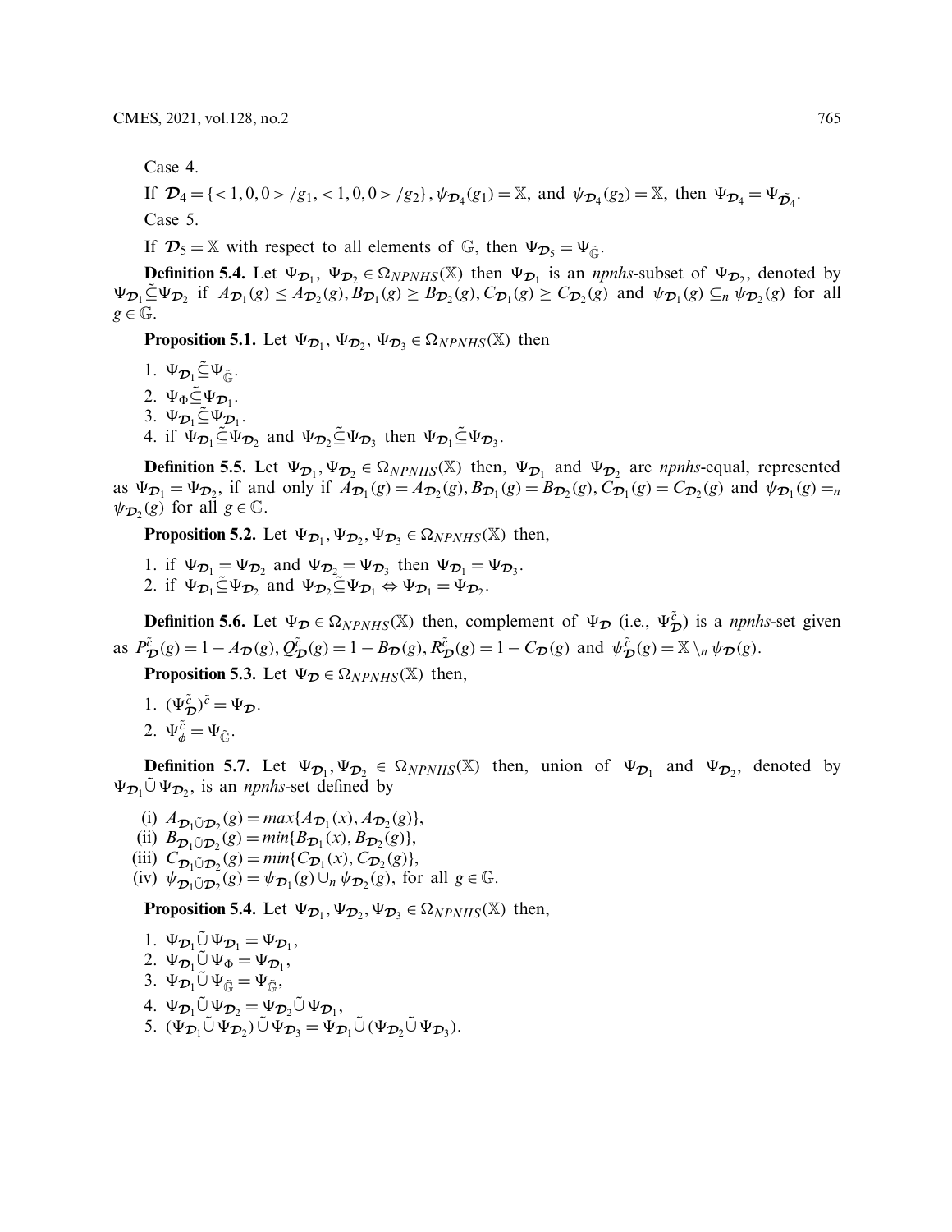Case 4.

If $\mathcal{D}_4 = \{<1, 0, 0>/g_1, <1, 0, 0>/g_2\}$, $\psi_{\mathcal{D}_4}(g_1) = \mathbb{X}$, and $\psi_{\mathcal{D}_4}(g_2) = \mathbb{X}$, then $\Psi_{\mathcal{D}_4} = \Psi_{\tilde{\mathcal{D}}_4}$.

Case 5.

If $\mathcal{D}_5 = \mathbb{X}$ with respect to all elements of $\mathbb{G}$, then $\Psi_{\mathcal{D}_5} = \Psi_{\tilde{\mathbb{G}}}$.

**Definition 5.4.** Let $\Psi_{\mathcal{D}_1}$, $\Psi_{\mathcal{D}_2} \in \Omega_{NPNHS}(\mathbb{X})$ then $\Psi_{\mathcal{D}_1}$ is an *npnhs*-subset of $\Psi_{\mathcal{D}_2}$, denoted by $\Psi_{\mathcal{D}_1} \tilde{\subseteq} \Psi_{\mathcal{D}_2}$ if $A_{\mathcal{D}_1}(g) \leq A_{\mathcal{D}_2}(g), B_{\mathcal{D}_1}(g) \geq B_{\mathcal{D}_2}(g), C_{\mathcal{D}_1}(g) \geq C_{\mathcal{D}_2}(g)$ and $\psi_{\mathcal{D}_1}(g) \subseteq_n \psi_{\mathcal{D}_2}(g)$ for all $g \in \mathbb{G}$.

**Proposition 5.1.** Let $\Psi_{\mathcal{D}_1}$, $\Psi_{\mathcal{D}_2}$, $\Psi_{\mathcal{D}_3} \in \Omega_{NPNHS}(\mathbb{X})$ then

1. $\Psi_{\mathcal{D}_1} \tilde{\subseteq} \Psi_{\tilde{\mathbb{G}}}$.
2. $\Psi_{\Phi} \tilde{\subseteq} \Psi_{\mathcal{D}_1}$.
3. $\Psi_{\mathcal{D}_1} \tilde{\subseteq} \Psi_{\mathcal{D}_1}$.
4. if $\Psi_{\mathcal{D}_1} \tilde{\subseteq} \Psi_{\mathcal{D}_2}$ and $\Psi_{\mathcal{D}_2} \tilde{\subseteq} \Psi_{\mathcal{D}_3}$ then $\Psi_{\mathcal{D}_1} \tilde{\subseteq} \Psi_{\mathcal{D}_3}$.

**Definition 5.5.** Let $\Psi_{\mathcal{D}_1}, \Psi_{\mathcal{D}_2} \in \Omega_{NPNHS}(\mathbb{X})$ then, $\Psi_{\mathcal{D}_1}$ and $\Psi_{\mathcal{D}_2}$ are *npnhs*-equal, represented as $\Psi_{\mathcal{D}_1} = \Psi_{\mathcal{D}_2}$, if and only if $A_{\mathcal{D}_1}(g) = A_{\mathcal{D}_2}(g), B_{\mathcal{D}_1}(g) = B_{\mathcal{D}_2}(g), C_{\mathcal{D}_1}(g) = C_{\mathcal{D}_2}(g)$ and $\psi_{\mathcal{D}_1}(g) =_n \psi_{\mathcal{D}_2}(g)$ for all $g \in \mathbb{G}$.

**Proposition 5.2.** Let $\Psi_{\mathcal{D}_1}, \Psi_{\mathcal{D}_2}, \Psi_{\mathcal{D}_3} \in \Omega_{NPNHS}(\mathbb{X})$ then,

1. if $\Psi_{\mathcal{D}_1} = \Psi_{\mathcal{D}_2}$ and $\Psi_{\mathcal{D}_2} = \Psi_{\mathcal{D}_3}$ then $\Psi_{\mathcal{D}_1} = \Psi_{\mathcal{D}_3}$.
2. if $\Psi_{\mathcal{D}_1} \tilde{\subseteq} \Psi_{\mathcal{D}_2}$ and $\Psi_{\mathcal{D}_2} \tilde{\subseteq} \Psi_{\mathcal{D}_1} \Leftrightarrow \Psi_{\mathcal{D}_1} = \Psi_{\mathcal{D}_2}$.

**Definition 5.6.** Let $\Psi_{\mathcal{D}} \in \Omega_{NPNHS}(\mathbb{X})$ then, complement of $\Psi_{\mathcal{D}}$ (i.e., $\Psi_{\mathcal{D}}^{\tilde{c}}$) is a *npnhs*-set given as $P_{\mathcal{D}}^{\tilde{c}}(g) = 1 - A_{\mathcal{D}}(g), Q_{\mathcal{D}}^{\tilde{c}}(g) = 1 - B_{\mathcal{D}}(g), R_{\mathcal{D}}^{\tilde{c}}(g) = 1 - C_{\mathcal{D}}(g)$ and $\psi_{\mathcal{D}}^{\tilde{c}}(g) = \mathbb{X} \setminus_n \psi_{\mathcal{D}}(g)$.

**Proposition 5.3.** Let $\Psi_{\mathcal{D}} \in \Omega_{NPNHS}(\mathbb{X})$ then,

1. $(\Psi_{\mathcal{D}}^{\tilde{c}})^{\tilde{c}} = \Psi_{\mathcal{D}}$.
2. $\Psi_{\phi}^{\tilde{c}} = \Psi_{\tilde{\mathbb{G}}}$.

**Definition 5.7.** Let $\Psi_{\mathcal{D}_1}, \Psi_{\mathcal{D}_2} \in \Omega_{NPNHS}(\mathbb{X})$ then, union of $\Psi_{\mathcal{D}_1}$ and $\Psi_{\mathcal{D}_2}$, denoted by $\Psi_{\mathcal{D}_1} \tilde{\cup} \Psi_{\mathcal{D}_2}$, is an *npnhs*-set defined by

(i) $A_{\mathcal{D}_1 \tilde{\cup} \mathcal{D}_2}(g) = max\{A_{\mathcal{D}_1}(x), A_{\mathcal{D}_2}(g)\}$,
(ii) $B_{\mathcal{D}_1 \tilde{\cup} \mathcal{D}_2}(g) = min\{B_{\mathcal{D}_1}(x), B_{\mathcal{D}_2}(g)\}$,
(iii) $C_{\mathcal{D}_1 \tilde{\cup} \mathcal{D}_2}(g) = min\{C_{\mathcal{D}_1}(x), C_{\mathcal{D}_2}(g)\}$,
(iv) $\psi_{\mathcal{D}_1 \tilde{\cup} \mathcal{D}_2}(g) = \psi_{\mathcal{D}_1}(g) \cup_n \psi_{\mathcal{D}_2}(g)$, for all $g \in \mathbb{G}$.

**Proposition 5.4.** Let $\Psi_{\mathcal{D}_1}, \Psi_{\mathcal{D}_2}, \Psi_{\mathcal{D}_3} \in \Omega_{NPNHS}(\mathbb{X})$ then,

1. $\Psi_{\mathcal{D}_1} \tilde{\cup} \Psi_{\mathcal{D}_1} = \Psi_{\mathcal{D}_1}$,
2. $\Psi_{\mathcal{D}_1} \tilde{\cup} \Psi_{\Phi} = \Psi_{\mathcal{D}_1}$,
3. $\Psi_{\mathcal{D}_1} \tilde{\cup} \Psi_{\tilde{\mathbb{G}}} = \Psi_{\tilde{\mathbb{G}}}$,
4. $\Psi_{\mathcal{D}_1} \tilde{\cup} \Psi_{\mathcal{D}_2} = \Psi_{\mathcal{D}_2} \tilde{\cup} \Psi_{\mathcal{D}_1}$,
5. $(\Psi_{\mathcal{D}_1} \tilde{\cup} \Psi_{\mathcal{D}_2}) \tilde{\cup} \Psi_{\mathcal{D}_3} = \Psi_{\mathcal{D}_1} \tilde{\cup} (\Psi_{\mathcal{D}_2} \tilde{\cup} \Psi_{\mathcal{D}_3})$.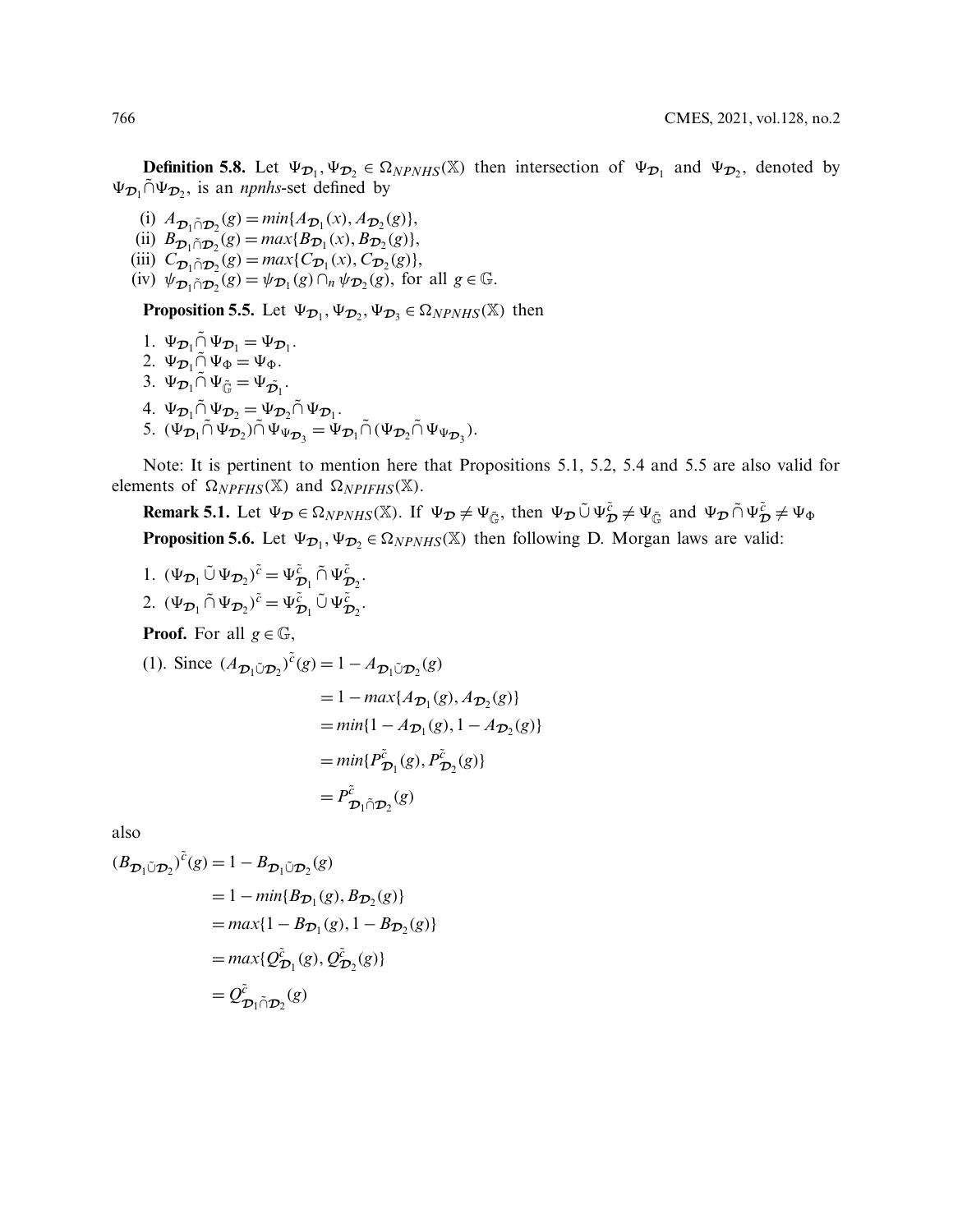**Definition 5.8.** Let $\Psi_{\mathcal{D}_1}, \Psi_{\mathcal{D}_2} \in \Omega_{NPNHS}(\mathbb{X})$ then intersection of $\Psi_{\mathcal{D}_1}$ and $\Psi_{\mathcal{D}_2}$, denoted by $\Psi_{\mathcal{D}_1} \tilde{\cap} \Psi_{\mathcal{D}_2}$, is an *npnhs*-set defined by

(i) $A_{\mathcal{D}_1 \tilde{\cap} \mathcal{D}_2}(g) = min\{A_{\mathcal{D}_1}(x), A_{\mathcal{D}_2}(g)\}$,
(ii) $B_{\mathcal{D}_1 \tilde{\cap} \mathcal{D}_2}(g) = max\{B_{\mathcal{D}_1}(x), B_{\mathcal{D}_2}(g)\}$,
(iii) $C_{\mathcal{D}_1 \tilde{\cap} \mathcal{D}_2}(g) = max\{C_{\mathcal{D}_1}(x), C_{\mathcal{D}_2}(g)\}$,
(iv) $\psi_{\mathcal{D}_1 \tilde{\cap} \mathcal{D}_2}(g) = \psi_{\mathcal{D}_1}(g) \cap_n \psi_{\mathcal{D}_2}(g)$, for all $g \in \mathbb{G}$.

**Proposition 5.5.** Let $\Psi_{\mathcal{D}_1}, \Psi_{\mathcal{D}_2}, \Psi_{\mathcal{D}_3} \in \Omega_{NPNHS}(\mathbb{X})$ then

1. $\Psi_{\mathcal{D}_1} \tilde{\cap} \Psi_{\mathcal{D}_1} = \Psi_{\mathcal{D}_1}$.
2. $\Psi_{\mathcal{D}_1} \tilde{\cap} \Psi_{\Phi} = \Psi_{\Phi}$.
3. $\Psi_{\mathcal{D}_1} \tilde{\cap} \Psi_{\tilde{\mathbb{G}}} = \Psi_{\tilde{\mathcal{D}}_1}$.
4. $\Psi_{\mathcal{D}_1} \tilde{\cap} \Psi_{\mathcal{D}_2} = \Psi_{\mathcal{D}_2} \tilde{\cap} \Psi_{\mathcal{D}_1}$.
5. $(\Psi_{\mathcal{D}_1} \tilde{\cap} \Psi_{\mathcal{D}_2}) \tilde{\cap} \Psi_{\Psi_{\mathcal{D}_3}} = \Psi_{\mathcal{D}_1} \tilde{\cap} (\Psi_{\mathcal{D}_2} \tilde{\cap} \Psi_{\Psi_{\mathcal{D}_3}})$.

Note: It is pertinent to mention here that Propositions 5.1, 5.2, 5.4 and 5.5 are also valid for elements of $\Omega_{NPFHS}(\mathbb{X})$ and $\Omega_{NPIFHS}(\mathbb{X})$.

**Remark 5.1.** Let $\Psi_{\mathcal{D}} \in \Omega_{NPNHS}(\mathbb{X})$. If $\Psi_{\mathcal{D}} \neq \Psi_{\tilde{\mathbb{G}}}$, then $\Psi_{\mathcal{D}} \tilde{\cup} \Psi_{\mathcal{D}}^{\tilde{c}} \neq \Psi_{\tilde{\mathbb{G}}}$ and $\Psi_{\mathcal{D}} \tilde{\cap} \Psi_{\mathcal{D}}^{\tilde{c}} \neq \Psi_{\Phi}$

**Proposition 5.6.** Let $\Psi_{\mathcal{D}_1}, \Psi_{\mathcal{D}_2} \in \Omega_{NPNHS}(\mathbb{X})$ then following D. Morgan laws are valid:

1. $(\Psi_{\mathcal{D}_1} \tilde{\cup} \Psi_{\mathcal{D}_2})^{\tilde{c}} = \Psi_{\mathcal{D}_1}^{\tilde{c}} \tilde{\cap} \Psi_{\mathcal{D}_2}^{\tilde{c}}$.
2. $(\Psi_{\mathcal{D}_1} \tilde{\cap} \Psi_{\mathcal{D}_2})^{\tilde{c}} = \Psi_{\mathcal{D}_1}^{\tilde{c}} \tilde{\cup} \Psi_{\mathcal{D}_2}^{\tilde{c}}$.

**Proof.** For all $g \in \mathbb{G}$,

(1). Since
$$
\begin{aligned}
(A_{\mathcal{D}_1 \tilde{\cup} \mathcal{D}_2})^{\tilde{c}}(g) &= 1 - A_{\mathcal{D}_1 \tilde{\cup} \mathcal{D}_2}(g) \\
&= 1 - max\{A_{\mathcal{D}_1}(g), A_{\mathcal{D}_2}(g)\} \\
&= min\{1 - A_{\mathcal{D}_1}(g), 1 - A_{\mathcal{D}_2}(g)\} \\
&= min\{P_{\mathcal{D}_1}^{\tilde{c}}(g), P_{\mathcal{D}_2}^{\tilde{c}}(g)\} \\
&= P_{\mathcal{D}_1 \tilde{\cap} \mathcal{D}_2}^{\tilde{c}}(g)
\end{aligned}
$$

also

$$
\begin{aligned}
(B_{\mathcal{D}_1 \tilde{\cup} \mathcal{D}_2})^{\tilde{c}}(g) &= 1 - B_{\mathcal{D}_1 \tilde{\cup} \mathcal{D}_2}(g) \\
&= 1 - min\{B_{\mathcal{D}_1}(g), B_{\mathcal{D}_2}(g)\} \\
&= max\{1 - B_{\mathcal{D}_1}(g), 1 - B_{\mathcal{D}_2}(g)\} \\
&= max\{Q_{\mathcal{D}_1}^{\tilde{c}}(g), Q_{\mathcal{D}_2}^{\tilde{c}}(g)\} \\
&= Q_{\mathcal{D}_1 \tilde{\cap} \mathcal{D}_2}^{\tilde{c}}(g)
\end{aligned}
$$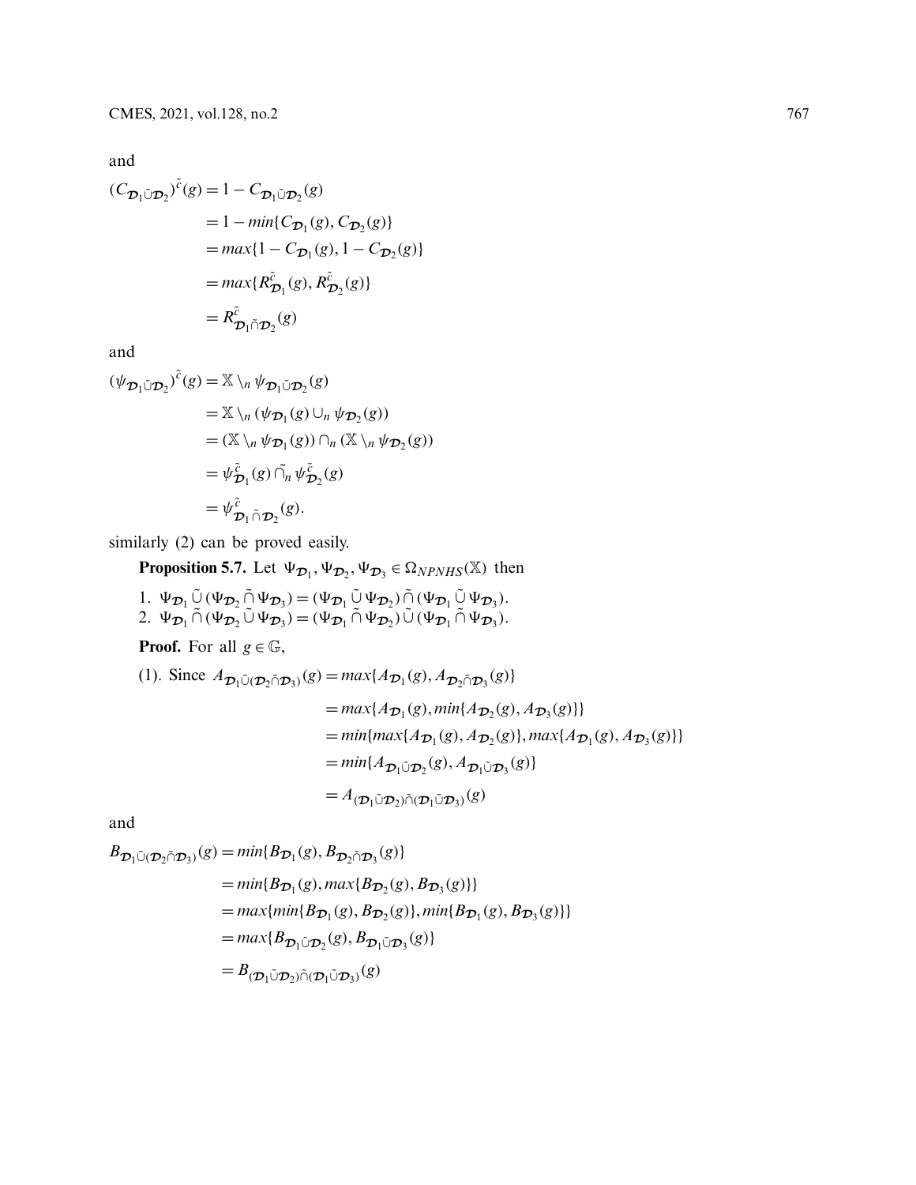and

$$
\begin{aligned}
(C_{\mathcal{D}_1 \tilde{\cup} \mathcal{D}_2})^{\tilde{c}}(g) &= 1 - C_{\mathcal{D}_1 \tilde{\cup} \mathcal{D}_2}(g) \\
&= 1 - min\{C_{\mathcal{D}_1}(g), C_{\mathcal{D}_2}(g)\} \\
&= max\{1 - C_{\mathcal{D}_1}(g), 1 - C_{\mathcal{D}_2}(g)\} \\
&= max\{R^{\tilde{c}}_{\mathcal{D}_1}(g), R^{\tilde{c}}_{\mathcal{D}_2}(g)\} \\
&= R^{\tilde{c}}_{\mathcal{D}_1 \tilde{\cap} \mathcal{D}_2}(g)
\end{aligned}
$$

and

$$
\begin{aligned}
(\psi_{\mathcal{D}_1 \tilde{\cup} \mathcal{D}_2})^{\tilde{c}}(g) &= \mathbb{X} \setminus_n \psi_{\mathcal{D}_1 \tilde{\cup} \mathcal{D}_2}(g) \\
&= \mathbb{X} \setminus_n (\psi_{\mathcal{D}_1}(g) \cup_n \psi_{\mathcal{D}_2}(g)) \\
&= (\mathbb{X} \setminus_n \psi_{\mathcal{D}_1}(g)) \cap_n (\mathbb{X} \setminus_n \psi_{\mathcal{D}_2}(g)) \\
&= \psi^{\tilde{c}}_{\mathcal{D}_1}(g) \tilde{\cap}_n \psi^{\tilde{c}}_{\mathcal{D}_2}(g) \\
&= \psi^{\tilde{c}}_{\mathcal{D}_1 \tilde{\cap} \mathcal{D}_2}(g).
\end{aligned}
$$

similarly (2) can be proved easily.

**Proposition 5.7.** Let $\Psi_{\mathcal{D}_1}, \Psi_{\mathcal{D}_2}, \Psi_{\mathcal{D}_3} \in \Omega_{NPNHS}(\mathbb{X})$ then

1. $\Psi_{\mathcal{D}_1} \tilde{\cup} (\Psi_{\mathcal{D}_2} \tilde{\cap} \Psi_{\mathcal{D}_3}) = (\Psi_{\mathcal{D}_1} \tilde{\cup} \Psi_{\mathcal{D}_2}) \tilde{\cap} (\Psi_{\mathcal{D}_1} \tilde{\cup} \Psi_{\mathcal{D}_3})$.
2. $\Psi_{\mathcal{D}_1} \tilde{\cap} (\Psi_{\mathcal{D}_2} \tilde{\cup} \Psi_{\mathcal{D}_3}) = (\Psi_{\mathcal{D}_1} \tilde{\cap} \Psi_{\mathcal{D}_2}) \tilde{\cup} (\Psi_{\mathcal{D}_1} \tilde{\cap} \Psi_{\mathcal{D}_3})$.

**Proof.** For all $g \in \mathbb{G}$,

(1). Since

$$
\begin{aligned}
A_{\mathcal{D}_1 \tilde{\cup} (\mathcal{D}_2 \tilde{\cap} \mathcal{D}_3)}(g) &= max\{A_{\mathcal{D}_1}(g), A_{\mathcal{D}_2 \tilde{\cap} \mathcal{D}_3}(g)\} \\
&= max\{A_{\mathcal{D}_1}(g), min\{A_{\mathcal{D}_2}(g), A_{\mathcal{D}_3}(g)\}\} \\
&= min\{max\{A_{\mathcal{D}_1}(g), A_{\mathcal{D}_2}(g)\}, max\{A_{\mathcal{D}_1}(g), A_{\mathcal{D}_3}(g)\}\} \\
&= min\{A_{\mathcal{D}_1 \tilde{\cup} \mathcal{D}_2}(g), A_{\mathcal{D}_1 \tilde{\cup} \mathcal{D}_3}(g)\} \\
&= A_{(\mathcal{D}_1 \tilde{\cup} \mathcal{D}_2) \tilde{\cap} (\mathcal{D}_1 \tilde{\cup} \mathcal{D}_3)}(g)
\end{aligned}
$$

and

$$
\begin{aligned}
B_{\mathcal{D}_1 \tilde{\cup} (\mathcal{D}_2 \tilde{\cap} \mathcal{D}_3)}(g) &= min\{B_{\mathcal{D}_1}(g), B_{\mathcal{D}_2 \tilde{\cap} \mathcal{D}_3}(g)\} \\
&= min\{B_{\mathcal{D}_1}(g), max\{B_{\mathcal{D}_2}(g), B_{\mathcal{D}_3}(g)\}\} \\
&= max\{min\{B_{\mathcal{D}_1}(g), B_{\mathcal{D}_2}(g)\}, min\{B_{\mathcal{D}_1}(g), B_{\mathcal{D}_3}(g)\}\} \\
&= max\{B_{\mathcal{D}_1 \tilde{\cup} \mathcal{D}_2}(g), B_{\mathcal{D}_1 \tilde{\cup} \mathcal{D}_3}(g)\} \\
&= B_{(\mathcal{D}_1 \tilde{\cup} \mathcal{D}_2) \tilde{\cap} (\mathcal{D}_1 \tilde{\cup} \mathcal{D}_3)}(g)
\end{aligned}
$$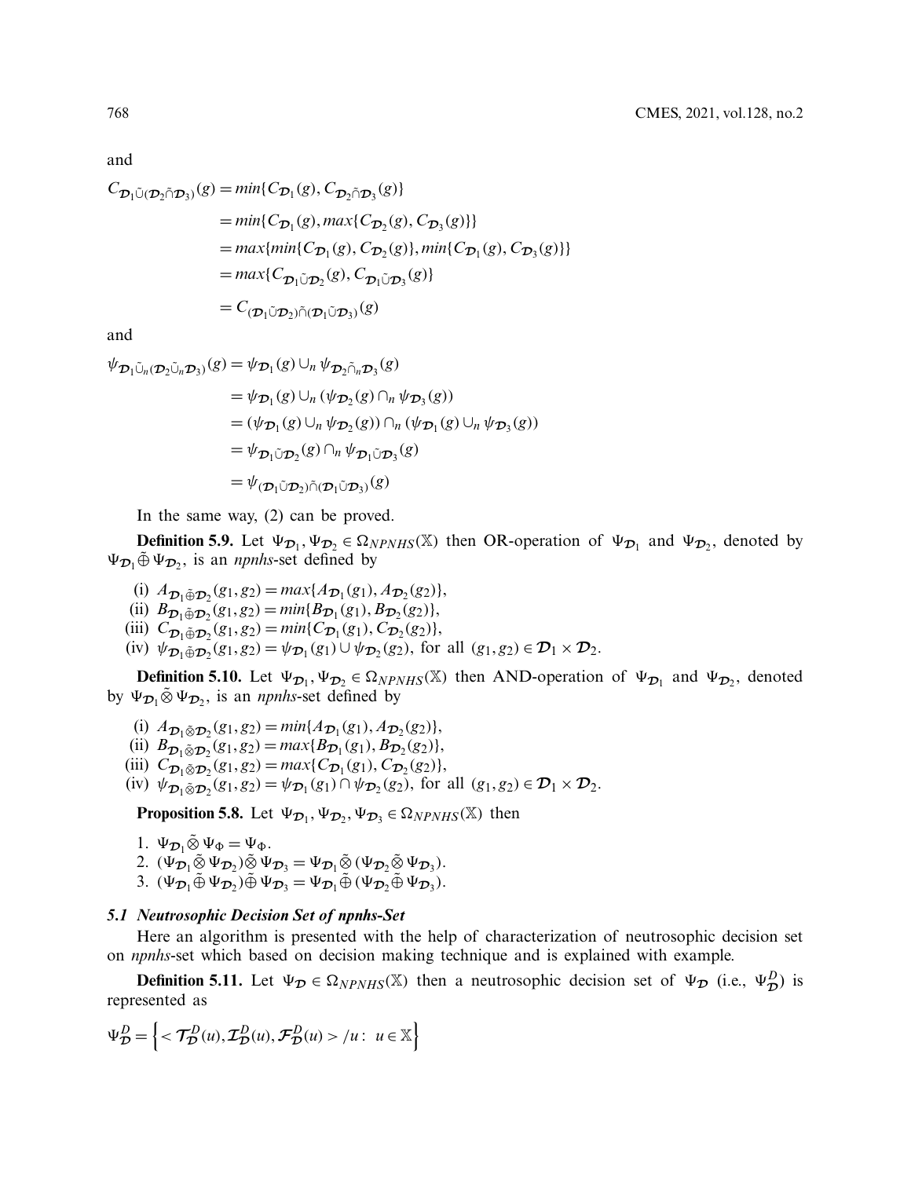and

$$
\begin{aligned}
C_{\mathcal{D}_1\tilde{\cup}(\mathcal{D}_2\tilde{\cap}\mathcal{D}_3)}(g) &= min\{C_{\mathcal{D}_1}(g), C_{\mathcal{D}_2\tilde{\cap}\mathcal{D}_3}(g)\} \\
&= min\{C_{\mathcal{D}_1}(g), max\{C_{\mathcal{D}_2}(g), C_{\mathcal{D}_3}(g)\}\} \\
&= max\{min\{C_{\mathcal{D}_1}(g), C_{\mathcal{D}_2}(g)\}, min\{C_{\mathcal{D}_1}(g), C_{\mathcal{D}_3}(g)\}\} \\
&= max\{C_{\mathcal{D}_1\tilde{\cup}\mathcal{D}_2}(g), C_{\mathcal{D}_1\tilde{\cup}\mathcal{D}_3}(g)\} \\
&= C_{(\mathcal{D}_1\tilde{\cup}\mathcal{D}_2)\tilde{\cap}(\mathcal{D}_1\tilde{\cup}\mathcal{D}_3)}(g)
\end{aligned}
$$

and

$$
\begin{aligned}
\psi_{\mathcal{D}_1\tilde{\cup}_n(\mathcal{D}_2\tilde{\cup}_n\mathcal{D}_3)}(g) &= \psi_{\mathcal{D}_1}(g) \cup_n \psi_{\mathcal{D}_2\tilde{\cap}_n\mathcal{D}_3}(g) \\
&= \psi_{\mathcal{D}_1}(g) \cup_n (\psi_{\mathcal{D}_2}(g) \cap_n \psi_{\mathcal{D}_3}(g)) \\
&= (\psi_{\mathcal{D}_1}(g) \cup_n \psi_{\mathcal{D}_2}(g)) \cap_n (\psi_{\mathcal{D}_1}(g) \cup_n \psi_{\mathcal{D}_3}(g)) \\
&= \psi_{\mathcal{D}_1\tilde{\cup}\mathcal{D}_2}(g) \cap_n \psi_{\mathcal{D}_1\tilde{\cup}\mathcal{D}_3}(g) \\
&= \psi_{(\mathcal{D}_1\tilde{\cup}\mathcal{D}_2)\tilde{\cap}(\mathcal{D}_1\tilde{\cup}\mathcal{D}_3)}(g)
\end{aligned}
$$

In the same way, (2) can be proved.

**Definition 5.9.** Let $\Psi_{\mathcal{D}_1}, \Psi_{\mathcal{D}_2} \in \Omega_{NPNHS}(\mathbb{X})$ then OR-operation of $\Psi_{\mathcal{D}_1}$ and $\Psi_{\mathcal{D}_2}$, denoted by $\Psi_{\mathcal{D}_1} \tilde{\oplus} \Psi_{\mathcal{D}_2}$, is an *npnhs*-set defined by

(i) $A_{\mathcal{D}_1\tilde{\oplus}\mathcal{D}_2}(g_1, g_2) = max\{A_{\mathcal{D}_1}(g_1), A_{\mathcal{D}_2}(g_2)\}$,
(ii) $B_{\mathcal{D}_1\tilde{\oplus}\mathcal{D}_2}(g_1, g_2) = min\{B_{\mathcal{D}_1}(g_1), B_{\mathcal{D}_2}(g_2)\}$,
(iii) $C_{\mathcal{D}_1\tilde{\oplus}\mathcal{D}_2}(g_1, g_2) = min\{C_{\mathcal{D}_1}(g_1), C_{\mathcal{D}_2}(g_2)\}$,
(iv) $\psi_{\mathcal{D}_1\tilde{\oplus}\mathcal{D}_2}(g_1, g_2) = \psi_{\mathcal{D}_1}(g_1) \cup \psi_{\mathcal{D}_2}(g_2)$, for all $(g_1, g_2) \in \mathcal{D}_1 \times \mathcal{D}_2$.

**Definition 5.10.** Let $\Psi_{\mathcal{D}_1}, \Psi_{\mathcal{D}_2} \in \Omega_{NPNHS}(\mathbb{X})$ then AND-operation of $\Psi_{\mathcal{D}_1}$ and $\Psi_{\mathcal{D}_2}$, denoted by $\Psi_{\mathcal{D}_1} \tilde{\otimes} \Psi_{\mathcal{D}_2}$, is an *npnhs*-set defined by

(i) $A_{\mathcal{D}_1\tilde{\otimes}\mathcal{D}_2}(g_1, g_2) = min\{A_{\mathcal{D}_1}(g_1), A_{\mathcal{D}_2}(g_2)\}$,
(ii) $B_{\mathcal{D}_1\tilde{\otimes}\mathcal{D}_2}(g_1, g_2) = max\{B_{\mathcal{D}_1}(g_1), B_{\mathcal{D}_2}(g_2)\}$,
(iii) $C_{\mathcal{D}_1\tilde{\otimes}\mathcal{D}_2}(g_1, g_2) = max\{C_{\mathcal{D}_1}(g_1), C_{\mathcal{D}_2}(g_2)\}$,
(iv) $\psi_{\mathcal{D}_1\tilde{\otimes}\mathcal{D}_2}(g_1, g_2) = \psi_{\mathcal{D}_1}(g_1) \cap \psi_{\mathcal{D}_2}(g_2)$, for all $(g_1, g_2) \in \mathcal{D}_1 \times \mathcal{D}_2$.

**Proposition 5.8.** Let $\Psi_{\mathcal{D}_1}, \Psi_{\mathcal{D}_2}, \Psi_{\mathcal{D}_3} \in \Omega_{NPNHS}(\mathbb{X})$ then

1. $\Psi_{\mathcal{D}_1} \tilde{\otimes} \Psi_{\Phi} = \Psi_{\Phi}$.
2. $(\Psi_{\mathcal{D}_1} \tilde{\otimes} \Psi_{\mathcal{D}_2}) \tilde{\otimes} \Psi_{\mathcal{D}_3} = \Psi_{\mathcal{D}_1} \tilde{\otimes} (\Psi_{\mathcal{D}_2} \tilde{\otimes} \Psi_{\mathcal{D}_3})$.
3. $(\Psi_{\mathcal{D}_1} \tilde{\oplus} \Psi_{\mathcal{D}_2}) \tilde{\oplus} \Psi_{\mathcal{D}_3} = \Psi_{\mathcal{D}_1} \tilde{\oplus} (\Psi_{\mathcal{D}_2} \tilde{\oplus} \Psi_{\mathcal{D}_3})$.

### *5.1 Neutrosophic Decision Set of npnhs-Set*

Here an algorithm is presented with the help of characterization of neutrosophic decision set on *npnhs*-set which based on decision making technique and is explained with example.

**Definition 5.11.** Let $\Psi_{\mathcal{D}} \in \Omega_{NPNHS}(\mathbb{X})$ then a neutrosophic decision set of $\Psi_{\mathcal{D}}$ (i.e., $\Psi^{D}_{\mathcal{D}}$) is represented as

$$\Psi^{D}_{\mathcal{D}} = \left\{ < \mathcal{T}^{D}_{\mathcal{D}}(u), \mathcal{I}^{D}_{\mathcal{D}}(u), \mathcal{F}^{D}_{\mathcal{D}}(u) > /u : \; u \in \mathbb{X} \right\}$$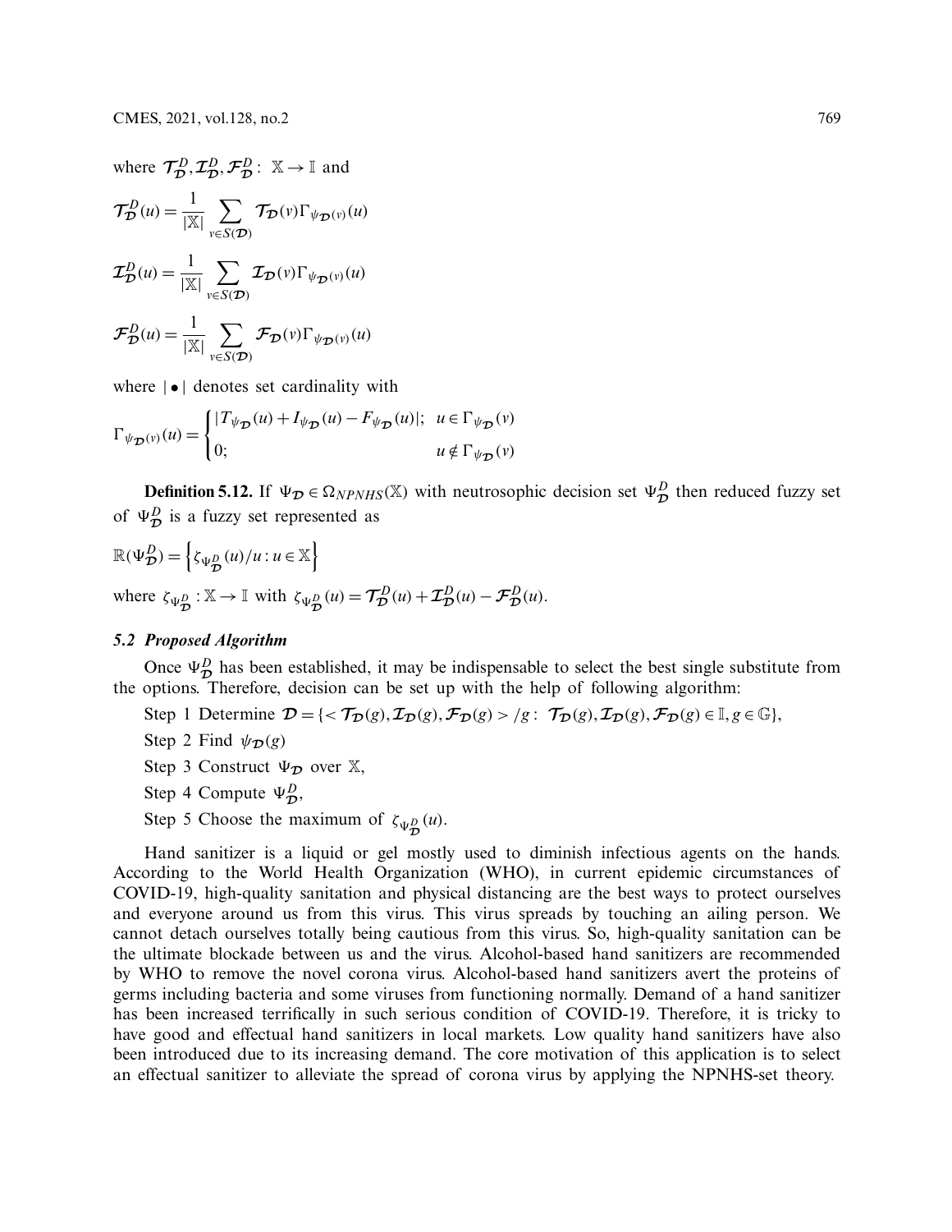where $\mathcal{T}_{\mathcal{D}}^{D}, \mathcal{I}_{\mathcal{D}}^{D}, \mathcal{F}_{\mathcal{D}}^{D} : \mathbb{X} \to \mathbb{I}$ and

$$\mathcal{T}_{\mathcal{D}}^{D}(u) = \frac{1}{|\mathbb{X}|} \sum_{v \in S(\mathcal{D})} \mathcal{T}_{\mathcal{D}}(v) \Gamma_{\psi_{\mathcal{D}}(v)}(u)$$

$$\mathcal{I}_{\mathcal{D}}^{D}(u) = \frac{1}{|\mathbb{X}|} \sum_{v \in S(\mathcal{D})} \mathcal{I}_{\mathcal{D}}(v) \Gamma_{\psi_{\mathcal{D}}(v)}(u)$$

$$\mathcal{F}_{\mathcal{D}}^{D}(u) = \frac{1}{|\mathbb{X}|} \sum_{v \in S(\mathcal{D})} \mathcal{F}_{\mathcal{D}}(v) \Gamma_{\psi_{\mathcal{D}}(v)}(u)$$

where $|\bullet|$ denotes set cardinality with

$$\Gamma_{\psi_{\mathcal{D}}(v)}(u) = \begin{cases} |T_{\psi_{\mathcal{D}}}(u) + I_{\psi_{\mathcal{D}}}(u) - F_{\psi_{\mathcal{D}}}(u)|; & u \in \Gamma_{\psi_{\mathcal{D}}}(v) \\ 0; & u \notin \Gamma_{\psi_{\mathcal{D}}}(v) \end{cases}$$

**Definition 5.12.** If $\Psi_{\mathcal{D}} \in \Omega_{NPNHS}(\mathbb{X})$ with neutrosophic decision set $\Psi_{\mathcal{D}}^{D}$ then reduced fuzzy set of $\Psi_{\mathcal{D}}^{D}$ is a fuzzy set represented as

$$\mathbb{R}(\Psi_{\mathcal{D}}^{D}) = \left\{ \zeta_{\Psi_{\mathcal{D}}^{D}}(u)/u : u \in \mathbb{X} \right\}$$

where $\zeta_{\Psi_{\mathcal{D}}^{D}} : \mathbb{X} \to \mathbb{I}$ with $\zeta_{\Psi_{\mathcal{D}}^{D}}(u) = \mathcal{T}_{\mathcal{D}}^{D}(u) + \mathcal{I}_{\mathcal{D}}^{D}(u) - \mathcal{F}_{\mathcal{D}}^{D}(u)$.

### *5.2 Proposed Algorithm*

Once $\Psi_{\mathcal{D}}^{D}$ has been established, it may be indispensable to select the best single substitute from the options. Therefore, decision can be set up with the help of following algorithm:

Step 1 Determine $\mathcal{D} = \{< \mathcal{T}_{\mathcal{D}}(g), \mathcal{I}_{\mathcal{D}}(g), \mathcal{F}_{\mathcal{D}}(g) > /g : \mathcal{T}_{\mathcal{D}}(g), \mathcal{I}_{\mathcal{D}}(g), \mathcal{F}_{\mathcal{D}}(g) \in \mathbb{I}, g \in \mathbb{G}\}$,

Step 2 Find $\psi_{\mathcal{D}}(g)$

Step 3 Construct $\Psi_{\mathcal{D}}$ over $\mathbb{X}$,

Step 4 Compute $\Psi_{\mathcal{D}}^{D}$,

Step 5 Choose the maximum of $\zeta_{\Psi_{\mathcal{D}}^{D}}(u)$.

Hand sanitizer is a liquid or gel mostly used to diminish infectious agents on the hands. According to the World Health Organization (WHO), in current epidemic circumstances of COVID-19, high-quality sanitation and physical distancing are the best ways to protect ourselves and everyone around us from this virus. This virus spreads by touching an ailing person. We cannot detach ourselves totally being cautious from this virus. So, high-quality sanitation can be the ultimate blockade between us and the virus. Alcohol-based hand sanitizers are recommended by WHO to remove the novel corona virus. Alcohol-based hand sanitizers avert the proteins of germs including bacteria and some viruses from functioning normally. Demand of a hand sanitizer has been increased terrifically in such serious condition of COVID-19. Therefore, it is tricky to have good and effectual hand sanitizers in local markets. Low quality hand sanitizers have also been introduced due to its increasing demand. The core motivation of this application is to select an effectual sanitizer to alleviate the spread of corona virus by applying the NPNHS-set theory.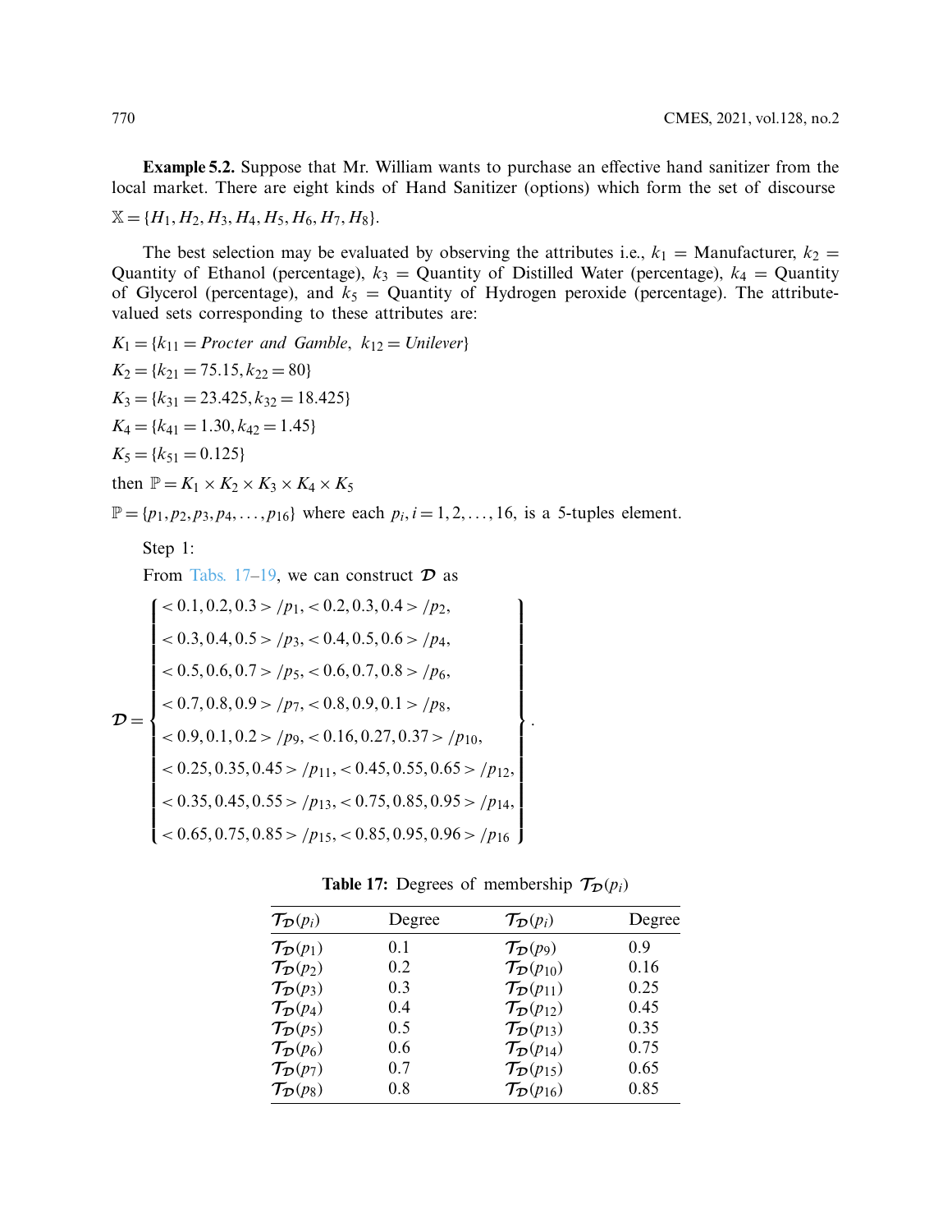**Example 5.2.** Suppose that Mr. William wants to purchase an effective hand sanitizer from the local market. There are eight kinds of Hand Sanitizer (options) which form the set of discourse

$\mathbb{X} = \{H_1, H_2, H_3, H_4, H_5, H_6, H_7, H_8\}$.

The best selection may be evaluated by observing the attributes i.e., $k_1$ = Manufacturer, $k_2$ = Quantity of Ethanol (percentage), $k_3$ = Quantity of Distilled Water (percentage), $k_4$ = Quantity of Glycerol (percentage), and $k_5$ = Quantity of Hydrogen peroxide (percentage). The attribute-valued sets corresponding to these attributes are:

$K_1 = \{k_{11} = Procter\ and\ Gamble,\ k_{12} = Unilever\}$

$K_2 = \{k_{21} = 75.15, k_{22} = 80\}$

$K_3 = \{k_{31} = 23.425, k_{32} = 18.425\}$

$K_4 = \{k_{41} = 1.30, k_{42} = 1.45\}$

$K_5 = \{k_{51} = 0.125\}$

then $\mathbb{P} = K_1 \times K_2 \times K_3 \times K_4 \times K_5$

$\mathbb{P} = \{p_1, p_2, p_3, p_4, \ldots, p_{16}\}$ where each $p_i, i = 1, 2, \ldots, 16$, is a 5-tuples element.

Step 1:

From Tabs. 17–19, we can construct $\mathcal{D}$ as

$$\mathcal{D} = \left\{ \begin{array}{l} <0.1, 0.2, 0.3>/p_1, <0.2, 0.3, 0.4>/p_2, \\ <0.3, 0.4, 0.5>/p_3, <0.4, 0.5, 0.6>/p_4, \\ <0.5, 0.6, 0.7>/p_5, <0.6, 0.7, 0.8>/p_6, \\ <0.7, 0.8, 0.9>/p_7, <0.8, 0.9, 0.1>/p_8, \\ <0.9, 0.1, 0.2>/p_9, <0.16, 0.27, 0.37>/p_{10}, \\ <0.25, 0.35, 0.45>/p_{11}, <0.45, 0.55, 0.65>/p_{12}, \\ <0.35, 0.45, 0.55>/p_{13}, <0.75, 0.85, 0.95>/p_{14}, \\ <0.65, 0.75, 0.85>/p_{15}, <0.85, 0.95, 0.96>/p_{16} \end{array} \right\}.$$

**Table 17:** Degrees of membership $\mathcal{T}_{\mathcal{D}}(p_i)$

| $\mathcal{T}_{\mathcal{D}}(p_i)$ | Degree | $\mathcal{T}_{\mathcal{D}}(p_i)$ | Degree |
|---|---|---|---|
| $\mathcal{T}_{\mathcal{D}}(p_1)$ | 0.1 | $\mathcal{T}_{\mathcal{D}}(p_9)$ | 0.9 |
| $\mathcal{T}_{\mathcal{D}}(p_2)$ | 0.2 | $\mathcal{T}_{\mathcal{D}}(p_{10})$ | 0.16 |
| $\mathcal{T}_{\mathcal{D}}(p_3)$ | 0.3 | $\mathcal{T}_{\mathcal{D}}(p_{11})$ | 0.25 |
| $\mathcal{T}_{\mathcal{D}}(p_4)$ | 0.4 | $\mathcal{T}_{\mathcal{D}}(p_{12})$ | 0.45 |
| $\mathcal{T}_{\mathcal{D}}(p_5)$ | 0.5 | $\mathcal{T}_{\mathcal{D}}(p_{13})$ | 0.35 |
| $\mathcal{T}_{\mathcal{D}}(p_6)$ | 0.6 | $\mathcal{T}_{\mathcal{D}}(p_{14})$ | 0.75 |
| $\mathcal{T}_{\mathcal{D}}(p_7)$ | 0.7 | $\mathcal{T}_{\mathcal{D}}(p_{15})$ | 0.65 |
| $\mathcal{T}_{\mathcal{D}}(p_8)$ | 0.8 | $\mathcal{T}_{\mathcal{D}}(p_{16})$ | 0.85 |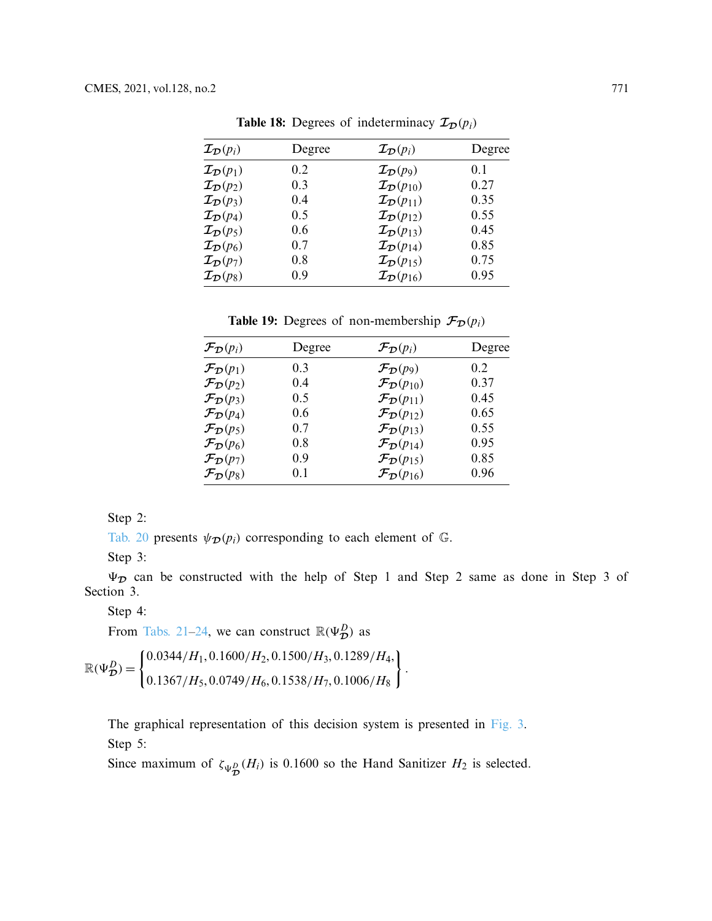**Table 18:** Degrees of indeterminacy $\mathcal{I}_{\mathcal{D}}(p_i)$

| $\mathcal{I}_{\mathcal{D}}(p_i)$ | Degree | $\mathcal{I}_{\mathcal{D}}(p_i)$ | Degree |
|---|---|---|---|
| $\mathcal{I}_{\mathcal{D}}(p_1)$ | 0.2 | $\mathcal{I}_{\mathcal{D}}(p_9)$ | 0.1 |
| $\mathcal{I}_{\mathcal{D}}(p_2)$ | 0.3 | $\mathcal{I}_{\mathcal{D}}(p_{10})$ | 0.27 |
| $\mathcal{I}_{\mathcal{D}}(p_3)$ | 0.4 | $\mathcal{I}_{\mathcal{D}}(p_{11})$ | 0.35 |
| $\mathcal{I}_{\mathcal{D}}(p_4)$ | 0.5 | $\mathcal{I}_{\mathcal{D}}(p_{12})$ | 0.55 |
| $\mathcal{I}_{\mathcal{D}}(p_5)$ | 0.6 | $\mathcal{I}_{\mathcal{D}}(p_{13})$ | 0.45 |
| $\mathcal{I}_{\mathcal{D}}(p_6)$ | 0.7 | $\mathcal{I}_{\mathcal{D}}(p_{14})$ | 0.85 |
| $\mathcal{I}_{\mathcal{D}}(p_7)$ | 0.8 | $\mathcal{I}_{\mathcal{D}}(p_{15})$ | 0.75 |
| $\mathcal{I}_{\mathcal{D}}(p_8)$ | 0.9 | $\mathcal{I}_{\mathcal{D}}(p_{16})$ | 0.95 |

**Table 19:** Degrees of non-membership $\mathcal{F}_{\mathcal{D}}(p_i)$

| $\mathcal{F}_{\mathcal{D}}(p_i)$ | Degree | $\mathcal{F}_{\mathcal{D}}(p_i)$ | Degree |
|---|---|---|---|
| $\mathcal{F}_{\mathcal{D}}(p_1)$ | 0.3 | $\mathcal{F}_{\mathcal{D}}(p_9)$ | 0.2 |
| $\mathcal{F}_{\mathcal{D}}(p_2)$ | 0.4 | $\mathcal{F}_{\mathcal{D}}(p_{10})$ | 0.37 |
| $\mathcal{F}_{\mathcal{D}}(p_3)$ | 0.5 | $\mathcal{F}_{\mathcal{D}}(p_{11})$ | 0.45 |
| $\mathcal{F}_{\mathcal{D}}(p_4)$ | 0.6 | $\mathcal{F}_{\mathcal{D}}(p_{12})$ | 0.65 |
| $\mathcal{F}_{\mathcal{D}}(p_5)$ | 0.7 | $\mathcal{F}_{\mathcal{D}}(p_{13})$ | 0.55 |
| $\mathcal{F}_{\mathcal{D}}(p_6)$ | 0.8 | $\mathcal{F}_{\mathcal{D}}(p_{14})$ | 0.95 |
| $\mathcal{F}_{\mathcal{D}}(p_7)$ | 0.9 | $\mathcal{F}_{\mathcal{D}}(p_{15})$ | 0.85 |
| $\mathcal{F}_{\mathcal{D}}(p_8)$ | 0.1 | $\mathcal{F}_{\mathcal{D}}(p_{16})$ | 0.96 |

Step 2:

Tab. 20 presents $\psi_{\mathcal{D}}(p_i)$ corresponding to each element of $\mathbb{G}$.

Step 3:

$\Psi_{\mathcal{D}}$ can be constructed with the help of Step 1 and Step 2 same as done in Step 3 of Section 3.

Step 4:

From Tabs. 21–24, we can construct $\mathbb{R}(\Psi^{D}_{\mathcal{D}})$ as

$$\mathbb{R}(\Psi^{D}_{\mathcal{D}}) = \begin{Bmatrix} 0.0344/H_1, 0.1600/H_2, 0.1500/H_3, 0.1289/H_4, \\ 0.1367/H_5, 0.0749/H_6, 0.1538/H_7, 0.1006/H_8 \end{Bmatrix}.$$

The graphical representation of this decision system is presented in Fig. 3.

Step 5:

Since maximum of $\zeta_{\Psi^{D}_{\mathcal{D}}}(H_i)$ is 0.1600 so the Hand Sanitizer $H_2$ is selected.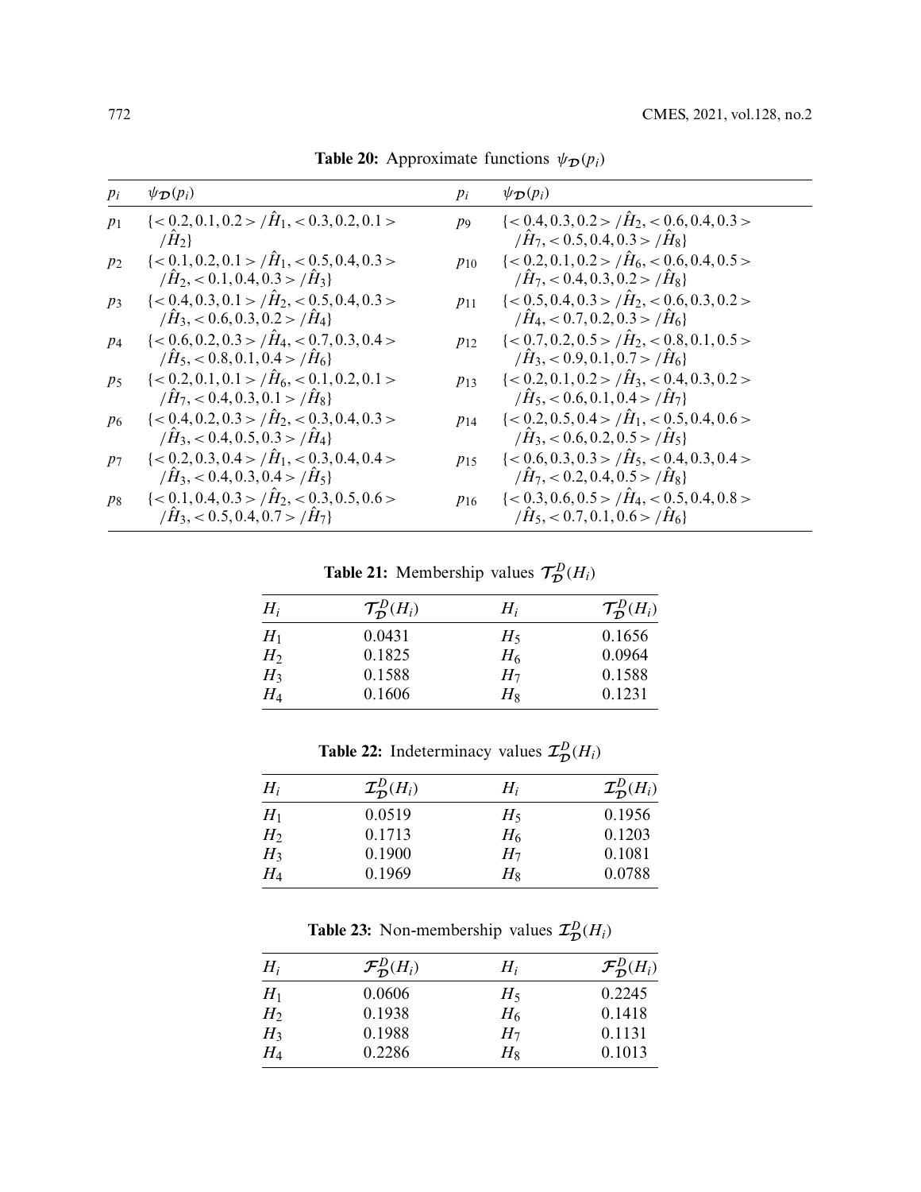**Table 20:** Approximate functions $\psi_{\mathcal{D}}(p_i)$

| $p_i$ | $\psi_{\mathcal{D}}(p_i)$ | $p_i$ | $\psi_{\mathcal{D}}(p_i)$ |
|---|---|---|---|
| $p_1$ | $\{<0.2, 0.1, 0.2>/\hat{H}_1, <0.3, 0.2, 0.1>/\hat{H}_2\}$ | $p_9$ | $\{<0.4, 0.3, 0.2>/\hat{H}_2, <0.6, 0.4, 0.3>/\hat{H}_7, <0.5, 0.4, 0.3>/\hat{H}_8\}$ |
| $p_2$ | $\{<0.1, 0.2, 0.1>/\hat{H}_1, <0.5, 0.4, 0.3>/\hat{H}_2, <0.1, 0.4, 0.3>/\hat{H}_3\}$ | $p_{10}$ | $\{<0.2, 0.1, 0.2>/\hat{H}_6, <0.6, 0.4, 0.5>/\hat{H}_7, <0.4, 0.3, 0.2>/\hat{H}_8\}$ |
| $p_3$ | $\{<0.4, 0.3, 0.1>/\hat{H}_2, <0.5, 0.4, 0.3>/\hat{H}_3, <0.6, 0.3, 0.2>/\hat{H}_4\}$ | $p_{11}$ | $\{<0.5, 0.4, 0.3>/\hat{H}_2, <0.6, 0.3, 0.2>/\hat{H}_4, <0.7, 0.2, 0.3>/\hat{H}_6\}$ |
| $p_4$ | $\{<0.6, 0.2, 0.3>/\hat{H}_4, <0.7, 0.3, 0.4>/\hat{H}_5, <0.8, 0.1, 0.4>/\hat{H}_6\}$ | $p_{12}$ | $\{<0.7, 0.2, 0.5>/\hat{H}_2, <0.8, 0.1, 0.5>/\hat{H}_3, <0.9, 0.1, 0.7>/\hat{H}_6\}$ |
| $p_5$ | $\{<0.2, 0.1, 0.1>/\hat{H}_6, <0.1, 0.2, 0.1>/\hat{H}_7, <0.4, 0.3, 0.1>/\hat{H}_8\}$ | $p_{13}$ | $\{<0.2, 0.1, 0.2>/\hat{H}_3, <0.4, 0.3, 0.2>/\hat{H}_5, <0.6, 0.1, 0.4>/\hat{H}_7\}$ |
| $p_6$ | $\{<0.4, 0.2, 0.3>/\hat{H}_2, <0.3, 0.4, 0.3>/\hat{H}_3, <0.4, 0.5, 0.3>/\hat{H}_4\}$ | $p_{14}$ | $\{<0.2, 0.5, 0.4>/\hat{H}_1, <0.5, 0.4, 0.6>/\hat{H}_3, <0.6, 0.2, 0.5>/\hat{H}_5\}$ |
| $p_7$ | $\{<0.2, 0.3, 0.4>/\hat{H}_1, <0.3, 0.4, 0.4>/\hat{H}_3, <0.4, 0.3, 0.4>/\hat{H}_5\}$ | $p_{15}$ | $\{<0.6, 0.3, 0.3>/\hat{H}_5, <0.4, 0.3, 0.4>/\hat{H}_7, <0.2, 0.4, 0.5>/\hat{H}_8\}$ |
| $p_8$ | $\{<0.1, 0.4, 0.3>/\hat{H}_2, <0.3, 0.5, 0.6>/\hat{H}_3, <0.5, 0.4, 0.7>/\hat{H}_7\}$ | $p_{16}$ | $\{<0.3, 0.6, 0.5>/\hat{H}_4, <0.5, 0.4, 0.8>/\hat{H}_5, <0.7, 0.1, 0.6>/\hat{H}_6\}$ |

**Table 21:** Membership values $\mathcal{T}_{\mathcal{D}}^{D}(H_i)$

| $H_i$ | $\mathcal{T}_{\mathcal{D}}^{D}(H_i)$ | $H_i$ | $\mathcal{T}_{\mathcal{D}}^{D}(H_i)$ |
|---|---|---|---|
| $H_1$ | 0.0431 | $H_5$ | 0.1656 |
| $H_2$ | 0.1825 | $H_6$ | 0.0964 |
| $H_3$ | 0.1588 | $H_7$ | 0.1588 |
| $H_4$ | 0.1606 | $H_8$ | 0.1231 |

**Table 22:** Indeterminacy values $\mathcal{I}_{\mathcal{D}}^{D}(H_i)$

| $H_i$ | $\mathcal{I}_{\mathcal{D}}^{D}(H_i)$ | $H_i$ | $\mathcal{I}_{\mathcal{D}}^{D}(H_i)$ |
|---|---|---|---|
| $H_1$ | 0.0519 | $H_5$ | 0.1956 |
| $H_2$ | 0.1713 | $H_6$ | 0.1203 |
| $H_3$ | 0.1900 | $H_7$ | 0.1081 |
| $H_4$ | 0.1969 | $H_8$ | 0.0788 |

**Table 23:** Non-membership values $\mathcal{I}_{\mathcal{D}}^{D}(H_i)$

| $H_i$ | $\mathcal{F}_{\mathcal{D}}^{D}(H_i)$ | $H_i$ | $\mathcal{F}_{\mathcal{D}}^{D}(H_i)$ |
|---|---|---|---|
| $H_1$ | 0.0606 | $H_5$ | 0.2245 |
| $H_2$ | 0.1938 | $H_6$ | 0.1418 |
| $H_3$ | 0.1988 | $H_7$ | 0.1131 |
| $H_4$ | 0.2286 | $H_8$ | 0.1013 |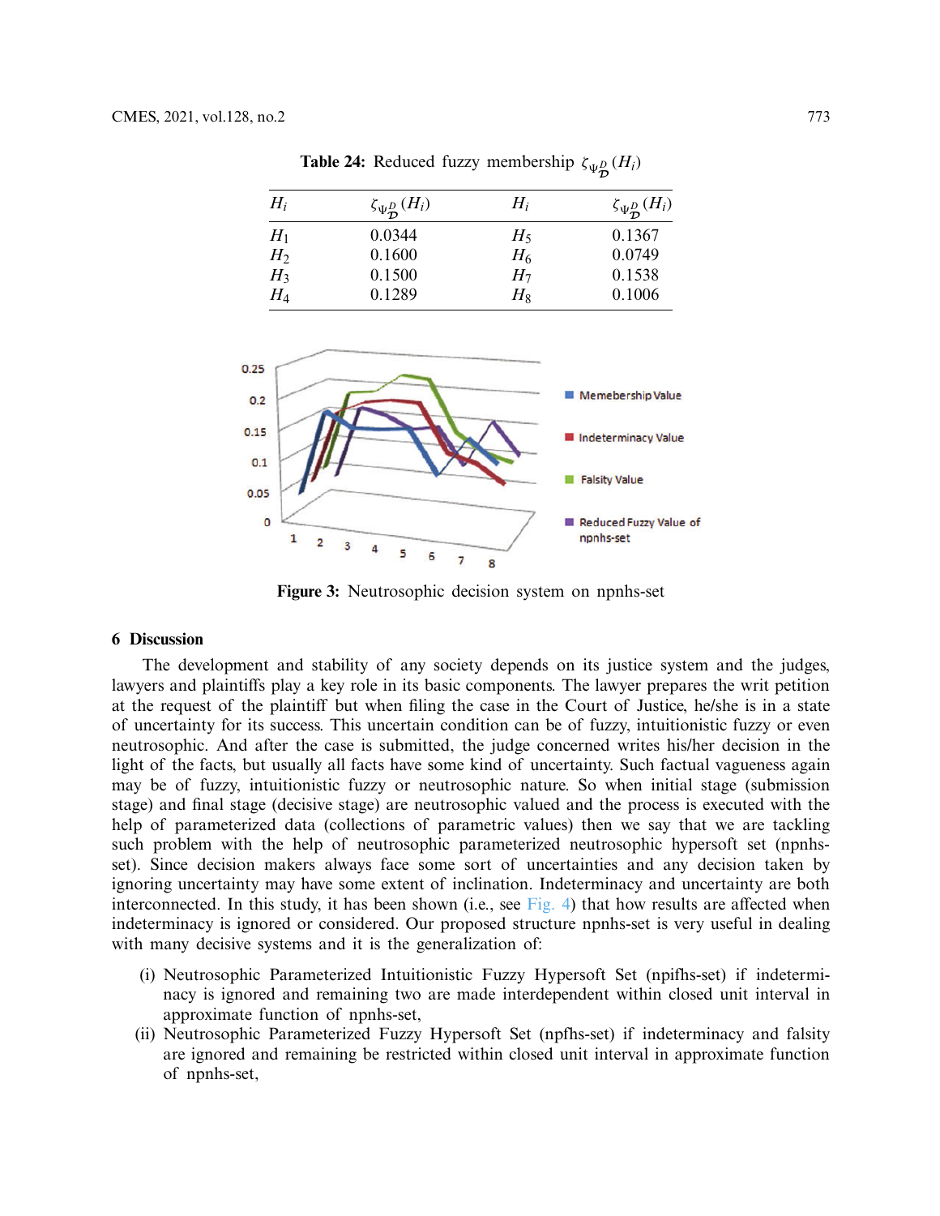**Table 24:** Reduced fuzzy membership $\zeta_{\Psi_{\mathcal{D}}^{D}}(H_i)$

| $H_i$ | $\zeta_{\Psi_{\mathcal{D}}^{D}}(H_i)$ | $H_i$ | $\zeta_{\Psi_{\mathcal{D}}^{D}}(H_i)$ |
|---|---|---|---|
| $H_1$ | 0.0344 | $H_5$ | 0.1367 |
| $H_2$ | 0.1600 | $H_6$ | 0.0749 |
| $H_3$ | 0.1500 | $H_7$ | 0.1538 |
| $H_4$ | 0.1289 | $H_8$ | 0.1006 |

**Figure 3:** Neutrosophic decision system on npnhs-set

## 6 Discussion

The development and stability of any society depends on its justice system and the judges, lawyers and plaintiffs play a key role in its basic components. The lawyer prepares the writ petition at the request of the plaintiff but when filing the case in the Court of Justice, he/she is in a state of uncertainty for its success. This uncertain condition can be of fuzzy, intuitionistic fuzzy or even neutrosophic. And after the case is submitted, the judge concerned writes his/her decision in the light of the facts, but usually all facts have some kind of uncertainty. Such factual vagueness again may be of fuzzy, intuitionistic fuzzy or neutrosophic nature. So when initial stage (submission stage) and final stage (decisive stage) are neutrosophic valued and the process is executed with the help of parameterized data (collections of parametric values) then we say that we are tackling such problem with the help of neutrosophic parameterized neutrosophic hypersoft set (npnhs-set). Since decision makers always face some sort of uncertainties and any decision taken by ignoring uncertainty may have some extent of inclination. Indeterminacy and uncertainty are both interconnected. In this study, it has been shown (i.e., see Fig. 4) that how results are affected when indeterminacy is ignored or considered. Our proposed structure npnhs-set is very useful in dealing with many decisive systems and it is the generalization of:

(i) Neutrosophic Parameterized Intuitionistic Fuzzy Hypersoft Set (npifhs-set) if indeterminacy is ignored and remaining two are made interdependent within closed unit interval in approximate function of npnhs-set,

(ii) Neutrosophic Parameterized Fuzzy Hypersoft Set (npfhs-set) if indeterminacy and falsity are ignored and remaining be restricted within closed unit interval in approximate function of npnhs-set,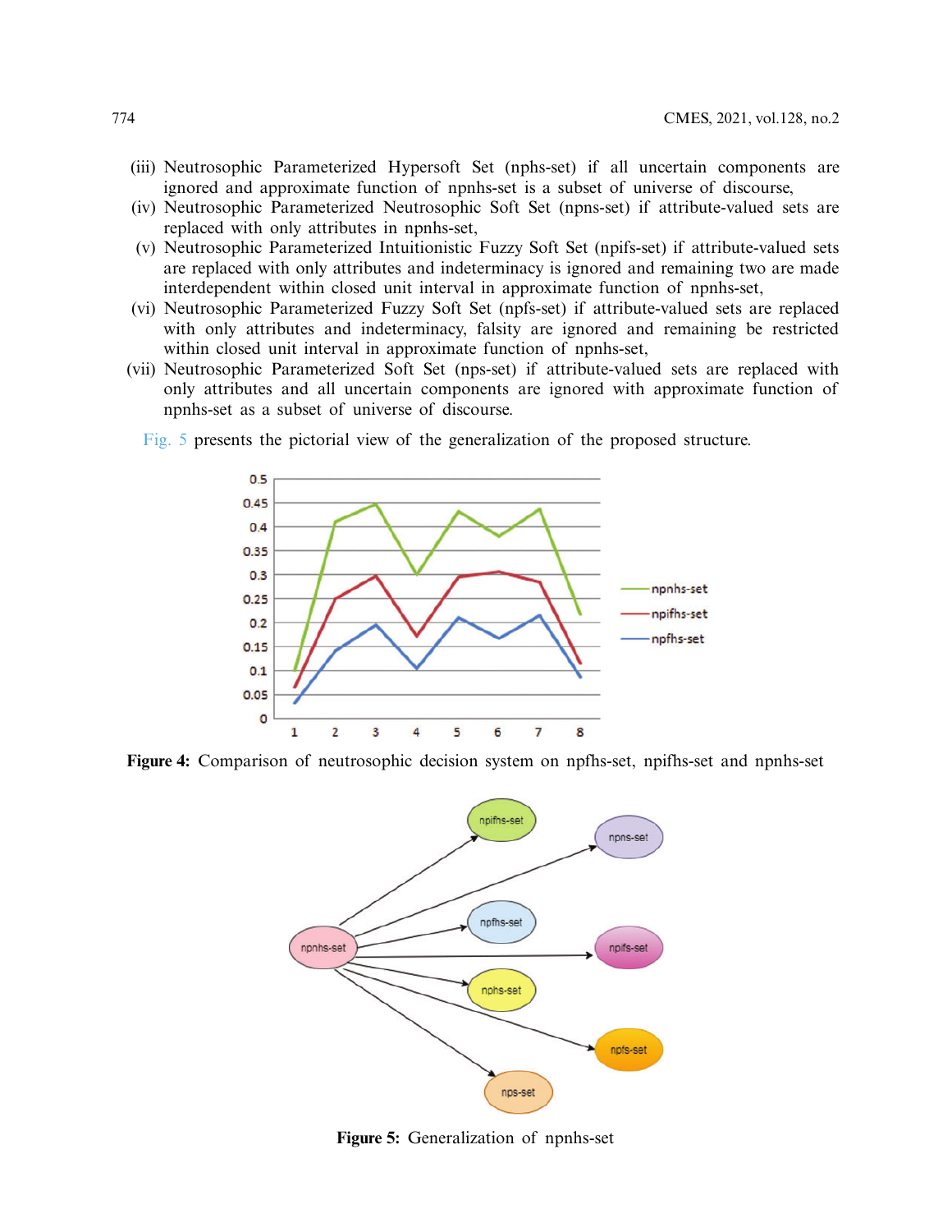(iii) Neutrosophic Parameterized Hypersoft Set (nphs-set) if all uncertain components are ignored and approximate function of npnhs-set is a subset of universe of discourse,

(iv) Neutrosophic Parameterized Neutrosophic Soft Set (npns-set) if attribute-valued sets are replaced with only attributes in npnhs-set,

(v) Neutrosophic Parameterized Intuitionistic Fuzzy Soft Set (npifs-set) if attribute-valued sets are replaced with only attributes and indeterminacy is ignored and remaining two are made interdependent within closed unit interval in approximate function of npnhs-set,

(vi) Neutrosophic Parameterized Fuzzy Soft Set (npfs-set) if attribute-valued sets are replaced with only attributes and indeterminacy, falsity are ignored and remaining be restricted within closed unit interval in approximate function of npnhs-set,

(vii) Neutrosophic Parameterized Soft Set (nps-set) if attribute-valued sets are replaced with only attributes and all uncertain components are ignored with approximate function of npnhs-set as a subset of universe of discourse.

Fig. 5 presents the pictorial view of the generalization of the proposed structure.

**Figure 4:** Comparison of neutrosophic decision system on npfhs-set, npifhs-set and npnhs-set

**Figure 5:** Generalization of npnhs-set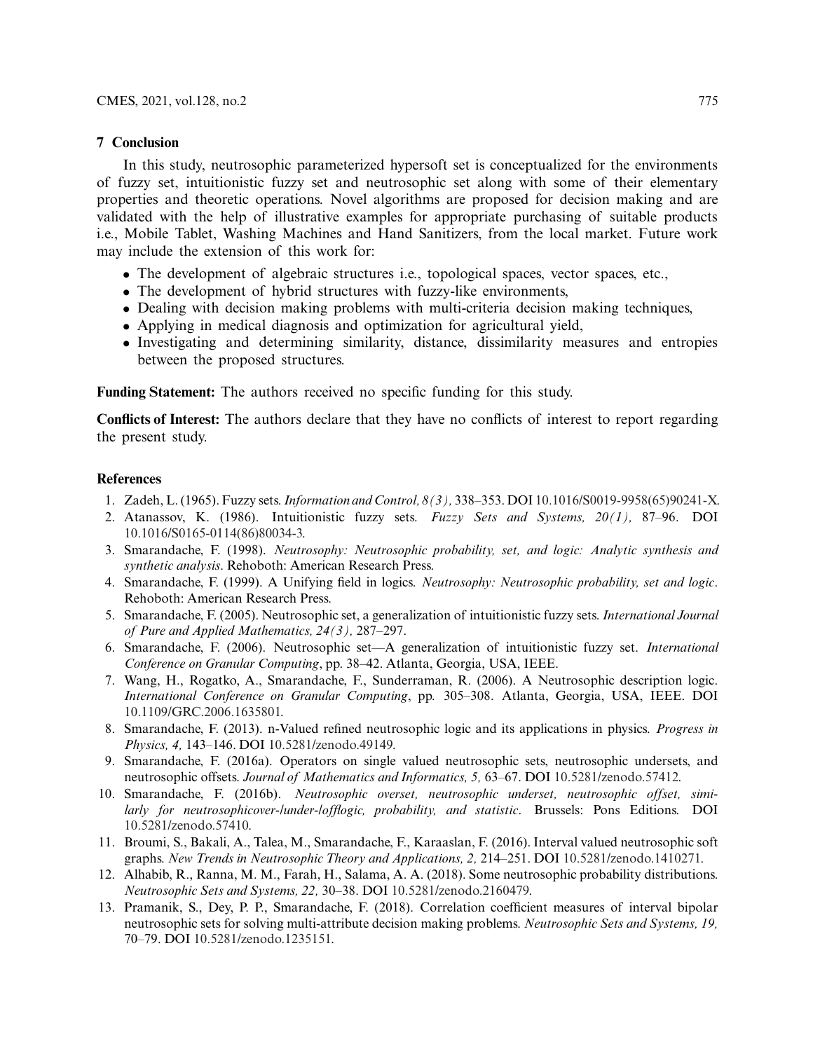## 7 Conclusion

In this study, neutrosophic parameterized hypersoft set is conceptualized for the environments of fuzzy set, intuitionistic fuzzy set and neutrosophic set along with some of their elementary properties and theoretic operations. Novel algorithms are proposed for decision making and are validated with the help of illustrative examples for appropriate purchasing of suitable products i.e., Mobile Tablet, Washing Machines and Hand Sanitizers, from the local market. Future work may include the extension of this work for:

- The development of algebraic structures i.e., topological spaces, vector spaces, etc.,
- The development of hybrid structures with fuzzy-like environments,
- Dealing with decision making problems with multi-criteria decision making techniques,
- Applying in medical diagnosis and optimization for agricultural yield,
- Investigating and determining similarity, distance, dissimilarity measures and entropies between the proposed structures.

**Funding Statement:** The authors received no specific funding for this study.

**Conflicts of Interest:** The authors declare that they have no conflicts of interest to report regarding the present study.

## References

1. Zadeh, L. (1965). Fuzzy sets. *Information and Control, 8(3),* 338–353. DOI 10.1016/S0019-9958(65)90241-X.
2. Atanassov, K. (1986). Intuitionistic fuzzy sets. *Fuzzy Sets and Systems, 20(1),* 87–96. DOI 10.1016/S0165-0114(86)80034-3.
3. Smarandache, F. (1998). *Neutrosophy: Neutrosophic probability, set, and logic: Analytic synthesis and synthetic analysis*. Rehoboth: American Research Press.
4. Smarandache, F. (1999). A Unifying field in logics. *Neutrosophy: Neutrosophic probability, set and logic*. Rehoboth: American Research Press.
5. Smarandache, F. (2005). Neutrosophic set, a generalization of intuitionistic fuzzy sets. *International Journal of Pure and Applied Mathematics, 24(3),* 287–297.
6. Smarandache, F. (2006). Neutrosophic set—A generalization of intuitionistic fuzzy set. *International Conference on Granular Computing*, pp. 38–42. Atlanta, Georgia, USA, IEEE.
7. Wang, H., Rogatko, A., Smarandache, F., Sunderraman, R. (2006). A Neutrosophic description logic. *International Conference on Granular Computing*, pp. 305–308. Atlanta, Georgia, USA, IEEE. DOI 10.1109/GRC.2006.1635801.
8. Smarandache, F. (2013). n-Valued refined neutrosophic logic and its applications in physics. *Progress in Physics, 4,* 143–146. DOI 10.5281/zenodo.49149.
9. Smarandache, F. (2016a). Operators on single valued neutrosophic sets, neutrosophic undersets, and neutrosophic offsets. *Journal of Mathematics and Informatics, 5,* 63–67. DOI 10.5281/zenodo.57412.
10. Smarandache, F. (2016b). *Neutrosophic overset, neutrosophic underset, neutrosophic offset, similarly for neutrosophicover-/under-/offlogic, probability, and statistic*. Brussels: Pons Editions. DOI 10.5281/zenodo.57410.
11. Broumi, S., Bakali, A., Talea, M., Smarandache, F., Karaaslan, F. (2016). Interval valued neutrosophic soft graphs. *New Trends in Neutrosophic Theory and Applications, 2,* 214–251. DOI 10.5281/zenodo.1410271.
12. Alhabib, R., Ranna, M. M., Farah, H., Salama, A. A. (2018). Some neutrosophic probability distributions. *Neutrosophic Sets and Systems, 22,* 30–38. DOI 10.5281/zenodo.2160479.
13. Pramanik, S., Dey, P. P., Smarandache, F. (2018). Correlation coefficient measures of interval bipolar neutrosophic sets for solving multi-attribute decision making problems. *Neutrosophic Sets and Systems, 19,* 70–79. DOI 10.5281/zenodo.1235151.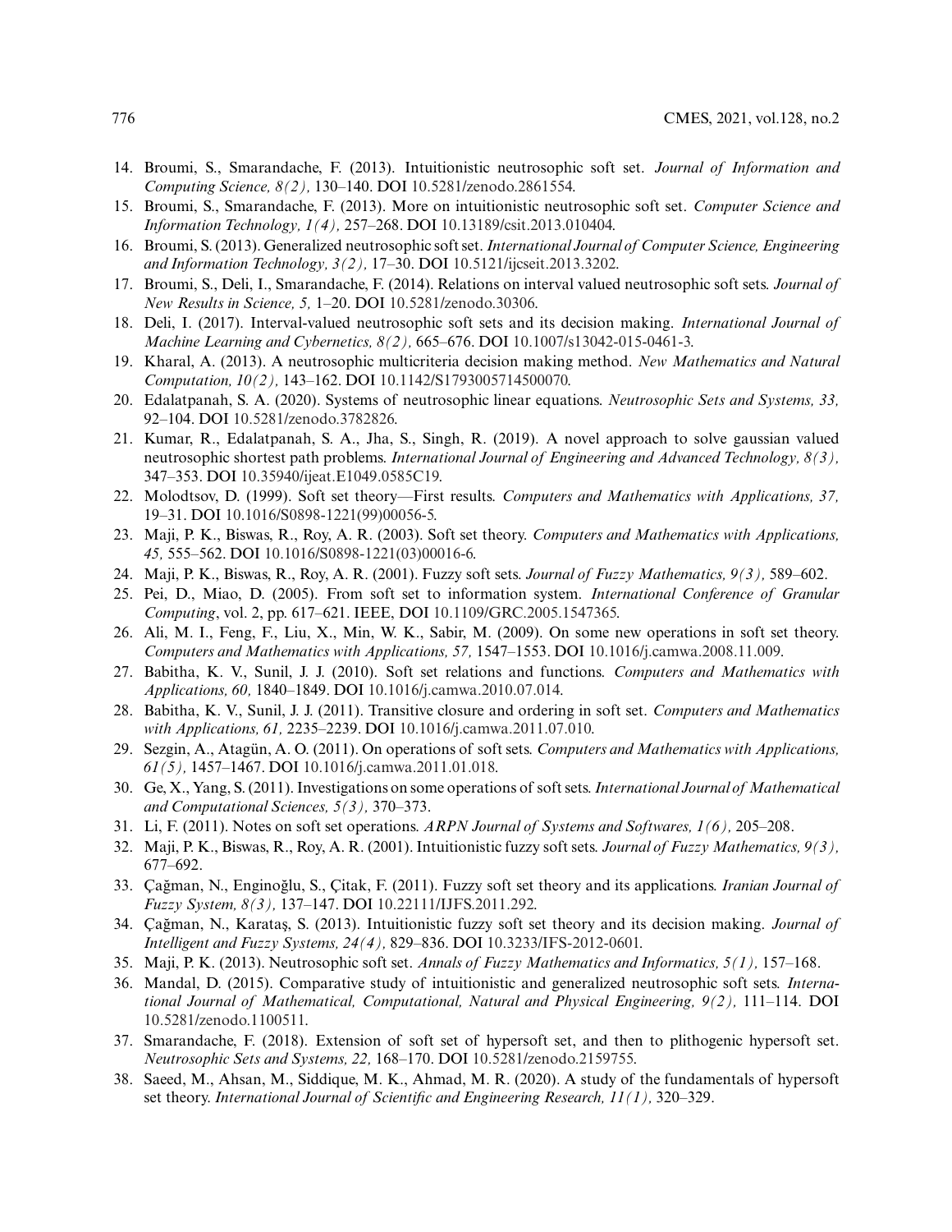14. Broumi, S., Smarandache, F. (2013). Intuitionistic neutrosophic soft set. *Journal of Information and Computing Science, 8(2),* 130–140. DOI 10.5281/zenodo.2861554.
15. Broumi, S., Smarandache, F. (2013). More on intuitionistic neutrosophic soft set. *Computer Science and Information Technology, 1(4),* 257–268. DOI 10.13189/csit.2013.010404.
16. Broumi, S. (2013). Generalized neutrosophic soft set. *International Journal of Computer Science, Engineering and Information Technology, 3(2),* 17–30. DOI 10.5121/ijcseit.2013.3202.
17. Broumi, S., Deli, I., Smarandache, F. (2014). Relations on interval valued neutrosophic soft sets. *Journal of New Results in Science, 5,* 1–20. DOI 10.5281/zenodo.30306.
18. Deli, I. (2017). Interval-valued neutrosophic soft sets and its decision making. *International Journal of Machine Learning and Cybernetics, 8(2),* 665–676. DOI 10.1007/s13042-015-0461-3.
19. Kharal, A. (2013). A neutrosophic multicriteria decision making method. *New Mathematics and Natural Computation, 10(2),* 143–162. DOI 10.1142/S1793005714500070.
20. Edalatpanah, S. A. (2020). Systems of neutrosophic linear equations. *Neutrosophic Sets and Systems, 33,* 92–104. DOI 10.5281/zenodo.3782826.
21. Kumar, R., Edalatpanah, S. A., Jha, S., Singh, R. (2019). A novel approach to solve gaussian valued neutrosophic shortest path problems. *International Journal of Engineering and Advanced Technology, 8(3),* 347–353. DOI 10.35940/ijeat.E1049.0585C19.
22. Molodtsov, D. (1999). Soft set theory—First results. *Computers and Mathematics with Applications, 37,* 19–31. DOI 10.1016/S0898-1221(99)00056-5.
23. Maji, P. K., Biswas, R., Roy, A. R. (2003). Soft set theory. *Computers and Mathematics with Applications, 45,* 555–562. DOI 10.1016/S0898-1221(03)00016-6.
24. Maji, P. K., Biswas, R., Roy, A. R. (2001). Fuzzy soft sets. *Journal of Fuzzy Mathematics, 9(3),* 589–602.
25. Pei, D., Miao, D. (2005). From soft set to information system. *International Conference of Granular Computing*, vol. 2, pp. 617–621. IEEE, DOI 10.1109/GRC.2005.1547365.
26. Ali, M. I., Feng, F., Liu, X., Min, W. K., Sabir, M. (2009). On some new operations in soft set theory. *Computers and Mathematics with Applications, 57,* 1547–1553. DOI 10.1016/j.camwa.2008.11.009.
27. Babitha, K. V., Sunil, J. J. (2010). Soft set relations and functions. *Computers and Mathematics with Applications, 60,* 1840–1849. DOI 10.1016/j.camwa.2010.07.014.
28. Babitha, K. V., Sunil, J. J. (2011). Transitive closure and ordering in soft set. *Computers and Mathematics with Applications, 61,* 2235–2239. DOI 10.1016/j.camwa.2011.07.010.
29. Sezgin, A., Atagün, A. O. (2011). On operations of soft sets. *Computers and Mathematics with Applications, 61(5),* 1457–1467. DOI 10.1016/j.camwa.2011.01.018.
30. Ge, X., Yang, S. (2011). Investigations on some operations of soft sets. *International Journal of Mathematical and Computational Sciences, 5(3),* 370–373.
31. Li, F. (2011). Notes on soft set operations. *ARPN Journal of Systems and Softwares, 1(6),* 205–208.
32. Maji, P. K., Biswas, R., Roy, A. R. (2001). Intuitionistic fuzzy soft sets. *Journal of Fuzzy Mathematics, 9(3),* 677–692.
33. Çağman, N., Enginoğlu, S., Çitak, F. (2011). Fuzzy soft set theory and its applications. *Iranian Journal of Fuzzy System, 8(3),* 137–147. DOI 10.22111/IJFS.2011.292.
34. Çağman, N., Karataş, S. (2013). Intuitionistic fuzzy soft set theory and its decision making. *Journal of Intelligent and Fuzzy Systems, 24(4),* 829–836. DOI 10.3233/IFS-2012-0601.
35. Maji, P. K. (2013). Neutrosophic soft set. *Annals of Fuzzy Mathematics and Informatics, 5(1),* 157–168.
36. Mandal, D. (2015). Comparative study of intuitionistic and generalized neutrosophic soft sets. *International Journal of Mathematical, Computational, Natural and Physical Engineering, 9(2),* 111–114. DOI 10.5281/zenodo.1100511.
37. Smarandache, F. (2018). Extension of soft set of hypersoft set, and then to plithogenic hypersoft set. *Neutrosophic Sets and Systems, 22,* 168–170. DOI 10.5281/zenodo.2159755.
38. Saeed, M., Ahsan, M., Siddique, M. K., Ahmad, M. R. (2020). A study of the fundamentals of hypersoft set theory. *International Journal of Scientific and Engineering Research, 11(1),* 320–329.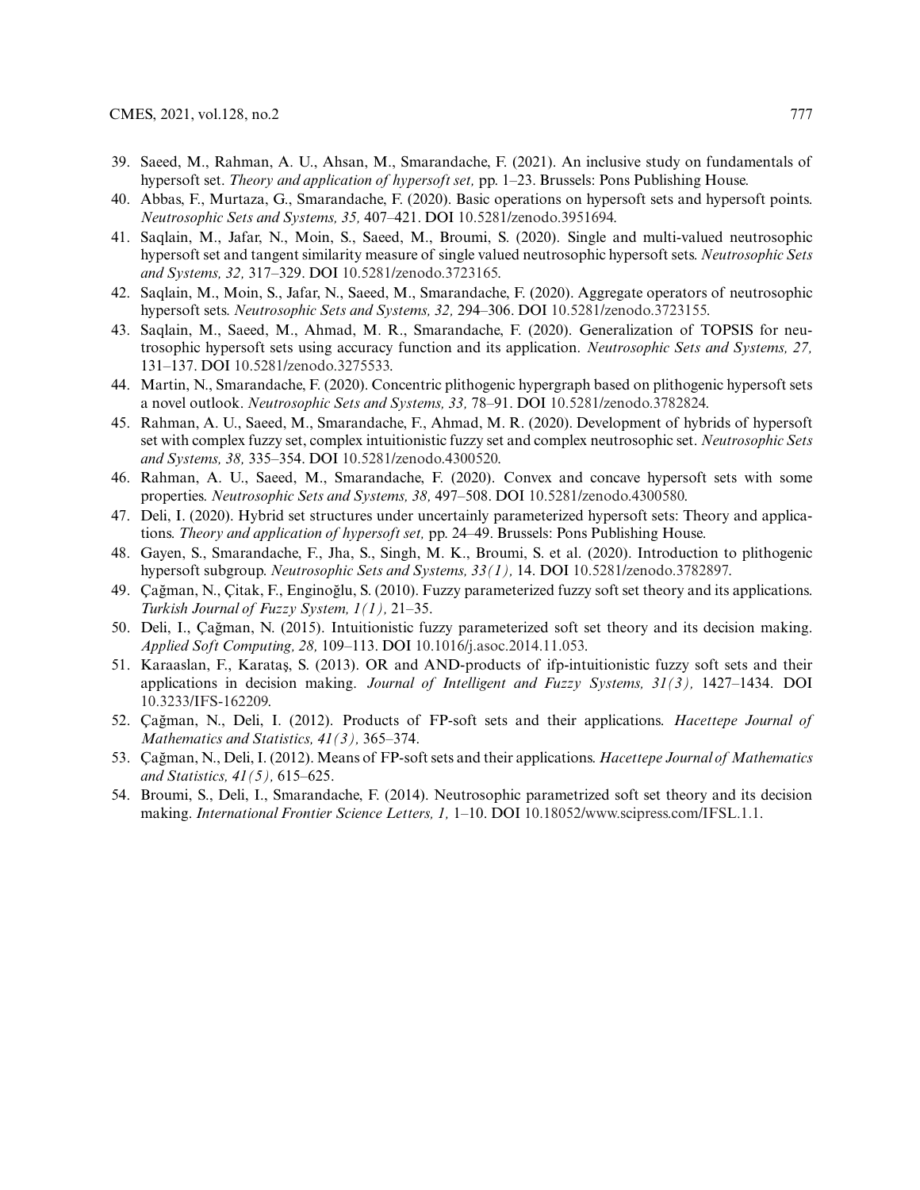39. Saeed, M., Rahman, A. U., Ahsan, M., Smarandache, F. (2021). An inclusive study on fundamentals of hypersoft set. *Theory and application of hypersoft set,* pp. 1–23. Brussels: Pons Publishing House.
40. Abbas, F., Murtaza, G., Smarandache, F. (2020). Basic operations on hypersoft sets and hypersoft points. *Neutrosophic Sets and Systems, 35,* 407–421. DOI 10.5281/zenodo.3951694.
41. Saqlain, M., Jafar, N., Moin, S., Saeed, M., Broumi, S. (2020). Single and multi-valued neutrosophic hypersoft set and tangent similarity measure of single valued neutrosophic hypersoft sets. *Neutrosophic Sets and Systems, 32,* 317–329. DOI 10.5281/zenodo.3723165.
42. Saqlain, M., Moin, S., Jafar, N., Saeed, M., Smarandache, F. (2020). Aggregate operators of neutrosophic hypersoft sets. *Neutrosophic Sets and Systems, 32,* 294–306. DOI 10.5281/zenodo.3723155.
43. Saqlain, M., Saeed, M., Ahmad, M. R., Smarandache, F. (2020). Generalization of TOPSIS for neutrosophic hypersoft sets using accuracy function and its application. *Neutrosophic Sets and Systems, 27,* 131–137. DOI 10.5281/zenodo.3275533.
44. Martin, N., Smarandache, F. (2020). Concentric plithogenic hypergraph based on plithogenic hypersoft sets a novel outlook. *Neutrosophic Sets and Systems, 33,* 78–91. DOI 10.5281/zenodo.3782824.
45. Rahman, A. U., Saeed, M., Smarandache, F., Ahmad, M. R. (2020). Development of hybrids of hypersoft set with complex fuzzy set, complex intuitionistic fuzzy set and complex neutrosophic set. *Neutrosophic Sets and Systems, 38,* 335–354. DOI 10.5281/zenodo.4300520.
46. Rahman, A. U., Saeed, M., Smarandache, F. (2020). Convex and concave hypersoft sets with some properties. *Neutrosophic Sets and Systems, 38,* 497–508. DOI 10.5281/zenodo.4300580.
47. Deli, I. (2020). Hybrid set structures under uncertainly parameterized hypersoft sets: Theory and applications. *Theory and application of hypersoft set,* pp. 24–49. Brussels: Pons Publishing House.
48. Gayen, S., Smarandache, F., Jha, S., Singh, M. K., Broumi, S. et al. (2020). Introduction to plithogenic hypersoft subgroup. *Neutrosophic Sets and Systems, 33(1),* 14. DOI 10.5281/zenodo.3782897.
49. Çağman, N., Çitak, F., Enginoğlu, S. (2010). Fuzzy parameterized fuzzy soft set theory and its applications. *Turkish Journal of Fuzzy System, 1(1),* 21–35.
50. Deli, I., Çağman, N. (2015). Intuitionistic fuzzy parameterized soft set theory and its decision making. *Applied Soft Computing, 28,* 109–113. DOI 10.1016/j.asoc.2014.11.053.
51. Karaaslan, F., Karataş, S. (2013). OR and AND-products of ifp-intuitionistic fuzzy soft sets and their applications in decision making. *Journal of Intelligent and Fuzzy Systems, 31(3),* 1427–1434. DOI 10.3233/IFS-162209.
52. Çağman, N., Deli, I. (2012). Products of FP-soft sets and their applications. *Hacettepe Journal of Mathematics and Statistics, 41(3),* 365–374.
53. Çağman, N., Deli, I. (2012). Means of FP-soft sets and their applications. *Hacettepe Journal of Mathematics and Statistics, 41(5),* 615–625.
54. Broumi, S., Deli, I., Smarandache, F. (2014). Neutrosophic parametrized soft set theory and its decision making. *International Frontier Science Letters, 1,* 1–10. DOI 10.18052/www.scipress.com/IFSL.1.1.